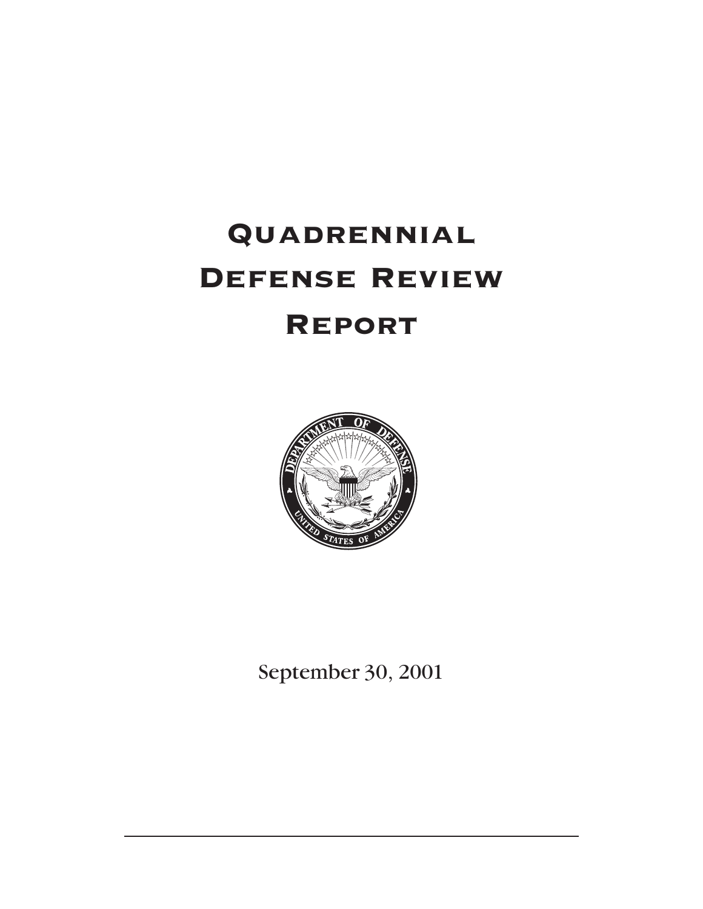# Quadrennial Defense Review Report

September 30, 2001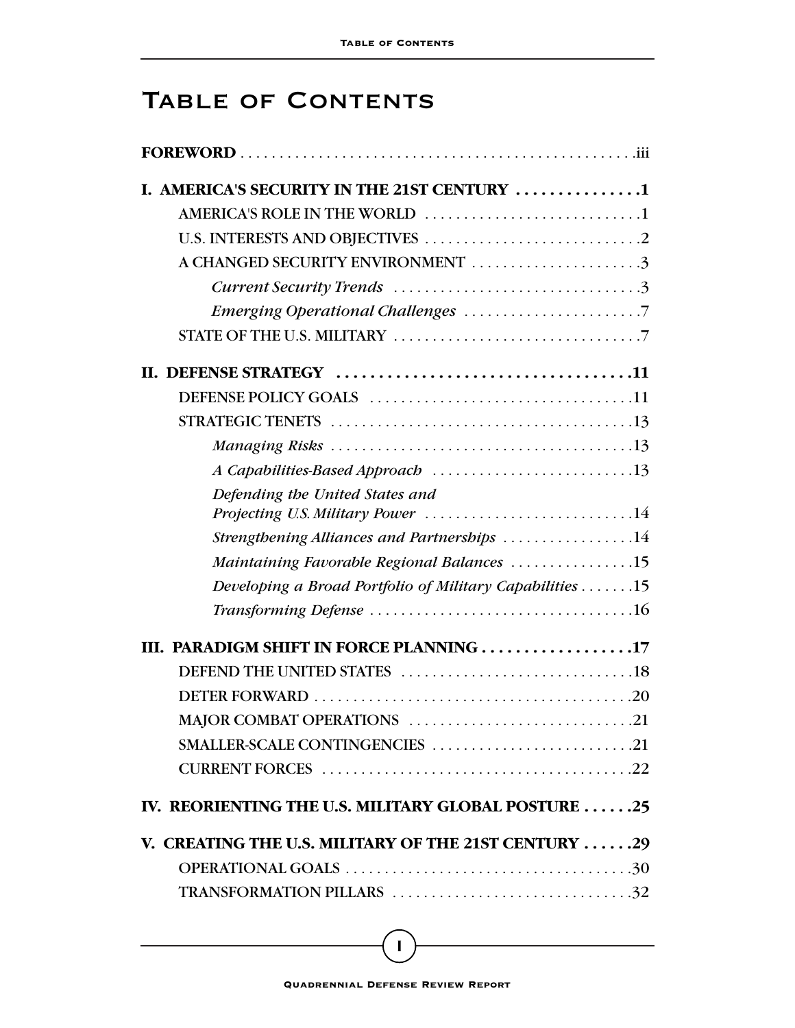# Table of Contents

**FOREWORD** . . . . . . . . . . . . . . . . . . . . . . . . . . . . . . . . . . . . . . . . . . . . . . . . .iii

**I. AMERICA'S SECURITY IN THE 21ST CENTURY . . . . . . . . . . . . . . .1**

- AMERICA'S ROLE IN THE WORLD . . . . . . . . . . . . . . . . . . . . . . . . . . . .1
- U.S. INTERESTS AND OBJECTIVES . . . . . . . . . . . . . . . . . . . . . . . . . . . .2
- A CHANGED SECURITY ENVIRONMENT . . . . . . . . . . . . . . . . . . . . . .3
  - *Current Security Trends* . . . . . . . . . . . . . . . . . . . . . . . . . . . . . . . .3
  - *Emerging Operational Challenges* . . . . . . . . . . . . . . . . . . . . . . .7
- STATE OF THE U.S. MILITARY . . . . . . . . . . . . . . . . . . . . . . . . . . . . . . . .7

**II. DEFENSE STRATEGY . . . . . . . . . . . . . . . . . . . . . . . . . . . . . . . . . . .11**

- DEFENSE POLICY GOALS . . . . . . . . . . . . . . . . . . . . . . . . . . . . . . . . . .11
- STRATEGIC TENETS . . . . . . . . . . . . . . . . . . . . . . . . . . . . . . . . . . . . . . .13
  - *Managing Risks* . . . . . . . . . . . . . . . . . . . . . . . . . . . . . . . . . . . . . .13
  - *A Capabilities-Based Approach* . . . . . . . . . . . . . . . . . . . . . . . . . .13
  - *Defending the United States and Projecting U.S. Military Power* . . . . . . . . . . . . . . . . . . . . . . . . . . .14
  - *Strengthening Alliances and Partnerships* . . . . . . . . . . . . . . . . .14
  - *Maintaining Favorable Regional Balances* . . . . . . . . . . . . . . . .15
  - *Developing a Broad Portfolio of Military Capabilities* . . . . . . .15
  - *Transforming Defense* . . . . . . . . . . . . . . . . . . . . . . . . . . . . . . . . . .16

**III. PARADIGM SHIFT IN FORCE PLANNING . . . . . . . . . . . . . . . . . .17**

- DEFEND THE UNITED STATES . . . . . . . . . . . . . . . . . . . . . . . . . . . . . .18
- DETER FORWARD . . . . . . . . . . . . . . . . . . . . . . . . . . . . . . . . . . . . . . . . .20
- MAJOR COMBAT OPERATIONS . . . . . . . . . . . . . . . . . . . . . . . . . . . . .21
- SMALLER-SCALE CONTINGENCIES . . . . . . . . . . . . . . . . . . . . . . . . . .21
- CURRENT FORCES . . . . . . . . . . . . . . . . . . . . . . . . . . . . . . . . . . . . . . . .22

**IV. REORIENTING THE U.S. MILITARY GLOBAL POSTURE . . . . . .25**

**V. CREATING THE U.S. MILITARY OF THE 21ST CENTURY . . . . . .29**

- OPERATIONAL GOALS . . . . . . . . . . . . . . . . . . . . . . . . . . . . . . . . . . . . .30
- TRANSFORMATION PILLARS . . . . . . . . . . . . . . . . . . . . . . . . . . . . . . .32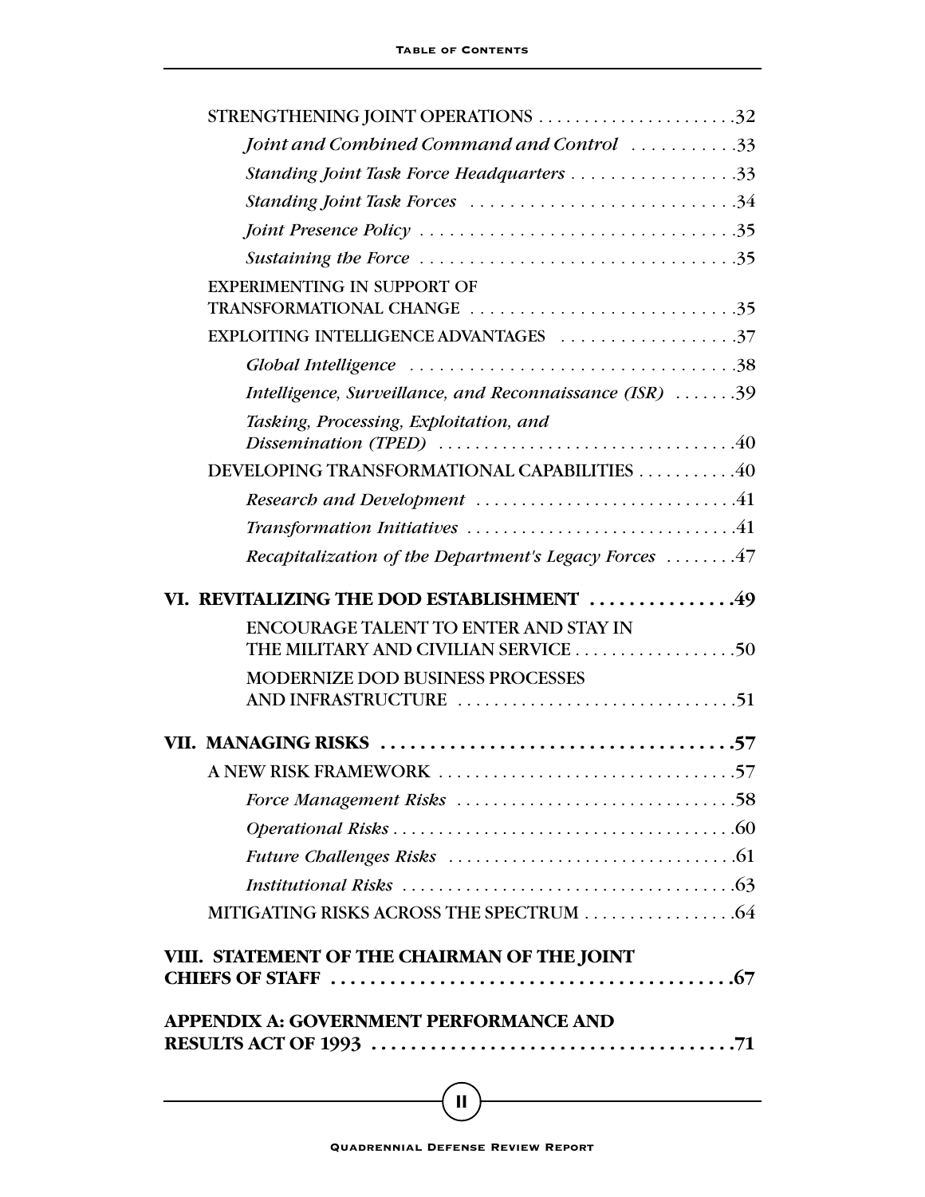STRENGTHENING JOINT OPERATIONS . . . . . . . . . . . . . . . . . . . . . .32

*Joint and Combined Command and Control* . . . . . . . . . . .33

*Standing Joint Task Force Headquarters* . . . . . . . . . . . . . . . . .33

*Standing Joint Task Forces* . . . . . . . . . . . . . . . . . . . . . . . . . . .34

*Joint Presence Policy* . . . . . . . . . . . . . . . . . . . . . . . . . . . . . . . .35

*Sustaining the Force* . . . . . . . . . . . . . . . . . . . . . . . . . . . . . . . .35

EXPERIMENTING IN SUPPORT OF TRANSFORMATIONAL CHANGE . . . . . . . . . . . . . . . . . . . . . . . . . . . .35

EXPLOITING INTELLIGENCE ADVANTAGES . . . . . . . . . . . . . . . . . .37

*Global Intelligence* . . . . . . . . . . . . . . . . . . . . . . . . . . . . . . . . .38

*Intelligence, Surveillance, and Reconnaissance (ISR)* . . . . . . .39

*Tasking, Processing, Exploitation, and Dissemination (TPED)* . . . . . . . . . . . . . . . . . . . . . . . . . . . . . . . .40

DEVELOPING TRANSFORMATIONAL CAPABILITIES . . . . . . . . . . .40

*Research and Development* . . . . . . . . . . . . . . . . . . . . . . . . . . . .41

*Transformation Initiatives* . . . . . . . . . . . . . . . . . . . . . . . . . . . . .41

*Recapitalization of the Department's Legacy Forces* . . . . . . . .47

**VI. REVITALIZING THE DOD ESTABLISHMENT . . . . . . . . . . . . . . .49**

ENCOURAGE TALENT TO ENTER AND STAY IN THE MILITARY AND CIVILIAN SERVICE . . . . . . . . . . . . . . . . . .50

MODERNIZE DOD BUSINESS PROCESSES AND INFRASTRUCTURE . . . . . . . . . . . . . . . . . . . . . . . . . . . . . . .51

**VII. MANAGING RISKS . . . . . . . . . . . . . . . . . . . . . . . . . . . . . . . . . . . .57**

A NEW RISK FRAMEWORK . . . . . . . . . . . . . . . . . . . . . . . . . . . . . . . .57

*Force Management Risks* . . . . . . . . . . . . . . . . . . . . . . . . . . . . . . .58

*Operational Risks* . . . . . . . . . . . . . . . . . . . . . . . . . . . . . . . . . . . . .60

*Future Challenges Risks* . . . . . . . . . . . . . . . . . . . . . . . . . . . . . . .61

*Institutional Risks* . . . . . . . . . . . . . . . . . . . . . . . . . . . . . . . . . . . .63

MITIGATING RISKS ACROSS THE SPECTRUM . . . . . . . . . . . . . . . . .64

**VIII. STATEMENT OF THE CHAIRMAN OF THE JOINT CHIEFS OF STAFF . . . . . . . . . . . . . . . . . . . . . . . . . . . . . . . . . . . . . . . . . .67**

**APPENDIX A: GOVERNMENT PERFORMANCE AND RESULTS ACT OF 1993 . . . . . . . . . . . . . . . . . . . . . . . . . . . . . . . . . . . . .71**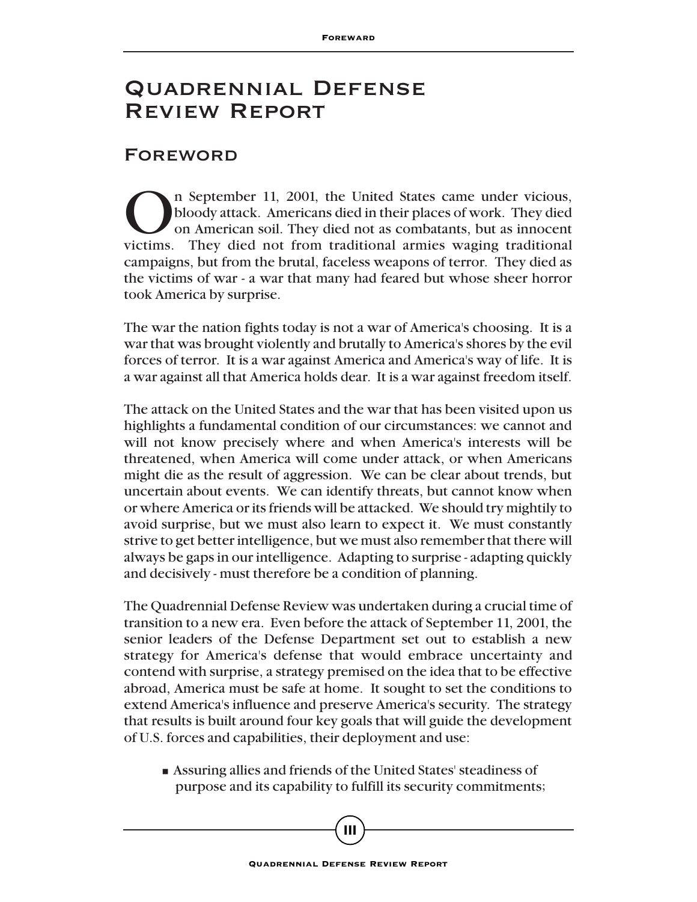# Quadrennial Defense Review Report

## Foreword

On September 11, 2001, the United States came under vicious, bloody attack. Americans died in their places of work. They died on American soil. They died not as combatants, but as innocent victims. They died not from traditional armies waging traditional campaigns, but from the brutal, faceless weapons of terror. They died as the victims of war - a war that many had feared but whose sheer horror took America by surprise.

The war the nation fights today is not a war of America's choosing. It is a war that was brought violently and brutally to America's shores by the evil forces of terror. It is a war against America and America's way of life. It is a war against all that America holds dear. It is a war against freedom itself.

The attack on the United States and the war that has been visited upon us highlights a fundamental condition of our circumstances: we cannot and will not know precisely where and when America's interests will be threatened, when America will come under attack, or when Americans might die as the result of aggression. We can be clear about trends, but uncertain about events. We can identify threats, but cannot know when or where America or its friends will be attacked. We should try mightily to avoid surprise, but we must also learn to expect it. We must constantly strive to get better intelligence, but we must also remember that there will always be gaps in our intelligence. Adapting to surprise - adapting quickly and decisively - must therefore be a condition of planning.

The Quadrennial Defense Review was undertaken during a crucial time of transition to a new era. Even before the attack of September 11, 2001, the senior leaders of the Defense Department set out to establish a new strategy for America's defense that would embrace uncertainty and contend with surprise, a strategy premised on the idea that to be effective abroad, America must be safe at home. It sought to set the conditions to extend America's influence and preserve America's security. The strategy that results is built around four key goals that will guide the development of U.S. forces and capabilities, their deployment and use:

- Assuring allies and friends of the United States' steadiness of purpose and its capability to fulfill its security commitments;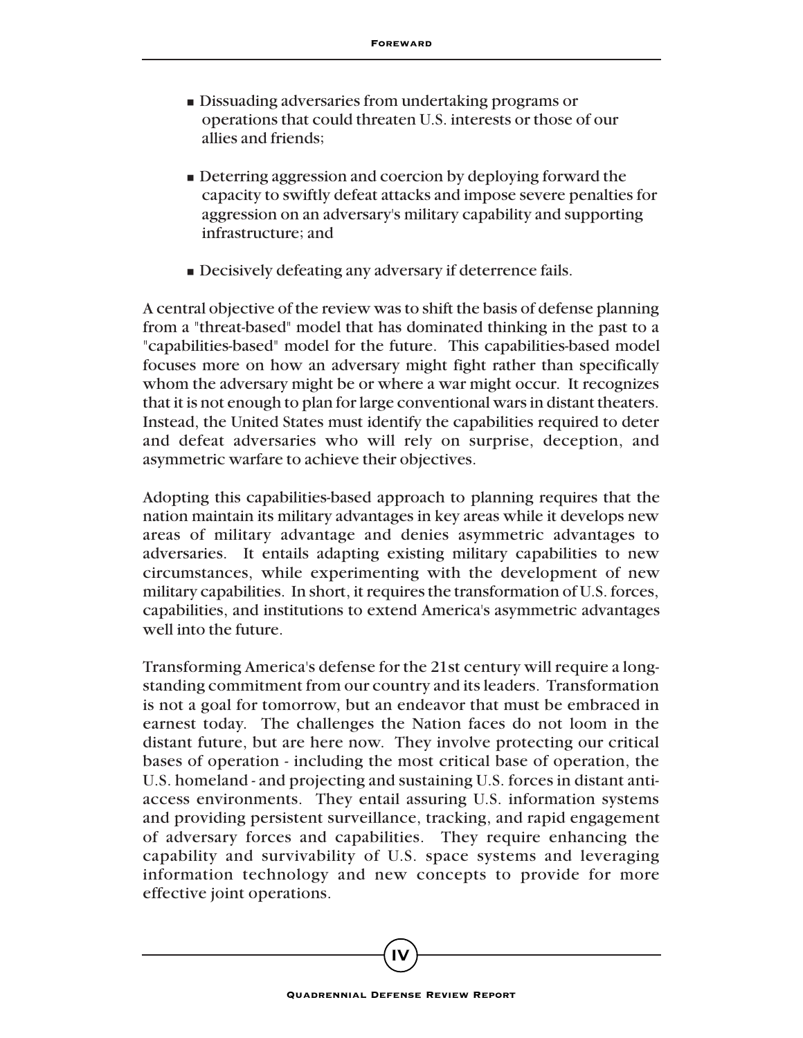- Dissuading adversaries from undertaking programs or operations that could threaten U.S. interests or those of our allies and friends;

- Deterring aggression and coercion by deploying forward the capacity to swiftly defeat attacks and impose severe penalties for aggression on an adversary's military capability and supporting infrastructure; and

- Decisively defeating any adversary if deterrence fails.

A central objective of the review was to shift the basis of defense planning from a "threat-based" model that has dominated thinking in the past to a "capabilities-based" model for the future. This capabilities-based model focuses more on how an adversary might fight rather than specifically whom the adversary might be or where a war might occur. It recognizes that it is not enough to plan for large conventional wars in distant theaters. Instead, the United States must identify the capabilities required to deter and defeat adversaries who will rely on surprise, deception, and asymmetric warfare to achieve their objectives.

Adopting this capabilities-based approach to planning requires that the nation maintain its military advantages in key areas while it develops new areas of military advantage and denies asymmetric advantages to adversaries. It entails adapting existing military capabilities to new circumstances, while experimenting with the development of new military capabilities. In short, it requires the transformation of U.S. forces, capabilities, and institutions to extend America's asymmetric advantages well into the future.

Transforming America's defense for the 21st century will require a long-standing commitment from our country and its leaders. Transformation is not a goal for tomorrow, but an endeavor that must be embraced in earnest today. The challenges the Nation faces do not loom in the distant future, but are here now. They involve protecting our critical bases of operation - including the most critical base of operation, the U.S. homeland - and projecting and sustaining U.S. forces in distant anti-access environments. They entail assuring U.S. information systems and providing persistent surveillance, tracking, and rapid engagement of adversary forces and capabilities. They require enhancing the capability and survivability of U.S. space systems and leveraging information technology and new concepts to provide for more effective joint operations.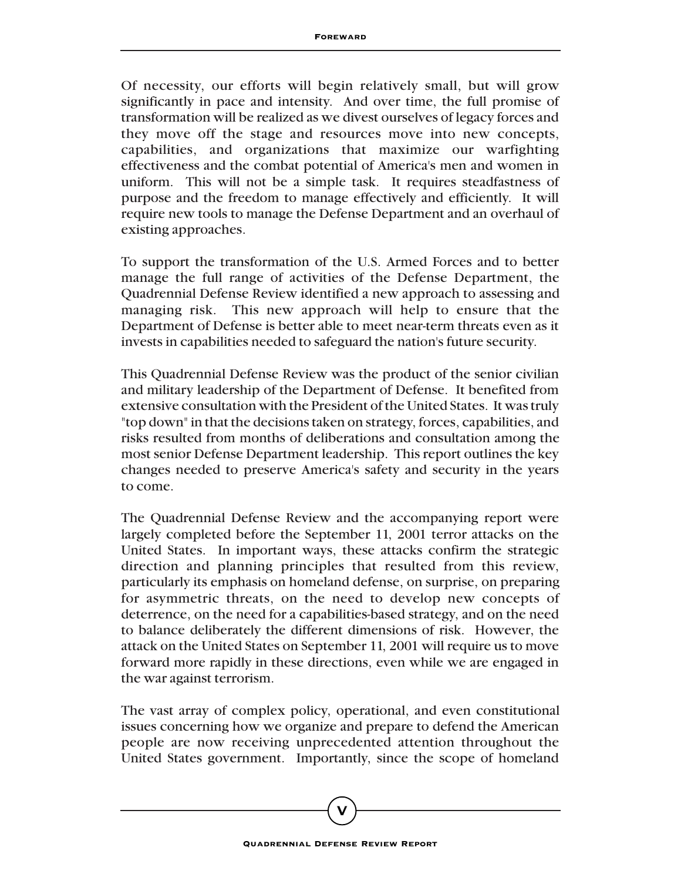Of necessity, our efforts will begin relatively small, but will grow significantly in pace and intensity. And over time, the full promise of transformation will be realized as we divest ourselves of legacy forces and they move off the stage and resources move into new concepts, capabilities, and organizations that maximize our warfighting effectiveness and the combat potential of America's men and women in uniform. This will not be a simple task. It requires steadfastness of purpose and the freedom to manage effectively and efficiently. It will require new tools to manage the Defense Department and an overhaul of existing approaches.

To support the transformation of the U.S. Armed Forces and to better manage the full range of activities of the Defense Department, the Quadrennial Defense Review identified a new approach to assessing and managing risk. This new approach will help to ensure that the Department of Defense is better able to meet near-term threats even as it invests in capabilities needed to safeguard the nation's future security.

This Quadrennial Defense Review was the product of the senior civilian and military leadership of the Department of Defense. It benefited from extensive consultation with the President of the United States. It was truly "top down" in that the decisions taken on strategy, forces, capabilities, and risks resulted from months of deliberations and consultation among the most senior Defense Department leadership. This report outlines the key changes needed to preserve America's safety and security in the years to come.

The Quadrennial Defense Review and the accompanying report were largely completed before the September 11, 2001 terror attacks on the United States. In important ways, these attacks confirm the strategic direction and planning principles that resulted from this review, particularly its emphasis on homeland defense, on surprise, on preparing for asymmetric threats, on the need to develop new concepts of deterrence, on the need for a capabilities-based strategy, and on the need to balance deliberately the different dimensions of risk. However, the attack on the United States on September 11, 2001 will require us to move forward more rapidly in these directions, even while we are engaged in the war against terrorism.

The vast array of complex policy, operational, and even constitutional issues concerning how we organize and prepare to defend the American people are now receiving unprecedented attention throughout the United States government. Importantly, since the scope of homeland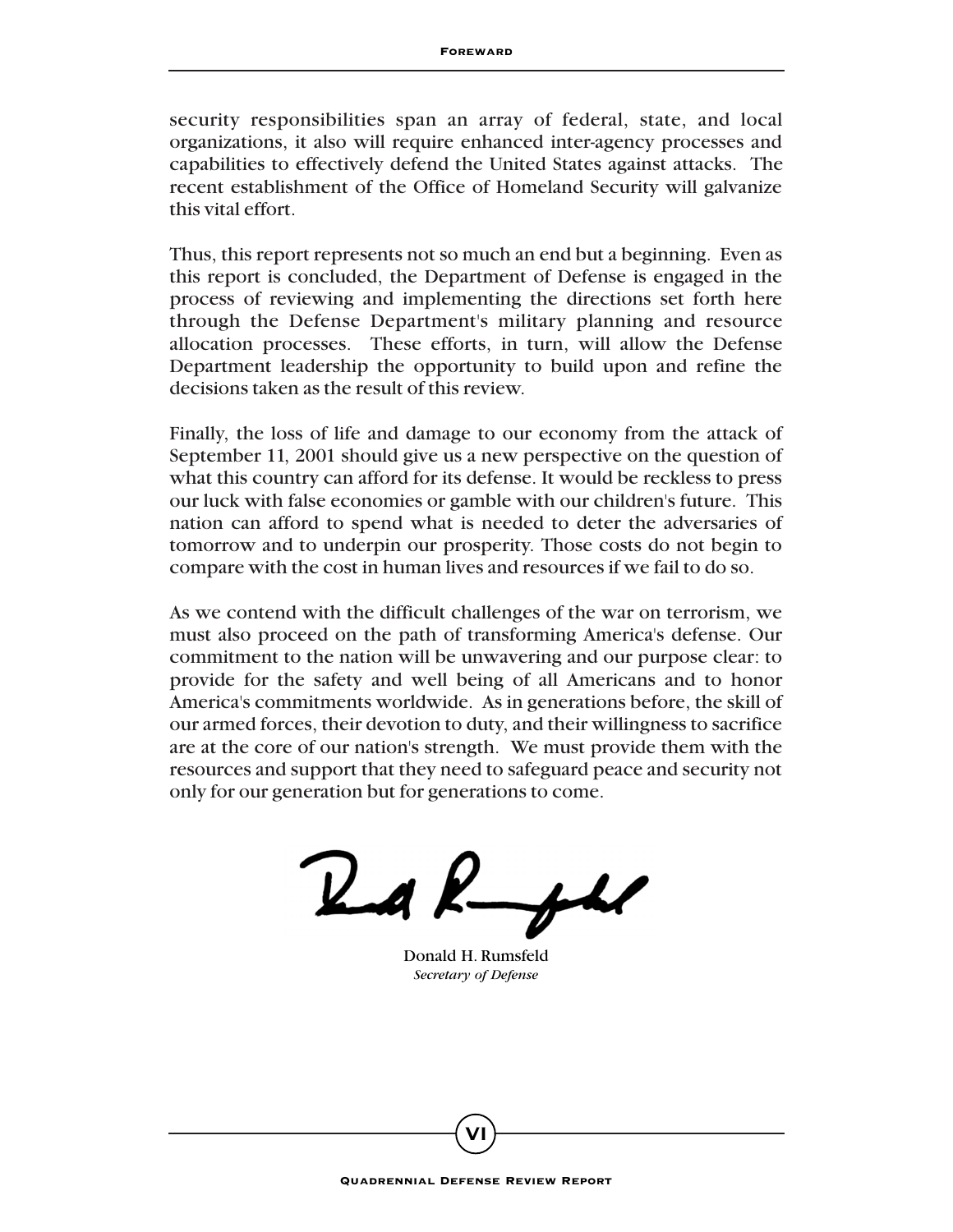security responsibilities span an array of federal, state, and local organizations, it also will require enhanced inter-agency processes and capabilities to effectively defend the United States against attacks. The recent establishment of the Office of Homeland Security will galvanize this vital effort.

Thus, this report represents not so much an end but a beginning. Even as this report is concluded, the Department of Defense is engaged in the process of reviewing and implementing the directions set forth here through the Defense Department's military planning and resource allocation processes. These efforts, in turn, will allow the Defense Department leadership the opportunity to build upon and refine the decisions taken as the result of this review.

Finally, the loss of life and damage to our economy from the attack of September 11, 2001 should give us a new perspective on the question of what this country can afford for its defense. It would be reckless to press our luck with false economies or gamble with our children's future. This nation can afford to spend what is needed to deter the adversaries of tomorrow and to underpin our prosperity. Those costs do not begin to compare with the cost in human lives and resources if we fail to do so.

As we contend with the difficult challenges of the war on terrorism, we must also proceed on the path of transforming America's defense. Our commitment to the nation will be unwavering and our purpose clear: to provide for the safety and well being of all Americans and to honor America's commitments worldwide. As in generations before, the skill of our armed forces, their devotion to duty, and their willingness to sacrifice are at the core of our nation's strength. We must provide them with the resources and support that they need to safeguard peace and security not only for our generation but for generations to come.

Donald H. Rumsfeld
*Secretary of Defense*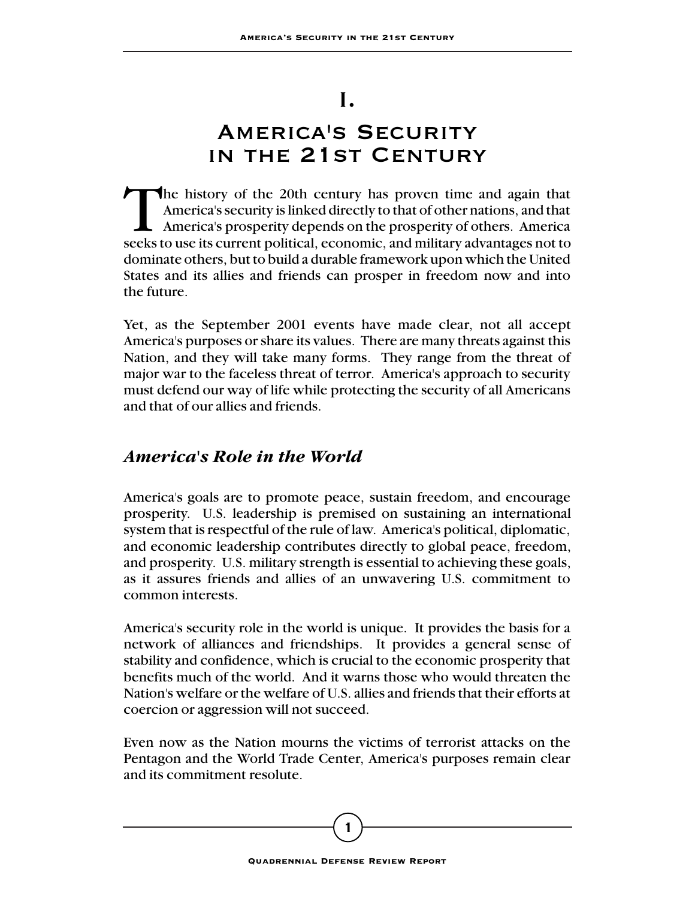# I.

# America's Security in the 21st Century

The history of the 20th century has proven time and again that America's security is linked directly to that of other nations, and that America's prosperity depends on the prosperity of others. America seeks to use its current political, economic, and military advantages not to dominate others, but to build a durable framework upon which the United States and its allies and friends can prosper in freedom now and into the future.

Yet, as the September 2001 events have made clear, not all accept America's purposes or share its values. There are many threats against this Nation, and they will take many forms. They range from the threat of major war to the faceless threat of terror. America's approach to security must defend our way of life while protecting the security of all Americans and that of our allies and friends.

## *America's Role in the World*

America's goals are to promote peace, sustain freedom, and encourage prosperity. U.S. leadership is premised on sustaining an international system that is respectful of the rule of law. America's political, diplomatic, and economic leadership contributes directly to global peace, freedom, and prosperity. U.S. military strength is essential to achieving these goals, as it assures friends and allies of an unwavering U.S. commitment to common interests.

America's security role in the world is unique. It provides the basis for a network of alliances and friendships. It provides a general sense of stability and confidence, which is crucial to the economic prosperity that benefits much of the world. And it warns those who would threaten the Nation's welfare or the welfare of U.S. allies and friends that their efforts at coercion or aggression will not succeed.

Even now as the Nation mourns the victims of terrorist attacks on the Pentagon and the World Trade Center, America's purposes remain clear and its commitment resolute.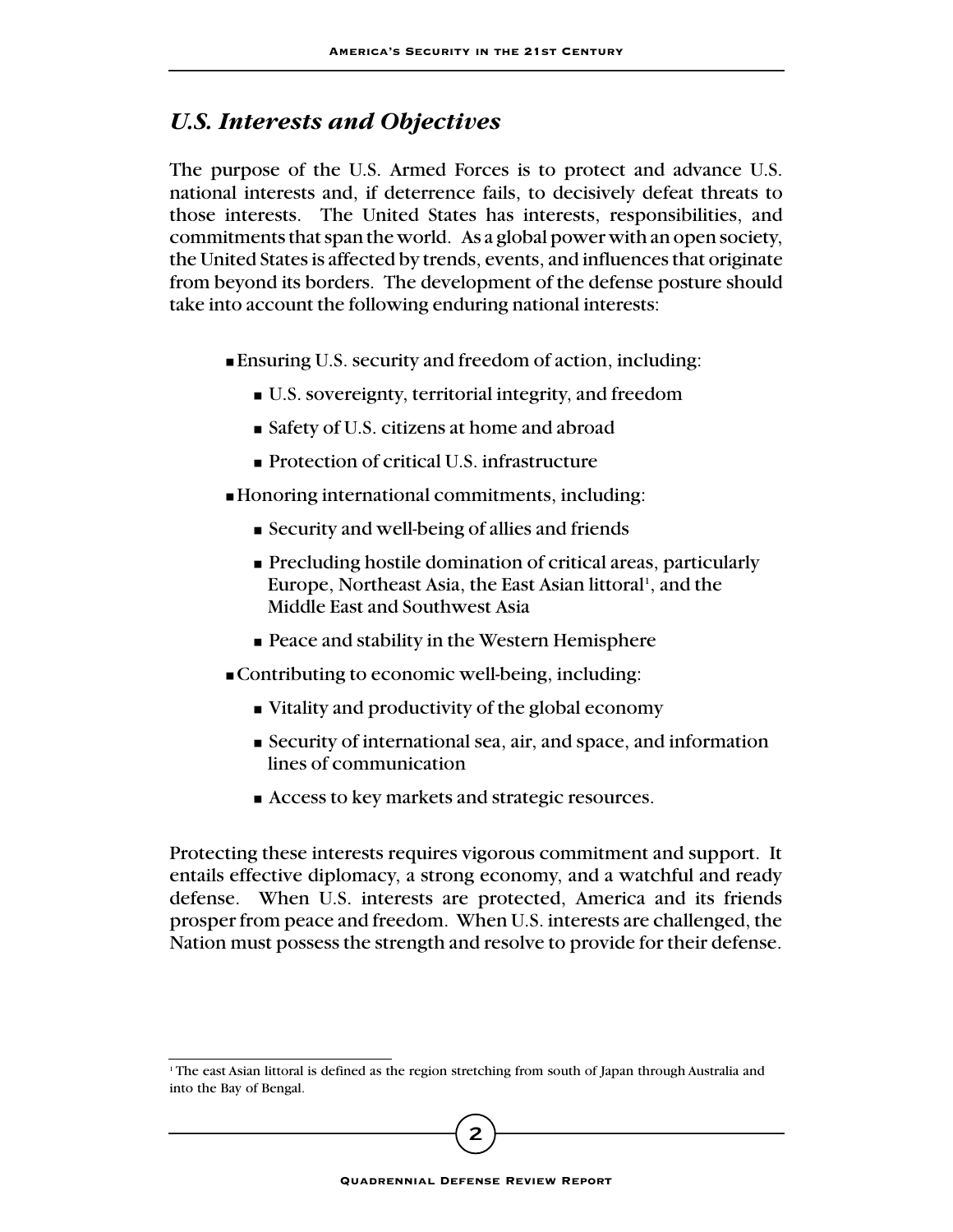## *U.S. Interests and Objectives*

The purpose of the U.S. Armed Forces is to protect and advance U.S. national interests and, if deterrence fails, to decisively defeat threats to those interests. The United States has interests, responsibilities, and commitments that span the world. As a global power with an open society, the United States is affected by trends, events, and influences that originate from beyond its borders. The development of the defense posture should take into account the following enduring national interests:

- Ensuring U.S. security and freedom of action, including:
  - U.S. sovereignty, territorial integrity, and freedom
  - Safety of U.S. citizens at home and abroad
  - Protection of critical U.S. infrastructure
- Honoring international commitments, including:
  - Security and well-being of allies and friends
  - Precluding hostile domination of critical areas, particularly Europe, Northeast Asia, the East Asian littoral[1], and the Middle East and Southwest Asia
  - Peace and stability in the Western Hemisphere
- Contributing to economic well-being, including:
  - Vitality and productivity of the global economy
  - Security of international sea, air, and space, and information lines of communication
  - Access to key markets and strategic resources.

Protecting these interests requires vigorous commitment and support. It entails effective diplomacy, a strong economy, and a watchful and ready defense. When U.S. interests are protected, America and its friends prosper from peace and freedom. When U.S. interests are challenged, the Nation must possess the strength and resolve to provide for their defense.

---

[1] The east Asian littoral is defined as the region stretching from south of Japan through Australia and into the Bay of Bengal.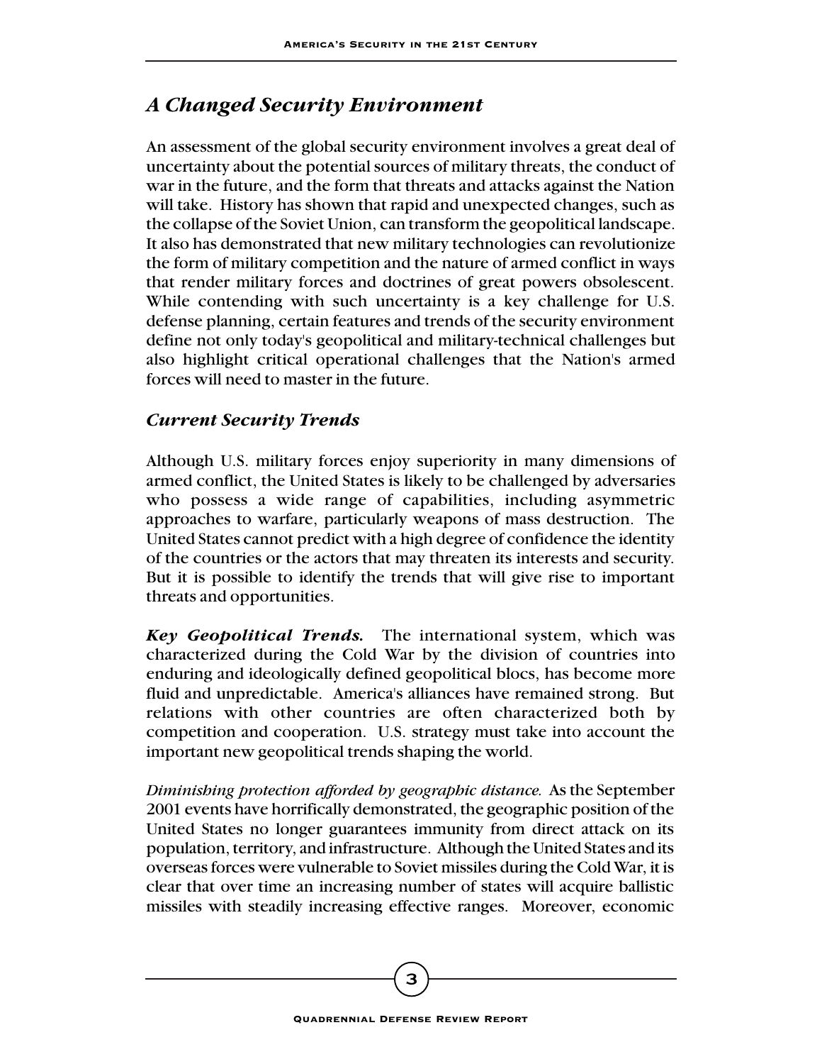## *A Changed Security Environment*

An assessment of the global security environment involves a great deal of uncertainty about the potential sources of military threats, the conduct of war in the future, and the form that threats and attacks against the Nation will take. History has shown that rapid and unexpected changes, such as the collapse of the Soviet Union, can transform the geopolitical landscape. It also has demonstrated that new military technologies can revolutionize the form of military competition and the nature of armed conflict in ways that render military forces and doctrines of great powers obsolescent. While contending with such uncertainty is a key challenge for U.S. defense planning, certain features and trends of the security environment define not only today's geopolitical and military-technical challenges but also highlight critical operational challenges that the Nation's armed forces will need to master in the future.

### *Current Security Trends*

Although U.S. military forces enjoy superiority in many dimensions of armed conflict, the United States is likely to be challenged by adversaries who possess a wide range of capabilities, including asymmetric approaches to warfare, particularly weapons of mass destruction. The United States cannot predict with a high degree of confidence the identity of the countries or the actors that may threaten its interests and security. But it is possible to identify the trends that will give rise to important threats and opportunities.

***Key Geopolitical Trends.*** The international system, which was characterized during the Cold War by the division of countries into enduring and ideologically defined geopolitical blocs, has become more fluid and unpredictable. America's alliances have remained strong. But relations with other countries are often characterized both by competition and cooperation. U.S. strategy must take into account the important new geopolitical trends shaping the world.

*Diminishing protection afforded by geographic distance.* As the September 2001 events have horrifically demonstrated, the geographic position of the United States no longer guarantees immunity from direct attack on its population, territory, and infrastructure. Although the United States and its overseas forces were vulnerable to Soviet missiles during the Cold War, it is clear that over time an increasing number of states will acquire ballistic missiles with steadily increasing effective ranges. Moreover, economic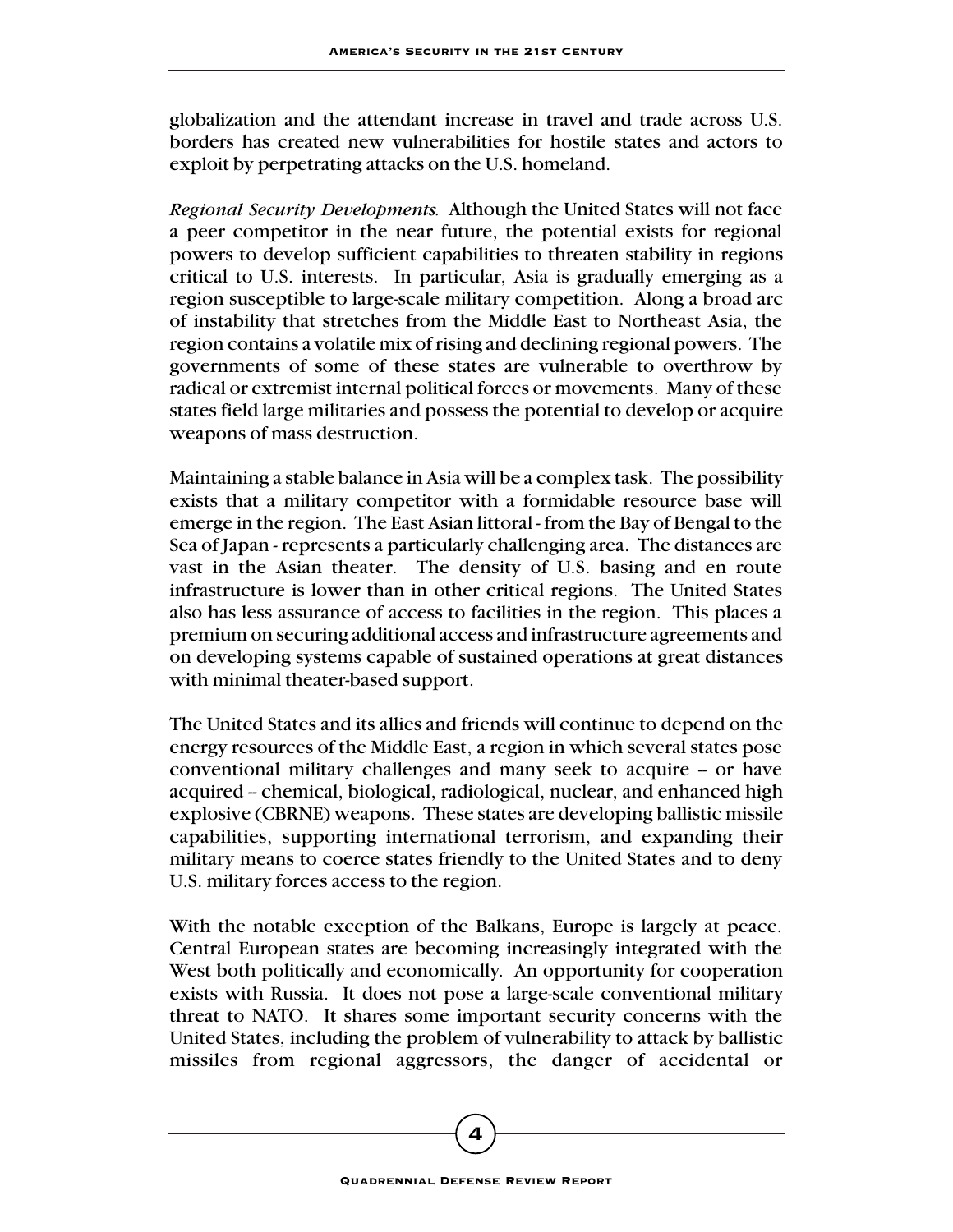globalization and the attendant increase in travel and trade across U.S. borders has created new vulnerabilities for hostile states and actors to exploit by perpetrating attacks on the U.S. homeland.

*Regional Security Developments.* Although the United States will not face a peer competitor in the near future, the potential exists for regional powers to develop sufficient capabilities to threaten stability in regions critical to U.S. interests. In particular, Asia is gradually emerging as a region susceptible to large-scale military competition. Along a broad arc of instability that stretches from the Middle East to Northeast Asia, the region contains a volatile mix of rising and declining regional powers. The governments of some of these states are vulnerable to overthrow by radical or extremist internal political forces or movements. Many of these states field large militaries and possess the potential to develop or acquire weapons of mass destruction.

Maintaining a stable balance in Asia will be a complex task. The possibility exists that a military competitor with a formidable resource base will emerge in the region. The East Asian littoral - from the Bay of Bengal to the Sea of Japan - represents a particularly challenging area. The distances are vast in the Asian theater. The density of U.S. basing and en route infrastructure is lower than in other critical regions. The United States also has less assurance of access to facilities in the region. This places a premium on securing additional access and infrastructure agreements and on developing systems capable of sustained operations at great distances with minimal theater-based support.

The United States and its allies and friends will continue to depend on the energy resources of the Middle East, a region in which several states pose conventional military challenges and many seek to acquire – or have acquired – chemical, biological, radiological, nuclear, and enhanced high explosive (CBRNE) weapons. These states are developing ballistic missile capabilities, supporting international terrorism, and expanding their military means to coerce states friendly to the United States and to deny U.S. military forces access to the region.

With the notable exception of the Balkans, Europe is largely at peace. Central European states are becoming increasingly integrated with the West both politically and economically. An opportunity for cooperation exists with Russia. It does not pose a large-scale conventional military threat to NATO. It shares some important security concerns with the United States, including the problem of vulnerability to attack by ballistic missiles from regional aggressors, the danger of accidental or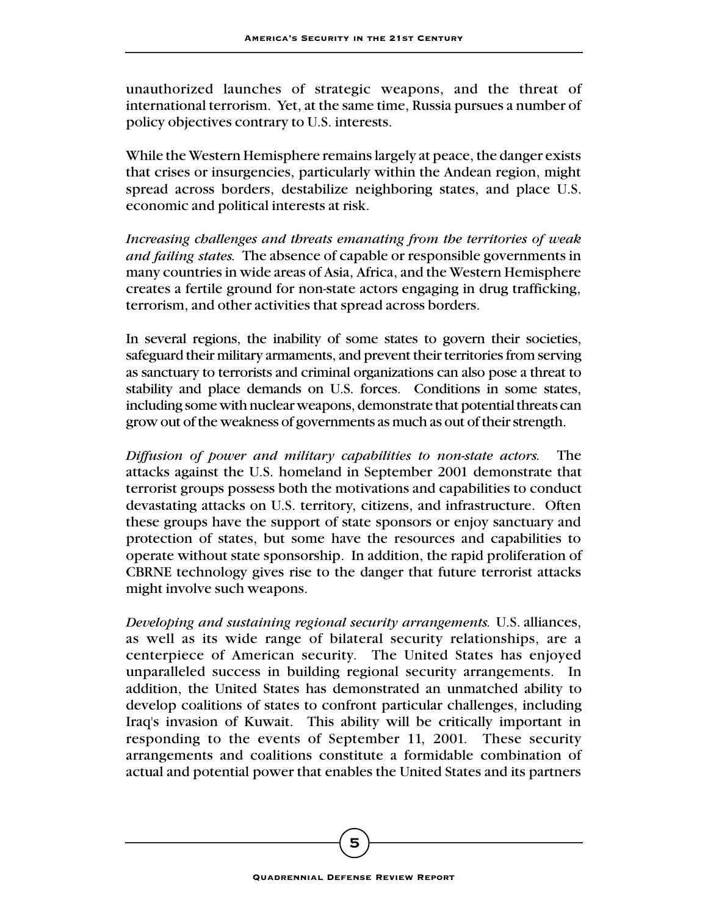unauthorized launches of strategic weapons, and the threat of international terrorism. Yet, at the same time, Russia pursues a number of policy objectives contrary to U.S. interests.

While the Western Hemisphere remains largely at peace, the danger exists that crises or insurgencies, particularly within the Andean region, might spread across borders, destabilize neighboring states, and place U.S. economic and political interests at risk.

*Increasing challenges and threats emanating from the territories of weak and failing states.* The absence of capable or responsible governments in many countries in wide areas of Asia, Africa, and the Western Hemisphere creates a fertile ground for non-state actors engaging in drug trafficking, terrorism, and other activities that spread across borders.

In several regions, the inability of some states to govern their societies, safeguard their military armaments, and prevent their territories from serving as sanctuary to terrorists and criminal organizations can also pose a threat to stability and place demands on U.S. forces. Conditions in some states, including some with nuclear weapons, demonstrate that potential threats can grow out of the weakness of governments as much as out of their strength.

*Diffusion of power and military capabilities to non-state actors.* The attacks against the U.S. homeland in September 2001 demonstrate that terrorist groups possess both the motivations and capabilities to conduct devastating attacks on U.S. territory, citizens, and infrastructure. Often these groups have the support of state sponsors or enjoy sanctuary and protection of states, but some have the resources and capabilities to operate without state sponsorship. In addition, the rapid proliferation of CBRNE technology gives rise to the danger that future terrorist attacks might involve such weapons.

*Developing and sustaining regional security arrangements.* U.S. alliances, as well as its wide range of bilateral security relationships, are a centerpiece of American security. The United States has enjoyed unparalleled success in building regional security arrangements. In addition, the United States has demonstrated an unmatched ability to develop coalitions of states to confront particular challenges, including Iraq's invasion of Kuwait. This ability will be critically important in responding to the events of September 11, 2001. These security arrangements and coalitions constitute a formidable combination of actual and potential power that enables the United States and its partners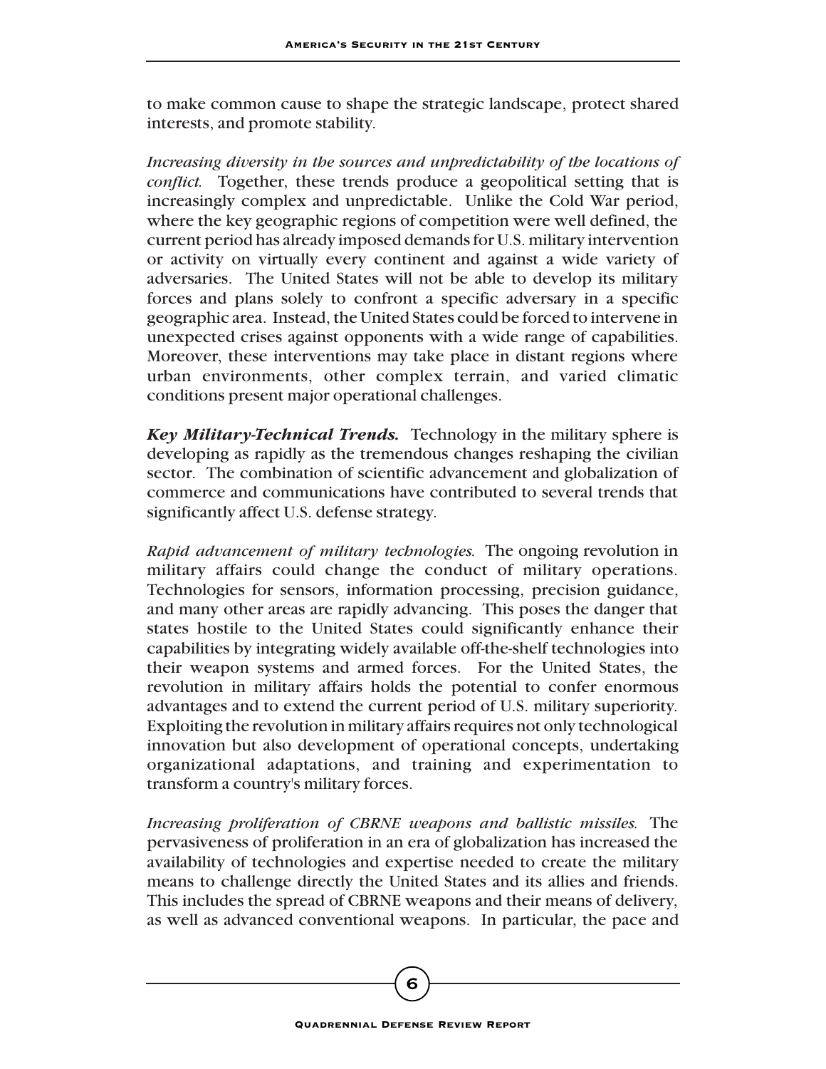to make common cause to shape the strategic landscape, protect shared interests, and promote stability.

*Increasing diversity in the sources and unpredictability of the locations of conflict.* Together, these trends produce a geopolitical setting that is increasingly complex and unpredictable. Unlike the Cold War period, where the key geographic regions of competition were well defined, the current period has already imposed demands for U.S. military intervention or activity on virtually every continent and against a wide variety of adversaries. The United States will not be able to develop its military forces and plans solely to confront a specific adversary in a specific geographic area. Instead, the United States could be forced to intervene in unexpected crises against opponents with a wide range of capabilities. Moreover, these interventions may take place in distant regions where urban environments, other complex terrain, and varied climatic conditions present major operational challenges.

***Key Military-Technical Trends.*** Technology in the military sphere is developing as rapidly as the tremendous changes reshaping the civilian sector. The combination of scientific advancement and globalization of commerce and communications have contributed to several trends that significantly affect U.S. defense strategy.

*Rapid advancement of military technologies.* The ongoing revolution in military affairs could change the conduct of military operations. Technologies for sensors, information processing, precision guidance, and many other areas are rapidly advancing. This poses the danger that states hostile to the United States could significantly enhance their capabilities by integrating widely available off-the-shelf technologies into their weapon systems and armed forces. For the United States, the revolution in military affairs holds the potential to confer enormous advantages and to extend the current period of U.S. military superiority. Exploiting the revolution in military affairs requires not only technological innovation but also development of operational concepts, undertaking organizational adaptations, and training and experimentation to transform a country's military forces.

*Increasing proliferation of CBRNE weapons and ballistic missiles.* The pervasiveness of proliferation in an era of globalization has increased the availability of technologies and expertise needed to create the military means to challenge directly the United States and its allies and friends. This includes the spread of CBRNE weapons and their means of delivery, as well as advanced conventional weapons. In particular, the pace and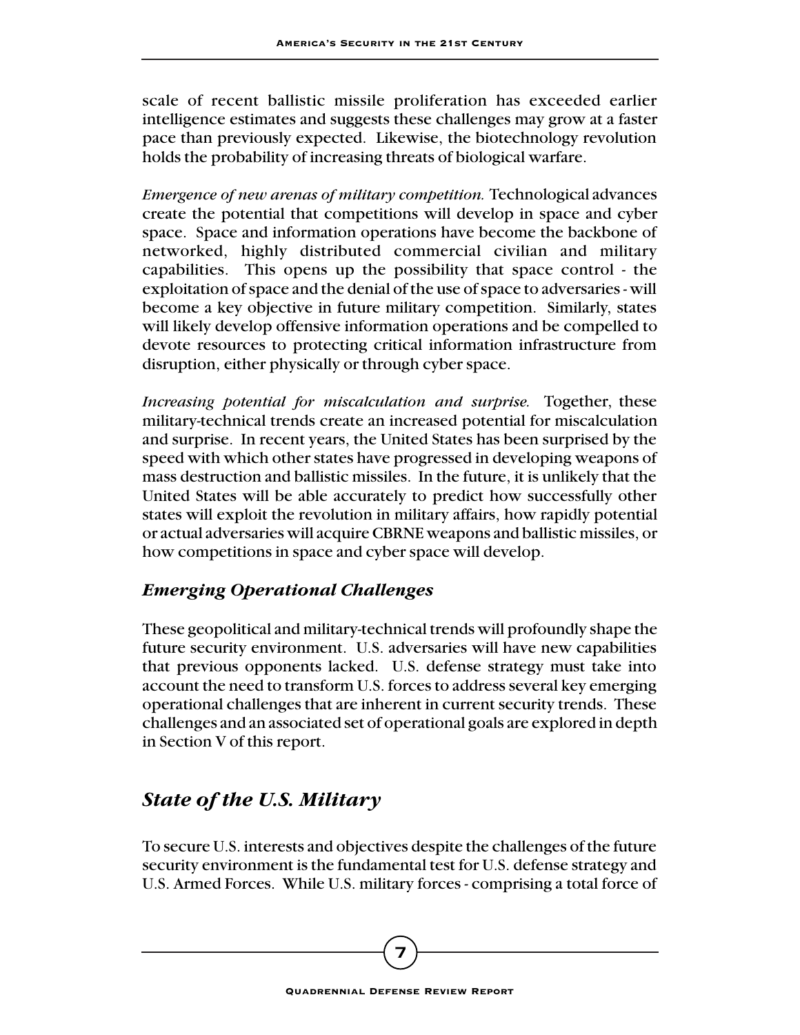scale of recent ballistic missile proliferation has exceeded earlier intelligence estimates and suggests these challenges may grow at a faster pace than previously expected. Likewise, the biotechnology revolution holds the probability of increasing threats of biological warfare.

*Emergence of new arenas of military competition.* Technological advances create the potential that competitions will develop in space and cyber space. Space and information operations have become the backbone of networked, highly distributed commercial civilian and military capabilities. This opens up the possibility that space control - the exploitation of space and the denial of the use of space to adversaries - will become a key objective in future military competition. Similarly, states will likely develop offensive information operations and be compelled to devote resources to protecting critical information infrastructure from disruption, either physically or through cyber space.

*Increasing potential for miscalculation and surprise.* Together, these military-technical trends create an increased potential for miscalculation and surprise. In recent years, the United States has been surprised by the speed with which other states have progressed in developing weapons of mass destruction and ballistic missiles. In the future, it is unlikely that the United States will be able accurately to predict how successfully other states will exploit the revolution in military affairs, how rapidly potential or actual adversaries will acquire CBRNE weapons and ballistic missiles, or how competitions in space and cyber space will develop.

### *Emerging Operational Challenges*

These geopolitical and military-technical trends will profoundly shape the future security environment. U.S. adversaries will have new capabilities that previous opponents lacked. U.S. defense strategy must take into account the need to transform U.S. forces to address several key emerging operational challenges that are inherent in current security trends. These challenges and an associated set of operational goals are explored in depth in Section V of this report.

## *State of the U.S. Military*

To secure U.S. interests and objectives despite the challenges of the future security environment is the fundamental test for U.S. defense strategy and U.S. Armed Forces. While U.S. military forces - comprising a total force of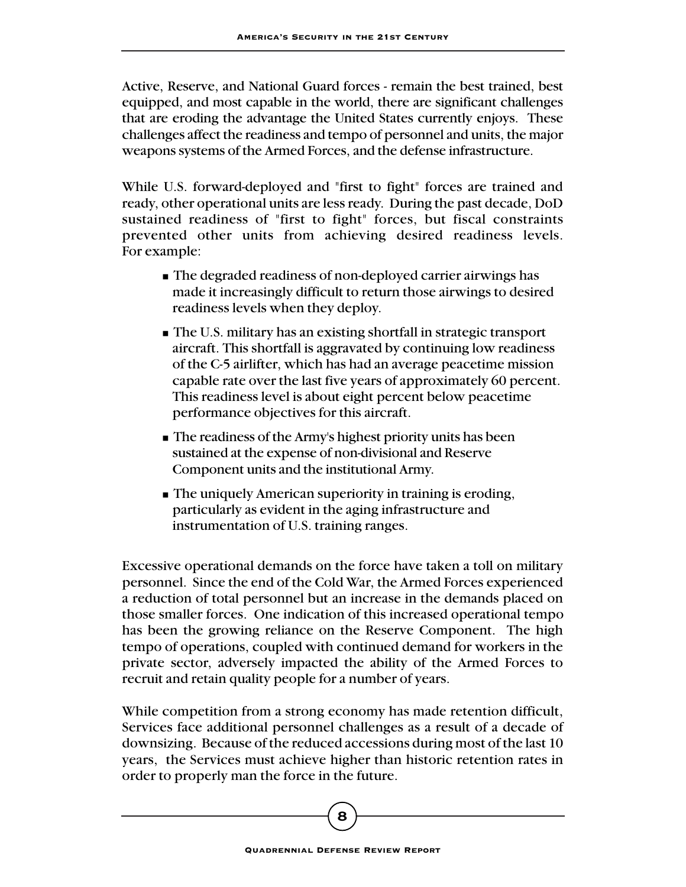Active, Reserve, and National Guard forces - remain the best trained, best equipped, and most capable in the world, there are significant challenges that are eroding the advantage the United States currently enjoys. These challenges affect the readiness and tempo of personnel and units, the major weapons systems of the Armed Forces, and the defense infrastructure.

While U.S. forward-deployed and "first to fight" forces are trained and ready, other operational units are less ready. During the past decade, DoD sustained readiness of "first to fight" forces, but fiscal constraints prevented other units from achieving desired readiness levels. For example:

- The degraded readiness of non-deployed carrier airwings has made it increasingly difficult to return those airwings to desired readiness levels when they deploy.
- The U.S. military has an existing shortfall in strategic transport aircraft. This shortfall is aggravated by continuing low readiness of the C-5 airlifter, which has had an average peacetime mission capable rate over the last five years of approximately 60 percent. This readiness level is about eight percent below peacetime performance objectives for this aircraft.
- The readiness of the Army's highest priority units has been sustained at the expense of non-divisional and Reserve Component units and the institutional Army.
- The uniquely American superiority in training is eroding, particularly as evident in the aging infrastructure and instrumentation of U.S. training ranges.

Excessive operational demands on the force have taken a toll on military personnel. Since the end of the Cold War, the Armed Forces experienced a reduction of total personnel but an increase in the demands placed on those smaller forces. One indication of this increased operational tempo has been the growing reliance on the Reserve Component. The high tempo of operations, coupled with continued demand for workers in the private sector, adversely impacted the ability of the Armed Forces to recruit and retain quality people for a number of years.

While competition from a strong economy has made retention difficult, Services face additional personnel challenges as a result of a decade of downsizing. Because of the reduced accessions during most of the last 10 years, the Services must achieve higher than historic retention rates in order to properly man the force in the future.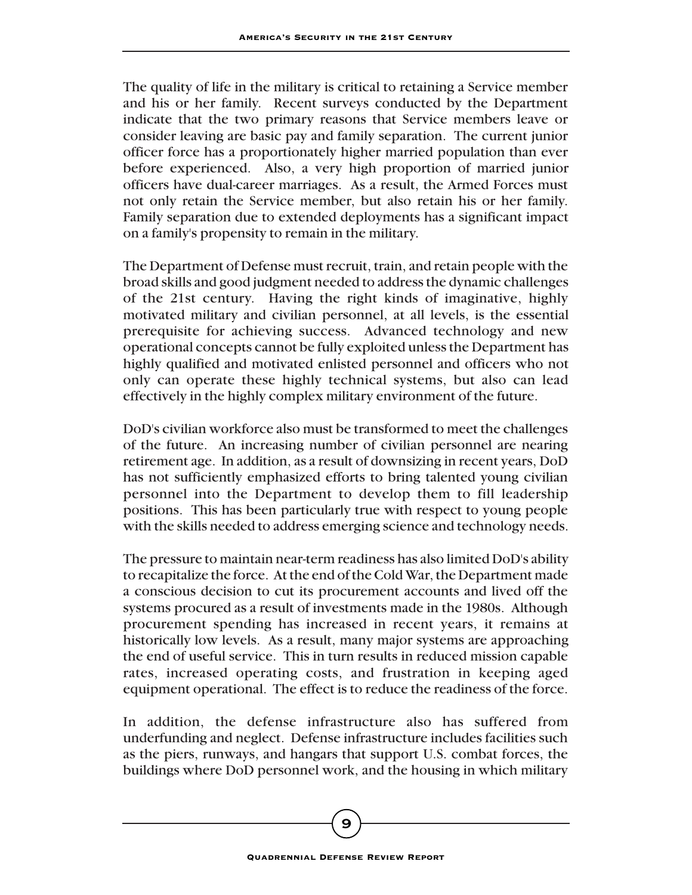The quality of life in the military is critical to retaining a Service member and his or her family. Recent surveys conducted by the Department indicate that the two primary reasons that Service members leave or consider leaving are basic pay and family separation. The current junior officer force has a proportionately higher married population than ever before experienced. Also, a very high proportion of married junior officers have dual-career marriages. As a result, the Armed Forces must not only retain the Service member, but also retain his or her family. Family separation due to extended deployments has a significant impact on a family's propensity to remain in the military.

The Department of Defense must recruit, train, and retain people with the broad skills and good judgment needed to address the dynamic challenges of the 21st century. Having the right kinds of imaginative, highly motivated military and civilian personnel, at all levels, is the essential prerequisite for achieving success. Advanced technology and new operational concepts cannot be fully exploited unless the Department has highly qualified and motivated enlisted personnel and officers who not only can operate these highly technical systems, but also can lead effectively in the highly complex military environment of the future.

DoD's civilian workforce also must be transformed to meet the challenges of the future. An increasing number of civilian personnel are nearing retirement age. In addition, as a result of downsizing in recent years, DoD has not sufficiently emphasized efforts to bring talented young civilian personnel into the Department to develop them to fill leadership positions. This has been particularly true with respect to young people with the skills needed to address emerging science and technology needs.

The pressure to maintain near-term readiness has also limited DoD's ability to recapitalize the force. At the end of the Cold War, the Department made a conscious decision to cut its procurement accounts and lived off the systems procured as a result of investments made in the 1980s. Although procurement spending has increased in recent years, it remains at historically low levels. As a result, many major systems are approaching the end of useful service. This in turn results in reduced mission capable rates, increased operating costs, and frustration in keeping aged equipment operational. The effect is to reduce the readiness of the force.

In addition, the defense infrastructure also has suffered from underfunding and neglect. Defense infrastructure includes facilities such as the piers, runways, and hangars that support U.S. combat forces, the buildings where DoD personnel work, and the housing in which military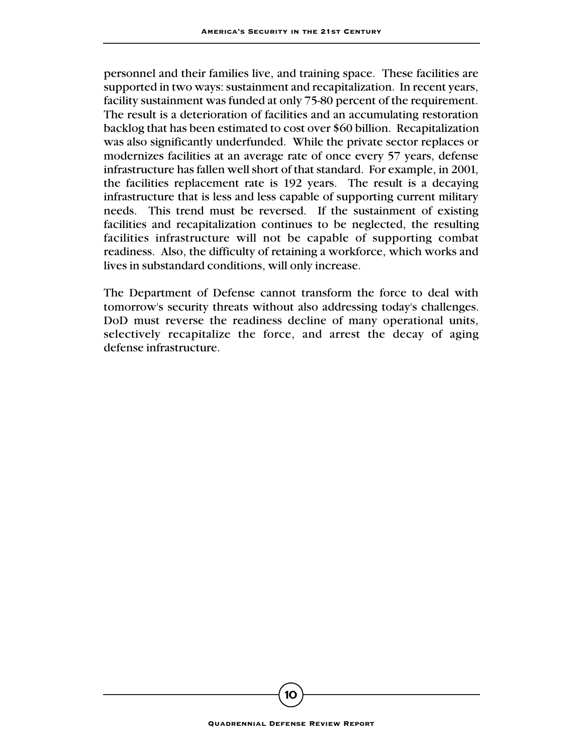personnel and their families live, and training space. These facilities are supported in two ways: sustainment and recapitalization. In recent years, facility sustainment was funded at only 75-80 percent of the requirement. The result is a deterioration of facilities and an accumulating restoration backlog that has been estimated to cost over $60 billion. Recapitalization was also significantly underfunded. While the private sector replaces or modernizes facilities at an average rate of once every 57 years, defense infrastructure has fallen well short of that standard. For example, in 2001, the facilities replacement rate is 192 years. The result is a decaying infrastructure that is less and less capable of supporting current military needs. This trend must be reversed. If the sustainment of existing facilities and recapitalization continues to be neglected, the resulting facilities infrastructure will not be capable of supporting combat readiness. Also, the difficulty of retaining a workforce, which works and lives in substandard conditions, will only increase.

The Department of Defense cannot transform the force to deal with tomorrow's security threats without also addressing today's challenges. DoD must reverse the readiness decline of many operational units, selectively recapitalize the force, and arrest the decay of aging defense infrastructure.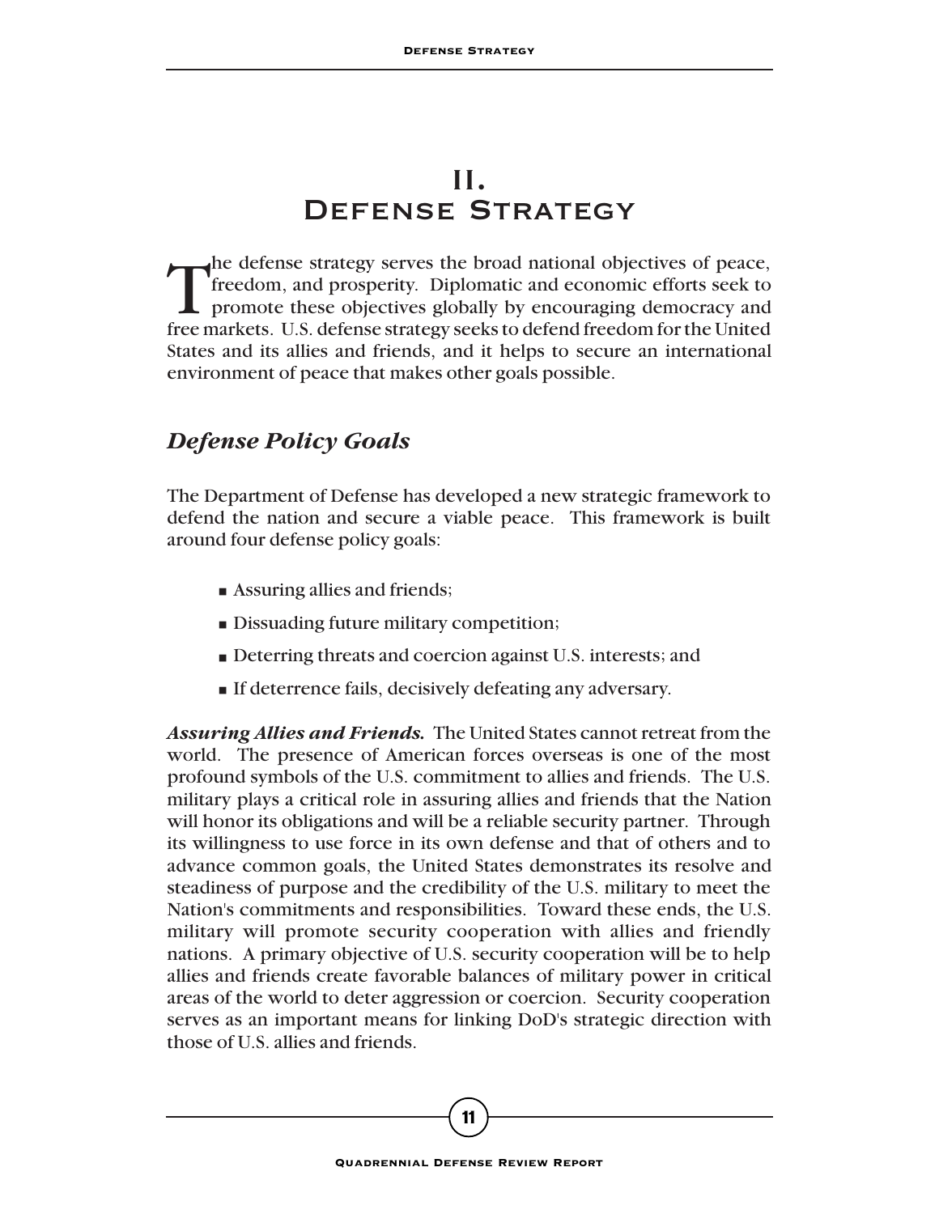# II. Defense Strategy

The defense strategy serves the broad national objectives of peace, freedom, and prosperity. Diplomatic and economic efforts seek to promote these objectives globally by encouraging democracy and free markets. U.S. defense strategy seeks to defend freedom for the United States and its allies and friends, and it helps to secure an international environment of peace that makes other goals possible.

## *Defense Policy Goals*

The Department of Defense has developed a new strategic framework to defend the nation and secure a viable peace. This framework is built around four defense policy goals:

- Assuring allies and friends;
- Dissuading future military competition;
- Deterring threats and coercion against U.S. interests; and
- If deterrence fails, decisively defeating any adversary.

***Assuring Allies and Friends.*** The United States cannot retreat from the world. The presence of American forces overseas is one of the most profound symbols of the U.S. commitment to allies and friends. The U.S. military plays a critical role in assuring allies and friends that the Nation will honor its obligations and will be a reliable security partner. Through its willingness to use force in its own defense and that of others and to advance common goals, the United States demonstrates its resolve and steadiness of purpose and the credibility of the U.S. military to meet the Nation's commitments and responsibilities. Toward these ends, the U.S. military will promote security cooperation with allies and friendly nations. A primary objective of U.S. security cooperation will be to help allies and friends create favorable balances of military power in critical areas of the world to deter aggression or coercion. Security cooperation serves as an important means for linking DoD's strategic direction with those of U.S. allies and friends.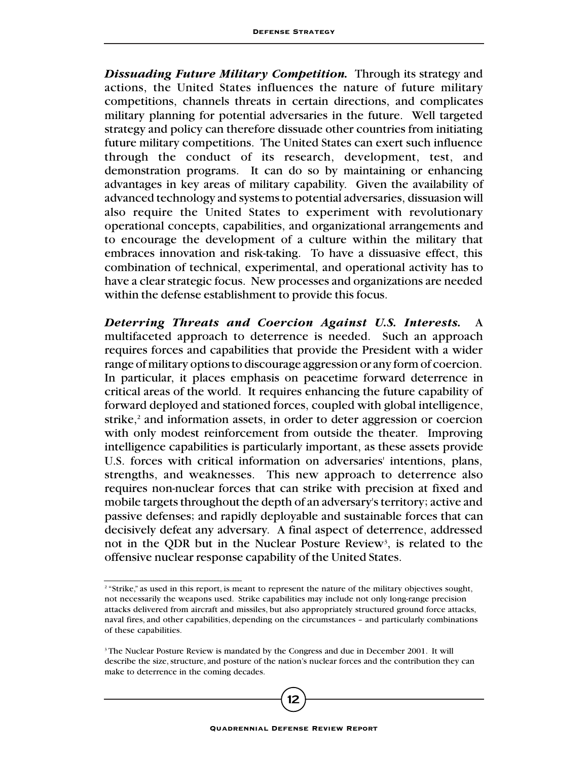***Dissuading Future Military Competition.*** Through its strategy and actions, the United States influences the nature of future military competitions, channels threats in certain directions, and complicates military planning for potential adversaries in the future. Well targeted strategy and policy can therefore dissuade other countries from initiating future military competitions. The United States can exert such influence through the conduct of its research, development, test, and demonstration programs. It can do so by maintaining or enhancing advantages in key areas of military capability. Given the availability of advanced technology and systems to potential adversaries, dissuasion will also require the United States to experiment with revolutionary operational concepts, capabilities, and organizational arrangements and to encourage the development of a culture within the military that embraces innovation and risk-taking. To have a dissuasive effect, this combination of technical, experimental, and operational activity has to have a clear strategic focus. New processes and organizations are needed within the defense establishment to provide this focus.

***Deterring Threats and Coercion Against U.S. Interests.*** A multifaceted approach to deterrence is needed. Such an approach requires forces and capabilities that provide the President with a wider range of military options to discourage aggression or any form of coercion. In particular, it places emphasis on peacetime forward deterrence in critical areas of the world. It requires enhancing the future capability of forward deployed and stationed forces, coupled with global intelligence, strike,[2] and information assets, in order to deter aggression or coercion with only modest reinforcement from outside the theater. Improving intelligence capabilities is particularly important, as these assets provide U.S. forces with critical information on adversaries' intentions, plans, strengths, and weaknesses. This new approach to deterrence also requires non-nuclear forces that can strike with precision at fixed and mobile targets throughout the depth of an adversary's territory; active and passive defenses; and rapidly deployable and sustainable forces that can decisively defeat any adversary. A final aspect of deterrence, addressed not in the QDR but in the Nuclear Posture Review[3], is related to the offensive nuclear response capability of the United States.

---

[2] "Strike," as used in this report, is meant to represent the nature of the military objectives sought, not necessarily the weapons used. Strike capabilities may include not only long-range precision attacks delivered from aircraft and missiles, but also appropriately structured ground force attacks, naval fires, and other capabilities, depending on the circumstances – and particularly combinations of these capabilities.

[3] The Nuclear Posture Review is mandated by the Congress and due in December 2001. It will describe the size, structure, and posture of the nation's nuclear forces and the contribution they can make to deterrence in the coming decades.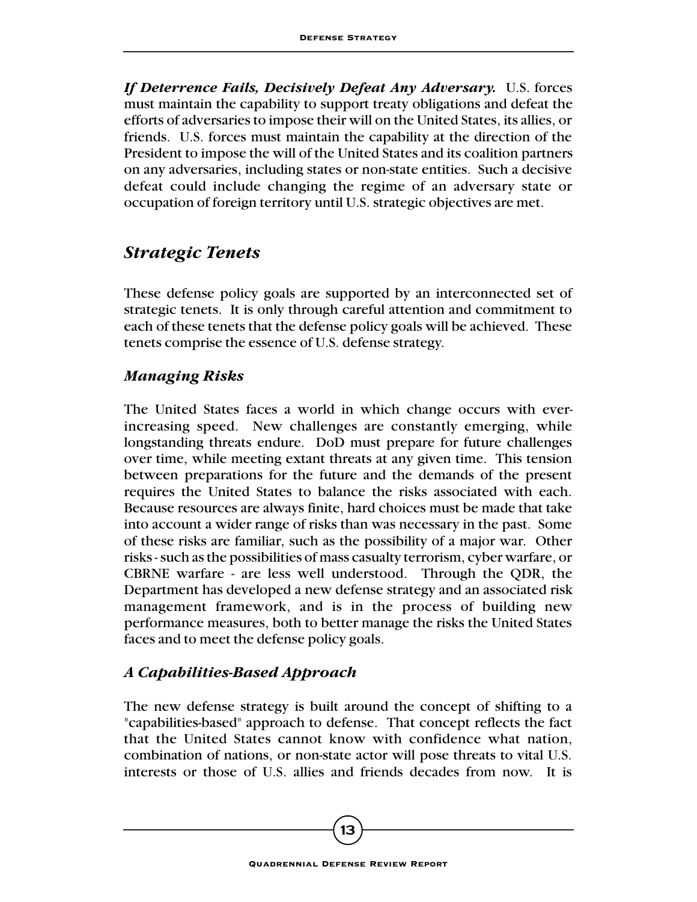***If Deterrence Fails, Decisively Defeat Any Adversary.*** U.S. forces must maintain the capability to support treaty obligations and defeat the efforts of adversaries to impose their will on the United States, its allies, or friends. U.S. forces must maintain the capability at the direction of the President to impose the will of the United States and its coalition partners on any adversaries, including states or non-state entities. Such a decisive defeat could include changing the regime of an adversary state or occupation of foreign territory until U.S. strategic objectives are met.

## *Strategic Tenets*

These defense policy goals are supported by an interconnected set of strategic tenets. It is only through careful attention and commitment to each of these tenets that the defense policy goals will be achieved. These tenets comprise the essence of U.S. defense strategy.

### *Managing Risks*

The United States faces a world in which change occurs with ever-increasing speed. New challenges are constantly emerging, while longstanding threats endure. DoD must prepare for future challenges over time, while meeting extant threats at any given time. This tension between preparations for the future and the demands of the present requires the United States to balance the risks associated with each. Because resources are always finite, hard choices must be made that take into account a wider range of risks than was necessary in the past. Some of these risks are familiar, such as the possibility of a major war. Other risks - such as the possibilities of mass casualty terrorism, cyber warfare, or CBRNE warfare - are less well understood. Through the QDR, the Department has developed a new defense strategy and an associated risk management framework, and is in the process of building new performance measures, both to better manage the risks the United States faces and to meet the defense policy goals.

### *A Capabilities-Based Approach*

The new defense strategy is built around the concept of shifting to a "capabilities-based" approach to defense. That concept reflects the fact that the United States cannot know with confidence what nation, combination of nations, or non-state actor will pose threats to vital U.S. interests or those of U.S. allies and friends decades from now. It is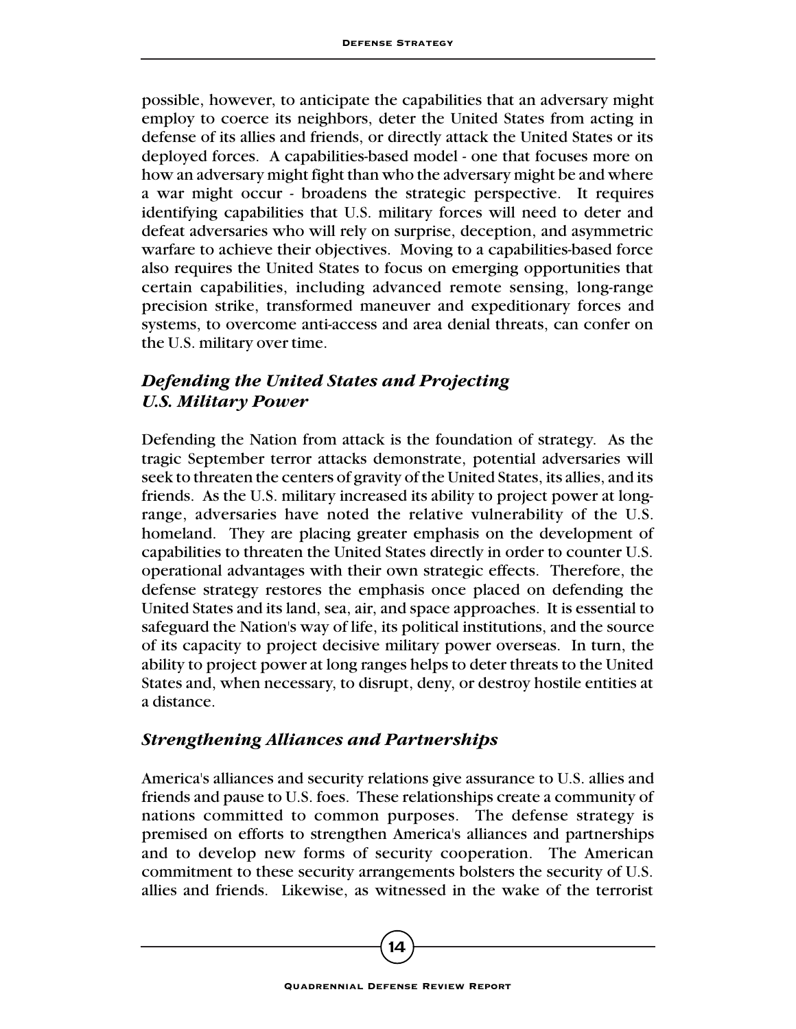possible, however, to anticipate the capabilities that an adversary might employ to coerce its neighbors, deter the United States from acting in defense of its allies and friends, or directly attack the United States or its deployed forces. A capabilities-based model - one that focuses more on how an adversary might fight than who the adversary might be and where a war might occur - broadens the strategic perspective. It requires identifying capabilities that U.S. military forces will need to deter and defeat adversaries who will rely on surprise, deception, and asymmetric warfare to achieve their objectives. Moving to a capabilities-based force also requires the United States to focus on emerging opportunities that certain capabilities, including advanced remote sensing, long-range precision strike, transformed maneuver and expeditionary forces and systems, to overcome anti-access and area denial threats, can confer on the U.S. military over time.

### *Defending the United States and Projecting U.S. Military Power*

Defending the Nation from attack is the foundation of strategy. As the tragic September terror attacks demonstrate, potential adversaries will seek to threaten the centers of gravity of the United States, its allies, and its friends. As the U.S. military increased its ability to project power at long-range, adversaries have noted the relative vulnerability of the U.S. homeland. They are placing greater emphasis on the development of capabilities to threaten the United States directly in order to counter U.S. operational advantages with their own strategic effects. Therefore, the defense strategy restores the emphasis once placed on defending the United States and its land, sea, air, and space approaches. It is essential to safeguard the Nation's way of life, its political institutions, and the source of its capacity to project decisive military power overseas. In turn, the ability to project power at long ranges helps to deter threats to the United States and, when necessary, to disrupt, deny, or destroy hostile entities at a distance.

### *Strengthening Alliances and Partnerships*

America's alliances and security relations give assurance to U.S. allies and friends and pause to U.S. foes. These relationships create a community of nations committed to common purposes. The defense strategy is premised on efforts to strengthen America's alliances and partnerships and to develop new forms of security cooperation. The American commitment to these security arrangements bolsters the security of U.S. allies and friends. Likewise, as witnessed in the wake of the terrorist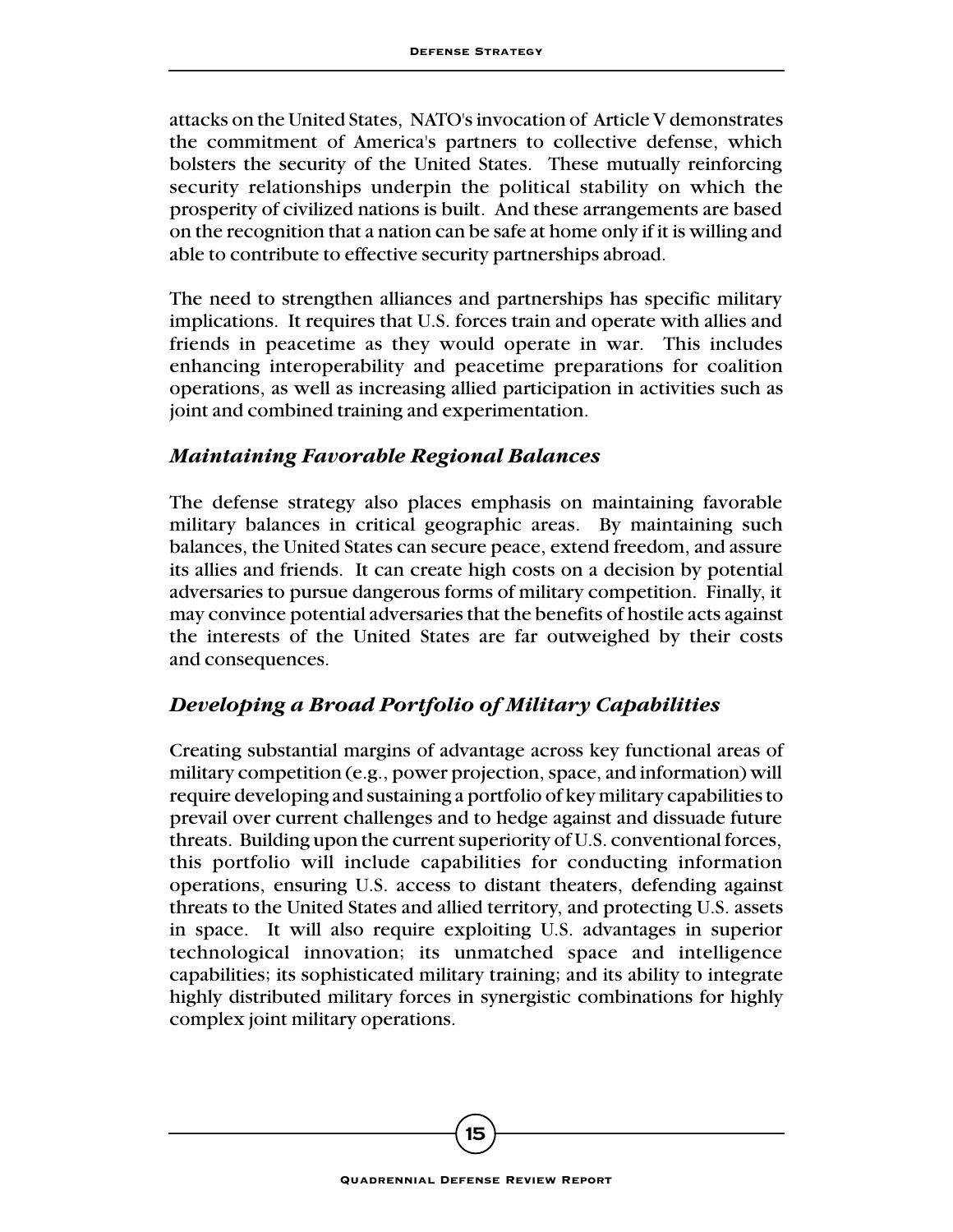attacks on the United States, NATO's invocation of Article V demonstrates the commitment of America's partners to collective defense, which bolsters the security of the United States. These mutually reinforcing security relationships underpin the political stability on which the prosperity of civilized nations is built. And these arrangements are based on the recognition that a nation can be safe at home only if it is willing and able to contribute to effective security partnerships abroad.

The need to strengthen alliances and partnerships has specific military implications. It requires that U.S. forces train and operate with allies and friends in peacetime as they would operate in war. This includes enhancing interoperability and peacetime preparations for coalition operations, as well as increasing allied participation in activities such as joint and combined training and experimentation.

### *Maintaining Favorable Regional Balances*

The defense strategy also places emphasis on maintaining favorable military balances in critical geographic areas. By maintaining such balances, the United States can secure peace, extend freedom, and assure its allies and friends. It can create high costs on a decision by potential adversaries to pursue dangerous forms of military competition. Finally, it may convince potential adversaries that the benefits of hostile acts against the interests of the United States are far outweighed by their costs and consequences.

### *Developing a Broad Portfolio of Military Capabilities*

Creating substantial margins of advantage across key functional areas of military competition (e.g., power projection, space, and information) will require developing and sustaining a portfolio of key military capabilities to prevail over current challenges and to hedge against and dissuade future threats. Building upon the current superiority of U.S. conventional forces, this portfolio will include capabilities for conducting information operations, ensuring U.S. access to distant theaters, defending against threats to the United States and allied territory, and protecting U.S. assets in space. It will also require exploiting U.S. advantages in superior technological innovation; its unmatched space and intelligence capabilities; its sophisticated military training; and its ability to integrate highly distributed military forces in synergistic combinations for highly complex joint military operations.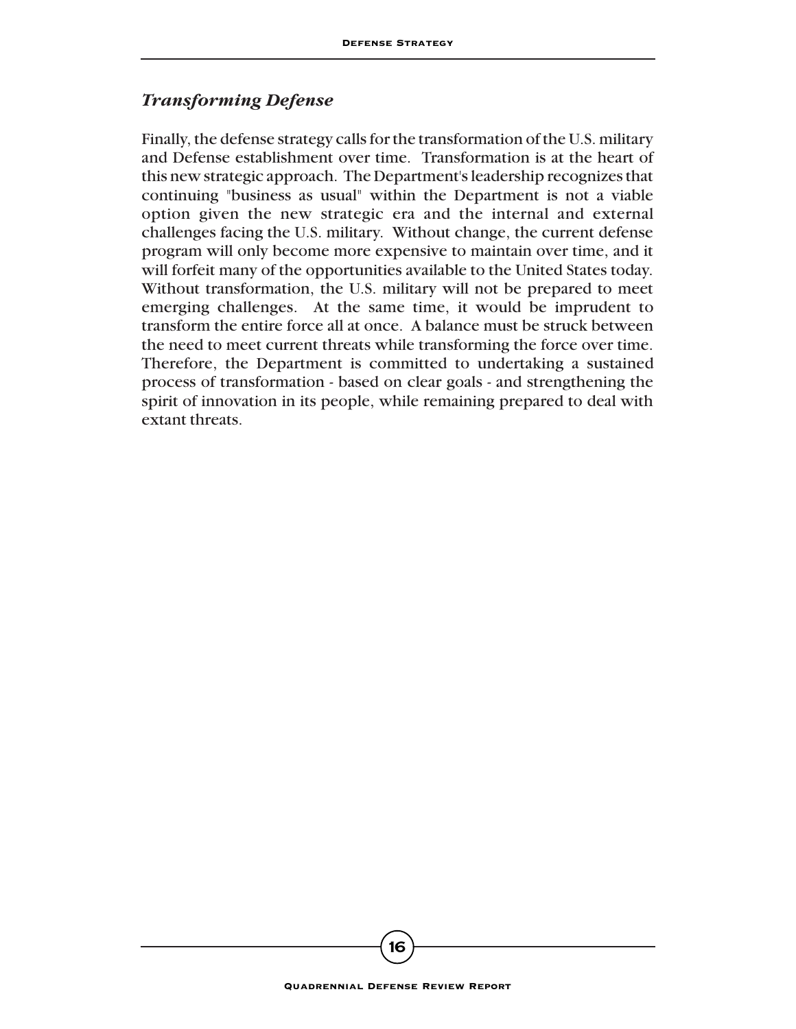### *Transforming Defense*

Finally, the defense strategy calls for the transformation of the U.S. military and Defense establishment over time. Transformation is at the heart of this new strategic approach. The Department's leadership recognizes that continuing "business as usual" within the Department is not a viable option given the new strategic era and the internal and external challenges facing the U.S. military. Without change, the current defense program will only become more expensive to maintain over time, and it will forfeit many of the opportunities available to the United States today. Without transformation, the U.S. military will not be prepared to meet emerging challenges. At the same time, it would be imprudent to transform the entire force all at once. A balance must be struck between the need to meet current threats while transforming the force over time. Therefore, the Department is committed to undertaking a sustained process of transformation - based on clear goals - and strengthening the spirit of innovation in its people, while remaining prepared to deal with extant threats.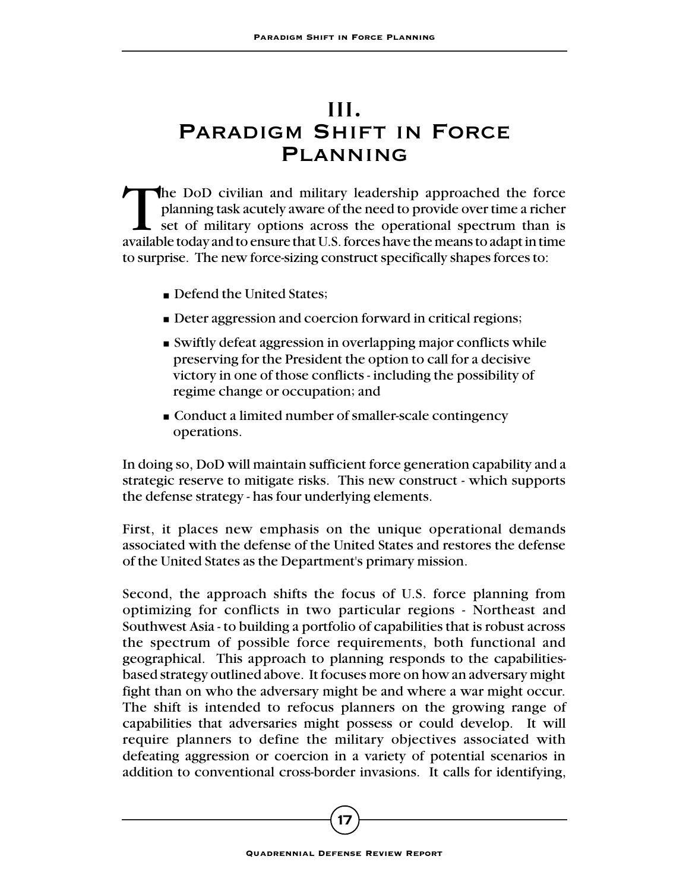# III. Paradigm Shift in Force Planning

The DoD civilian and military leadership approached the force planning task acutely aware of the need to provide over time a richer set of military options across the operational spectrum than is available today and to ensure that U.S. forces have the means to adapt in time to surprise. The new force-sizing construct specifically shapes forces to:

- Defend the United States;
- Deter aggression and coercion forward in critical regions;
- Swiftly defeat aggression in overlapping major conflicts while preserving for the President the option to call for a decisive victory in one of those conflicts - including the possibility of regime change or occupation; and
- Conduct a limited number of smaller-scale contingency operations.

In doing so, DoD will maintain sufficient force generation capability and a strategic reserve to mitigate risks. This new construct - which supports the defense strategy - has four underlying elements.

First, it places new emphasis on the unique operational demands associated with the defense of the United States and restores the defense of the United States as the Department's primary mission.

Second, the approach shifts the focus of U.S. force planning from optimizing for conflicts in two particular regions - Northeast and Southwest Asia - to building a portfolio of capabilities that is robust across the spectrum of possible force requirements, both functional and geographical. This approach to planning responds to the capabilities-based strategy outlined above. It focuses more on how an adversary might fight than on who the adversary might be and where a war might occur. The shift is intended to refocus planners on the growing range of capabilities that adversaries might possess or could develop. It will require planners to define the military objectives associated with defeating aggression or coercion in a variety of potential scenarios in addition to conventional cross-border invasions. It calls for identifying,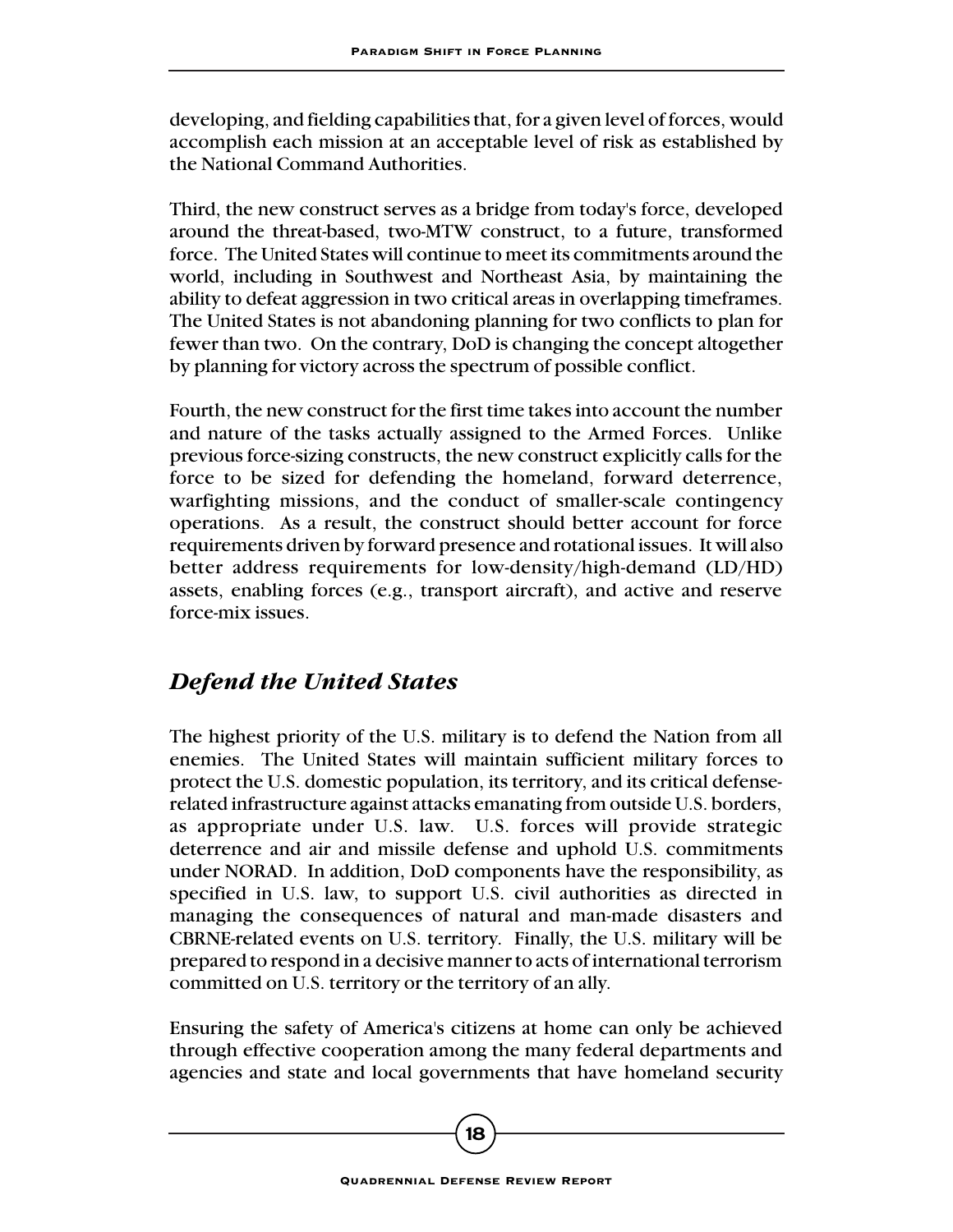developing, and fielding capabilities that, for a given level of forces, would accomplish each mission at an acceptable level of risk as established by the National Command Authorities.

Third, the new construct serves as a bridge from today's force, developed around the threat-based, two-MTW construct, to a future, transformed force. The United States will continue to meet its commitments around the world, including in Southwest and Northeast Asia, by maintaining the ability to defeat aggression in two critical areas in overlapping timeframes. The United States is not abandoning planning for two conflicts to plan for fewer than two. On the contrary, DoD is changing the concept altogether by planning for victory across the spectrum of possible conflict.

Fourth, the new construct for the first time takes into account the number and nature of the tasks actually assigned to the Armed Forces. Unlike previous force-sizing constructs, the new construct explicitly calls for the force to be sized for defending the homeland, forward deterrence, warfighting missions, and the conduct of smaller-scale contingency operations. As a result, the construct should better account for force requirements driven by forward presence and rotational issues. It will also better address requirements for low-density/high-demand (LD/HD) assets, enabling forces (e.g., transport aircraft), and active and reserve force-mix issues.

## *Defend the United States*

The highest priority of the U.S. military is to defend the Nation from all enemies. The United States will maintain sufficient military forces to protect the U.S. domestic population, its territory, and its critical defense-related infrastructure against attacks emanating from outside U.S. borders, as appropriate under U.S. law. U.S. forces will provide strategic deterrence and air and missile defense and uphold U.S. commitments under NORAD. In addition, DoD components have the responsibility, as specified in U.S. law, to support U.S. civil authorities as directed in managing the consequences of natural and man-made disasters and CBRNE-related events on U.S. territory. Finally, the U.S. military will be prepared to respond in a decisive manner to acts of international terrorism committed on U.S. territory or the territory of an ally.

Ensuring the safety of America's citizens at home can only be achieved through effective cooperation among the many federal departments and agencies and state and local governments that have homeland security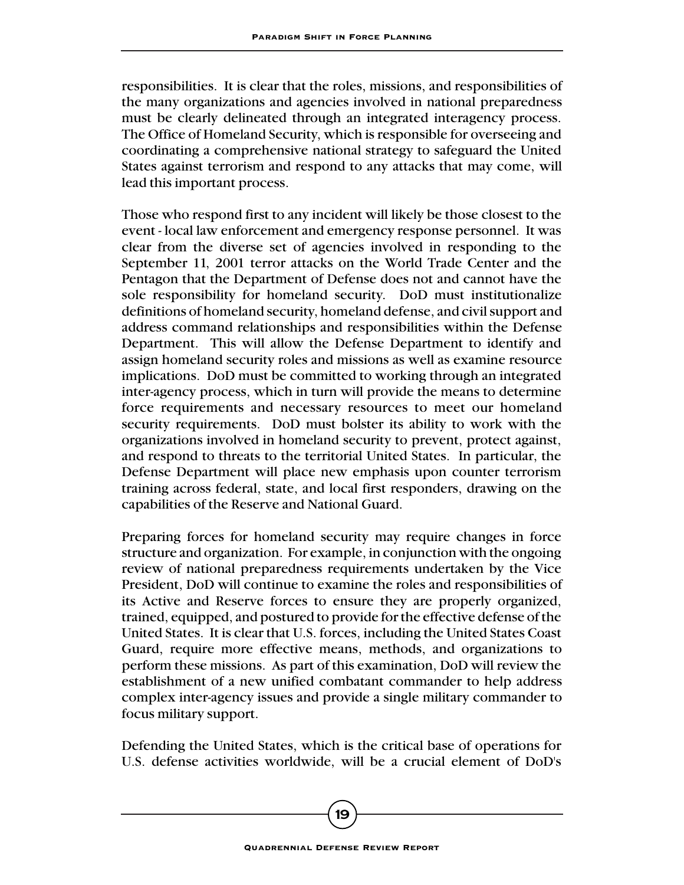responsibilities. It is clear that the roles, missions, and responsibilities of the many organizations and agencies involved in national preparedness must be clearly delineated through an integrated interagency process. The Office of Homeland Security, which is responsible for overseeing and coordinating a comprehensive national strategy to safeguard the United States against terrorism and respond to any attacks that may come, will lead this important process.

Those who respond first to any incident will likely be those closest to the event - local law enforcement and emergency response personnel. It was clear from the diverse set of agencies involved in responding to the September 11, 2001 terror attacks on the World Trade Center and the Pentagon that the Department of Defense does not and cannot have the sole responsibility for homeland security. DoD must institutionalize definitions of homeland security, homeland defense, and civil support and address command relationships and responsibilities within the Defense Department. This will allow the Defense Department to identify and assign homeland security roles and missions as well as examine resource implications. DoD must be committed to working through an integrated inter-agency process, which in turn will provide the means to determine force requirements and necessary resources to meet our homeland security requirements. DoD must bolster its ability to work with the organizations involved in homeland security to prevent, protect against, and respond to threats to the territorial United States. In particular, the Defense Department will place new emphasis upon counter terrorism training across federal, state, and local first responders, drawing on the capabilities of the Reserve and National Guard.

Preparing forces for homeland security may require changes in force structure and organization. For example, in conjunction with the ongoing review of national preparedness requirements undertaken by the Vice President, DoD will continue to examine the roles and responsibilities of its Active and Reserve forces to ensure they are properly organized, trained, equipped, and postured to provide for the effective defense of the United States. It is clear that U.S. forces, including the United States Coast Guard, require more effective means, methods, and organizations to perform these missions. As part of this examination, DoD will review the establishment of a new unified combatant commander to help address complex inter-agency issues and provide a single military commander to focus military support.

Defending the United States, which is the critical base of operations for U.S. defense activities worldwide, will be a crucial element of DoD's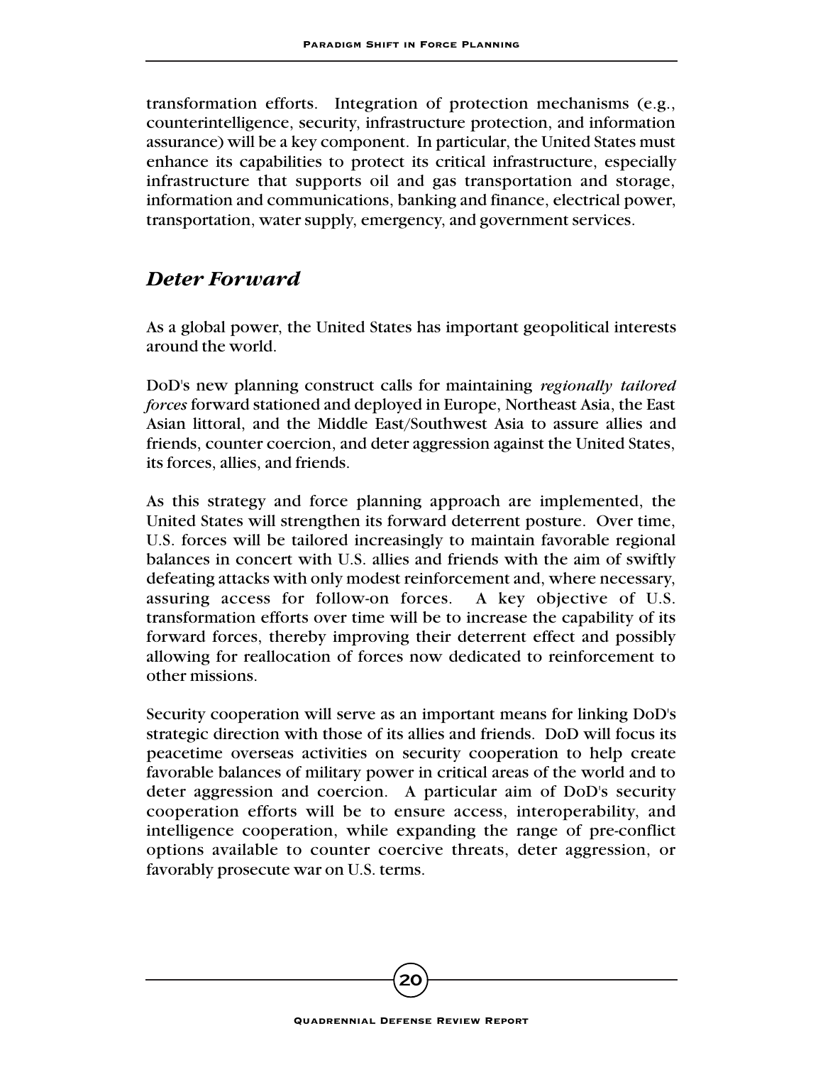transformation efforts. Integration of protection mechanisms (e.g., counterintelligence, security, infrastructure protection, and information assurance) will be a key component. In particular, the United States must enhance its capabilities to protect its critical infrastructure, especially infrastructure that supports oil and gas transportation and storage, information and communications, banking and finance, electrical power, transportation, water supply, emergency, and government services.

## *Deter Forward*

As a global power, the United States has important geopolitical interests around the world.

DoD's new planning construct calls for maintaining *regionally tailored forces* forward stationed and deployed in Europe, Northeast Asia, the East Asian littoral, and the Middle East/Southwest Asia to assure allies and friends, counter coercion, and deter aggression against the United States, its forces, allies, and friends.

As this strategy and force planning approach are implemented, the United States will strengthen its forward deterrent posture. Over time, U.S. forces will be tailored increasingly to maintain favorable regional balances in concert with U.S. allies and friends with the aim of swiftly defeating attacks with only modest reinforcement and, where necessary, assuring access for follow-on forces. A key objective of U.S. transformation efforts over time will be to increase the capability of its forward forces, thereby improving their deterrent effect and possibly allowing for reallocation of forces now dedicated to reinforcement to other missions.

Security cooperation will serve as an important means for linking DoD's strategic direction with those of its allies and friends. DoD will focus its peacetime overseas activities on security cooperation to help create favorable balances of military power in critical areas of the world and to deter aggression and coercion. A particular aim of DoD's security cooperation efforts will be to ensure access, interoperability, and intelligence cooperation, while expanding the range of pre-conflict options available to counter coercive threats, deter aggression, or favorably prosecute war on U.S. terms.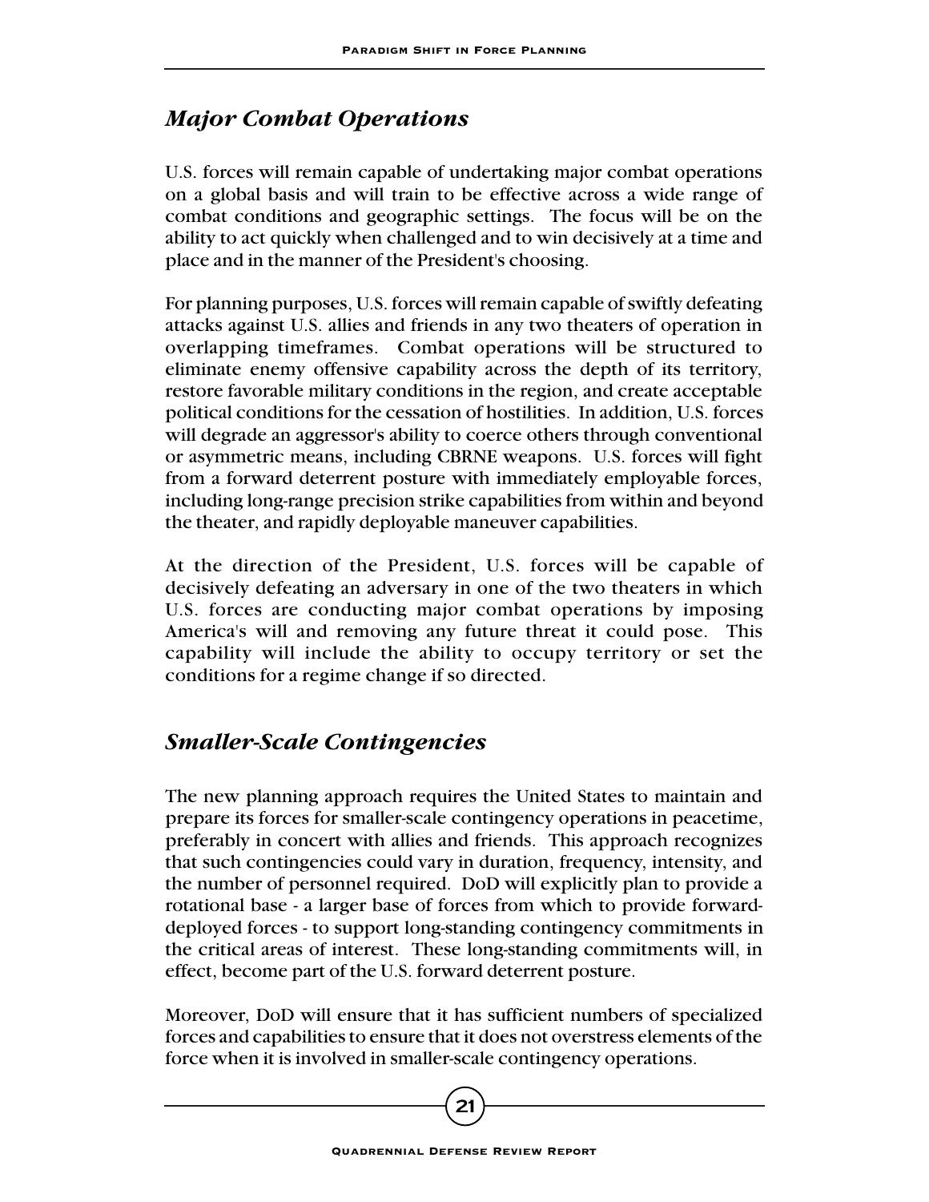## *Major Combat Operations*

U.S. forces will remain capable of undertaking major combat operations on a global basis and will train to be effective across a wide range of combat conditions and geographic settings. The focus will be on the ability to act quickly when challenged and to win decisively at a time and place and in the manner of the President's choosing.

For planning purposes, U.S. forces will remain capable of swiftly defeating attacks against U.S. allies and friends in any two theaters of operation in overlapping timeframes. Combat operations will be structured to eliminate enemy offensive capability across the depth of its territory, restore favorable military conditions in the region, and create acceptable political conditions for the cessation of hostilities. In addition, U.S. forces will degrade an aggressor's ability to coerce others through conventional or asymmetric means, including CBRNE weapons. U.S. forces will fight from a forward deterrent posture with immediately employable forces, including long-range precision strike capabilities from within and beyond the theater, and rapidly deployable maneuver capabilities.

At the direction of the President, U.S. forces will be capable of decisively defeating an adversary in one of the two theaters in which U.S. forces are conducting major combat operations by imposing America's will and removing any future threat it could pose. This capability will include the ability to occupy territory or set the conditions for a regime change if so directed.

## *Smaller-Scale Contingencies*

The new planning approach requires the United States to maintain and prepare its forces for smaller-scale contingency operations in peacetime, preferably in concert with allies and friends. This approach recognizes that such contingencies could vary in duration, frequency, intensity, and the number of personnel required. DoD will explicitly plan to provide a rotational base - a larger base of forces from which to provide forward-deployed forces - to support long-standing contingency commitments in the critical areas of interest. These long-standing commitments will, in effect, become part of the U.S. forward deterrent posture.

Moreover, DoD will ensure that it has sufficient numbers of specialized forces and capabilities to ensure that it does not overstress elements of the force when it is involved in smaller-scale contingency operations.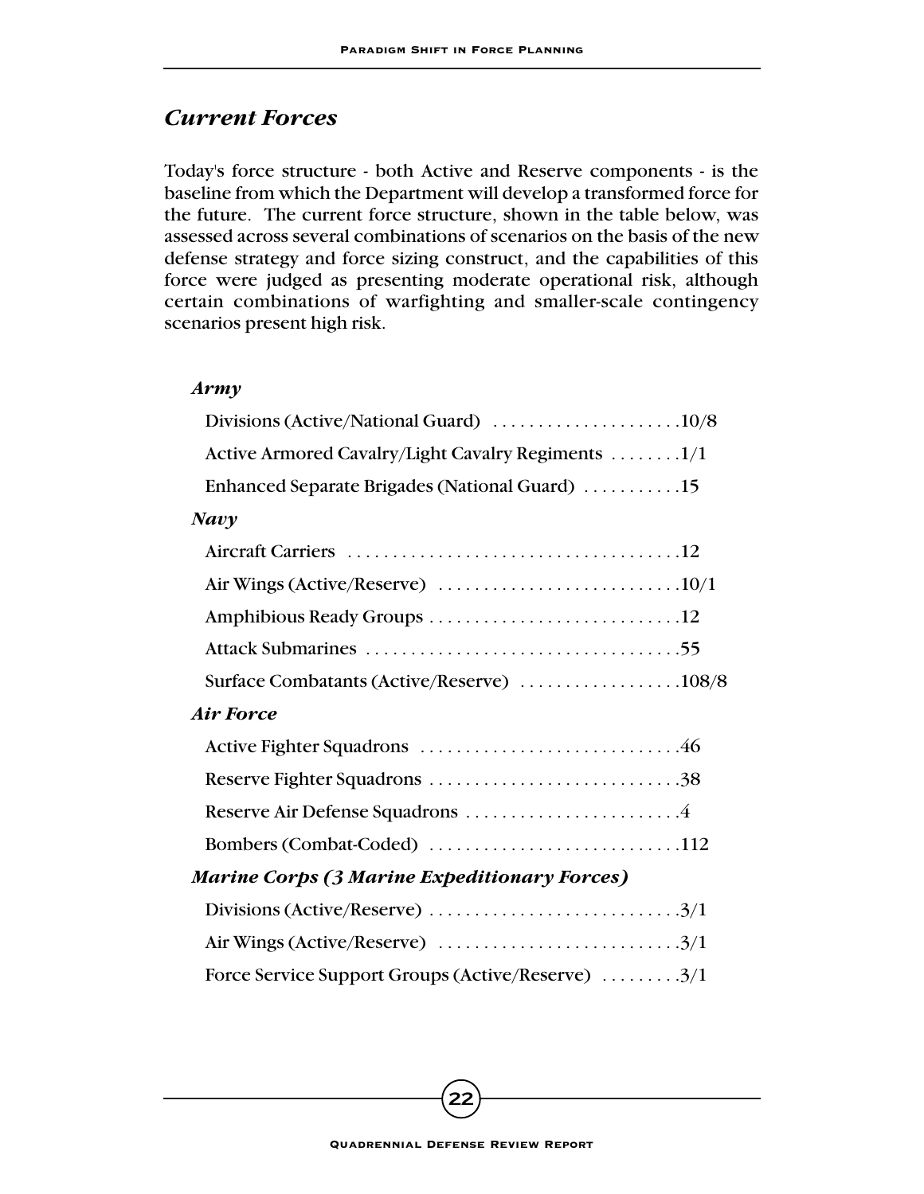## *Current Forces*

Today's force structure - both Active and Reserve components - is the baseline from which the Department will develop a transformed force for the future. The current force structure, shown in the table below, was assessed across several combinations of scenarios on the basis of the new defense strategy and force sizing construct, and the capabilities of this force were judged as presenting moderate operational risk, although certain combinations of warfighting and smaller-scale contingency scenarios present high risk.

| | |
|---|---|
| ***Army*** | |
| Divisions (Active/National Guard) | 10/8 |
| Active Armored Cavalry/Light Cavalry Regiments | 1/1 |
| Enhanced Separate Brigades (National Guard) | 15 |
| ***Navy*** | |
| Aircraft Carriers | 12 |
| Air Wings (Active/Reserve) | 10/1 |
| Amphibious Ready Groups | 12 |
| Attack Submarines | 55 |
| Surface Combatants (Active/Reserve) | 108/8 |
| ***Air Force*** | |
| Active Fighter Squadrons | 46 |
| Reserve Fighter Squadrons | 38 |
| Reserve Air Defense Squadrons | 4 |
| Bombers (Combat-Coded) | 112 |
| ***Marine Corps (3 Marine Expeditionary Forces)*** | |
| Divisions (Active/Reserve) | 3/1 |
| Air Wings (Active/Reserve) | 3/1 |
| Force Service Support Groups (Active/Reserve) | 3/1 |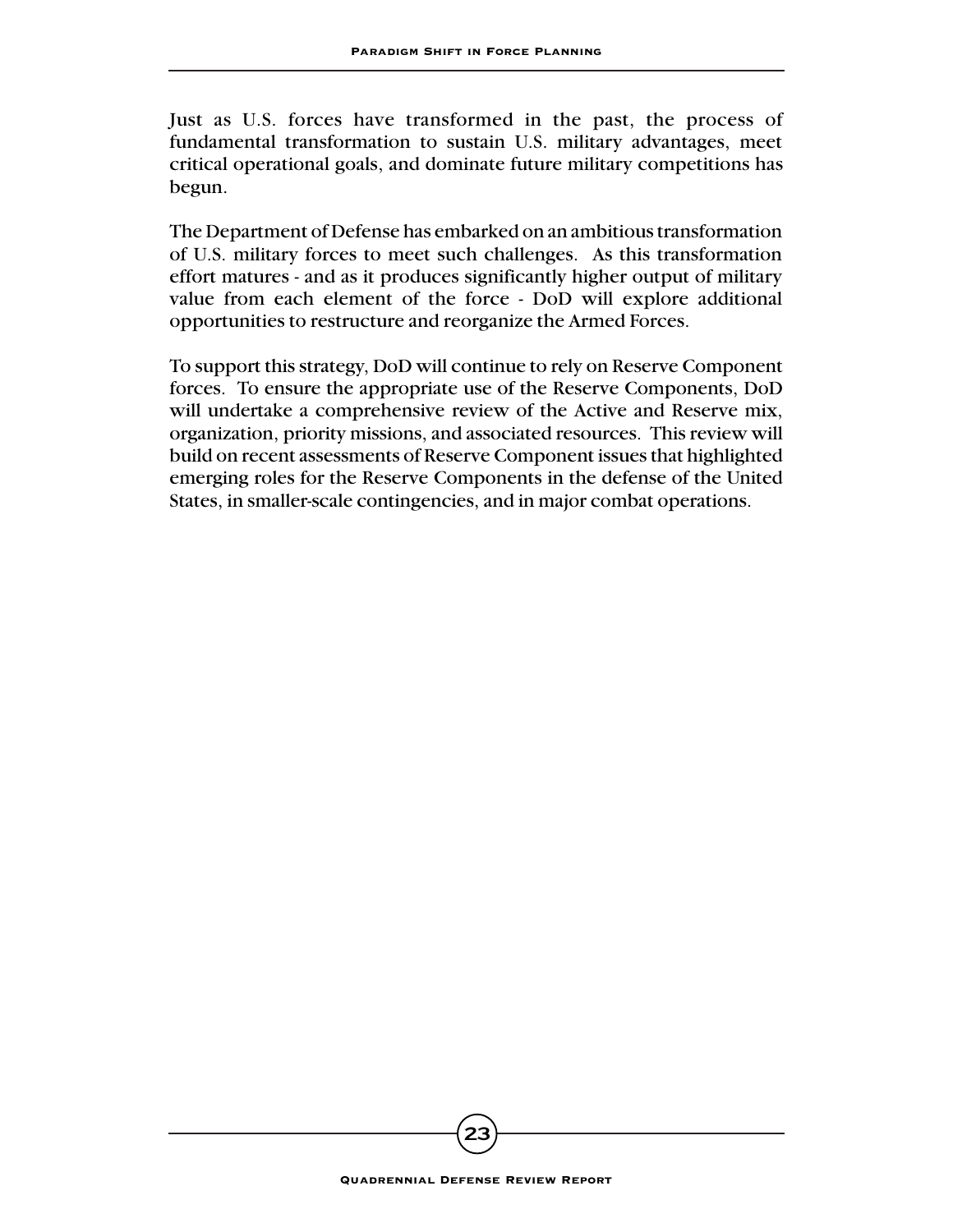Just as U.S. forces have transformed in the past, the process of fundamental transformation to sustain U.S. military advantages, meet critical operational goals, and dominate future military competitions has begun.

The Department of Defense has embarked on an ambitious transformation of U.S. military forces to meet such challenges. As this transformation effort matures - and as it produces significantly higher output of military value from each element of the force - DoD will explore additional opportunities to restructure and reorganize the Armed Forces.

To support this strategy, DoD will continue to rely on Reserve Component forces. To ensure the appropriate use of the Reserve Components, DoD will undertake a comprehensive review of the Active and Reserve mix, organization, priority missions, and associated resources. This review will build on recent assessments of Reserve Component issues that highlighted emerging roles for the Reserve Components in the defense of the United States, in smaller-scale contingencies, and in major combat operations.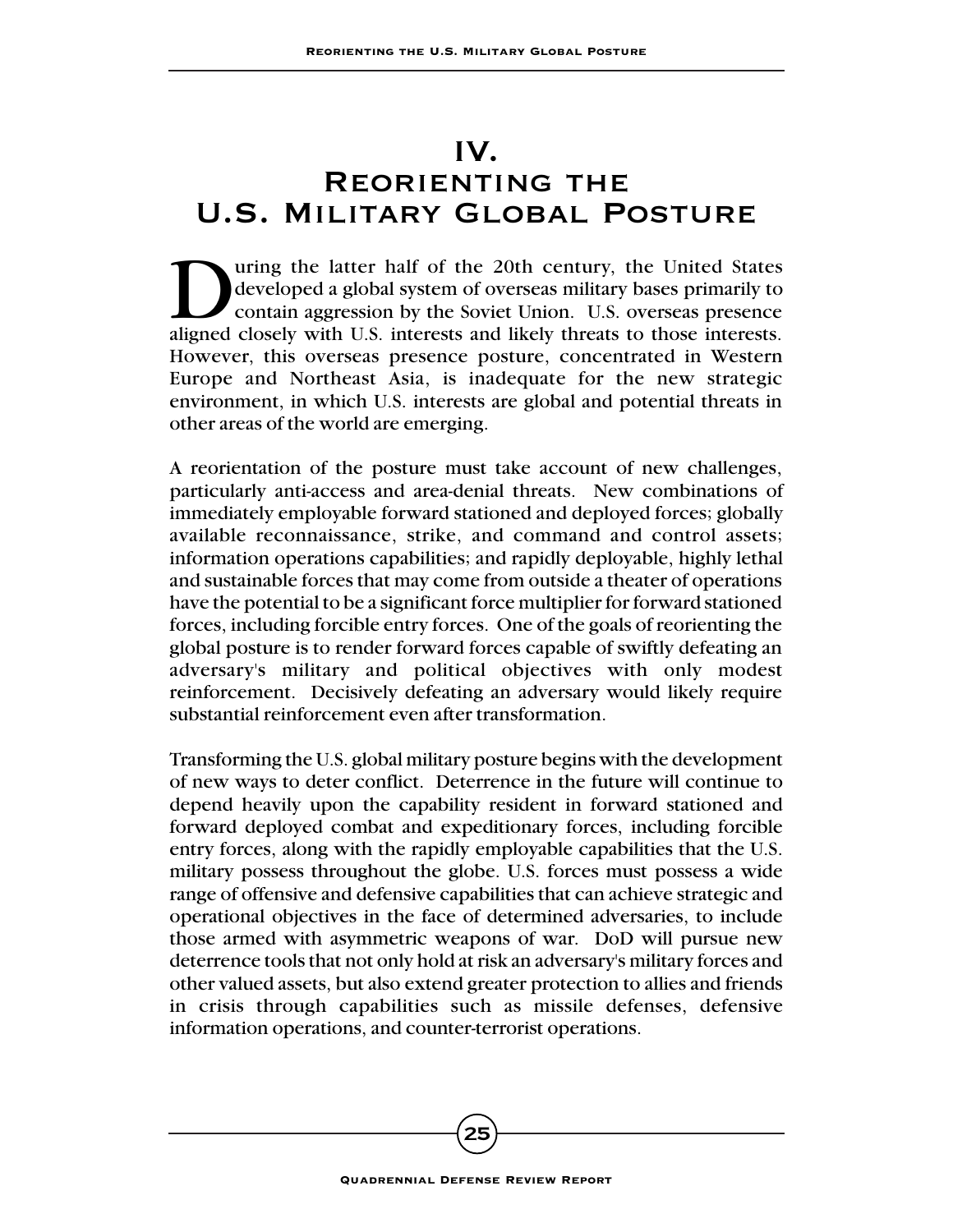# IV.
# Reorienting the U.S. Military Global Posture

During the latter half of the 20th century, the United States developed a global system of overseas military bases primarily to contain aggression by the Soviet Union. U.S. overseas presence aligned closely with U.S. interests and likely threats to those interests. However, this overseas presence posture, concentrated in Western Europe and Northeast Asia, is inadequate for the new strategic environment, in which U.S. interests are global and potential threats in other areas of the world are emerging.

A reorientation of the posture must take account of new challenges, particularly anti-access and area-denial threats. New combinations of immediately employable forward stationed and deployed forces; globally available reconnaissance, strike, and command and control assets; information operations capabilities; and rapidly deployable, highly lethal and sustainable forces that may come from outside a theater of operations have the potential to be a significant force multiplier for forward stationed forces, including forcible entry forces. One of the goals of reorienting the global posture is to render forward forces capable of swiftly defeating an adversary's military and political objectives with only modest reinforcement. Decisively defeating an adversary would likely require substantial reinforcement even after transformation.

Transforming the U.S. global military posture begins with the development of new ways to deter conflict. Deterrence in the future will continue to depend heavily upon the capability resident in forward stationed and forward deployed combat and expeditionary forces, including forcible entry forces, along with the rapidly employable capabilities that the U.S. military possess throughout the globe. U.S. forces must possess a wide range of offensive and defensive capabilities that can achieve strategic and operational objectives in the face of determined adversaries, to include those armed with asymmetric weapons of war. DoD will pursue new deterrence tools that not only hold at risk an adversary's military forces and other valued assets, but also extend greater protection to allies and friends in crisis through capabilities such as missile defenses, defensive information operations, and counter-terrorist operations.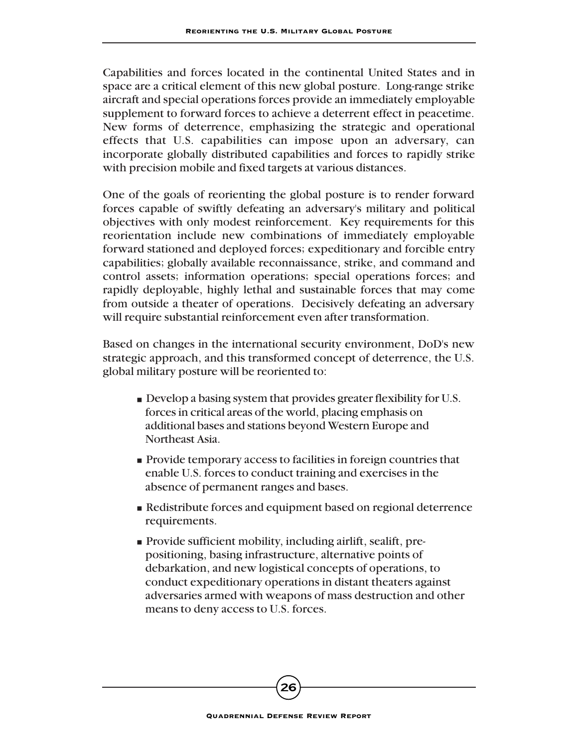Capabilities and forces located in the continental United States and in space are a critical element of this new global posture. Long-range strike aircraft and special operations forces provide an immediately employable supplement to forward forces to achieve a deterrent effect in peacetime. New forms of deterrence, emphasizing the strategic and operational effects that U.S. capabilities can impose upon an adversary, can incorporate globally distributed capabilities and forces to rapidly strike with precision mobile and fixed targets at various distances.

One of the goals of reorienting the global posture is to render forward forces capable of swiftly defeating an adversary's military and political objectives with only modest reinforcement. Key requirements for this reorientation include new combinations of immediately employable forward stationed and deployed forces; expeditionary and forcible entry capabilities; globally available reconnaissance, strike, and command and control assets; information operations; special operations forces; and rapidly deployable, highly lethal and sustainable forces that may come from outside a theater of operations. Decisively defeating an adversary will require substantial reinforcement even after transformation.

Based on changes in the international security environment, DoD's new strategic approach, and this transformed concept of deterrence, the U.S. global military posture will be reoriented to:

- Develop a basing system that provides greater flexibility for U.S. forces in critical areas of the world, placing emphasis on additional bases and stations beyond Western Europe and Northeast Asia.
- Provide temporary access to facilities in foreign countries that enable U.S. forces to conduct training and exercises in the absence of permanent ranges and bases.
- Redistribute forces and equipment based on regional deterrence requirements.
- Provide sufficient mobility, including airlift, sealift, pre-positioning, basing infrastructure, alternative points of debarkation, and new logistical concepts of operations, to conduct expeditionary operations in distant theaters against adversaries armed with weapons of mass destruction and other means to deny access to U.S. forces.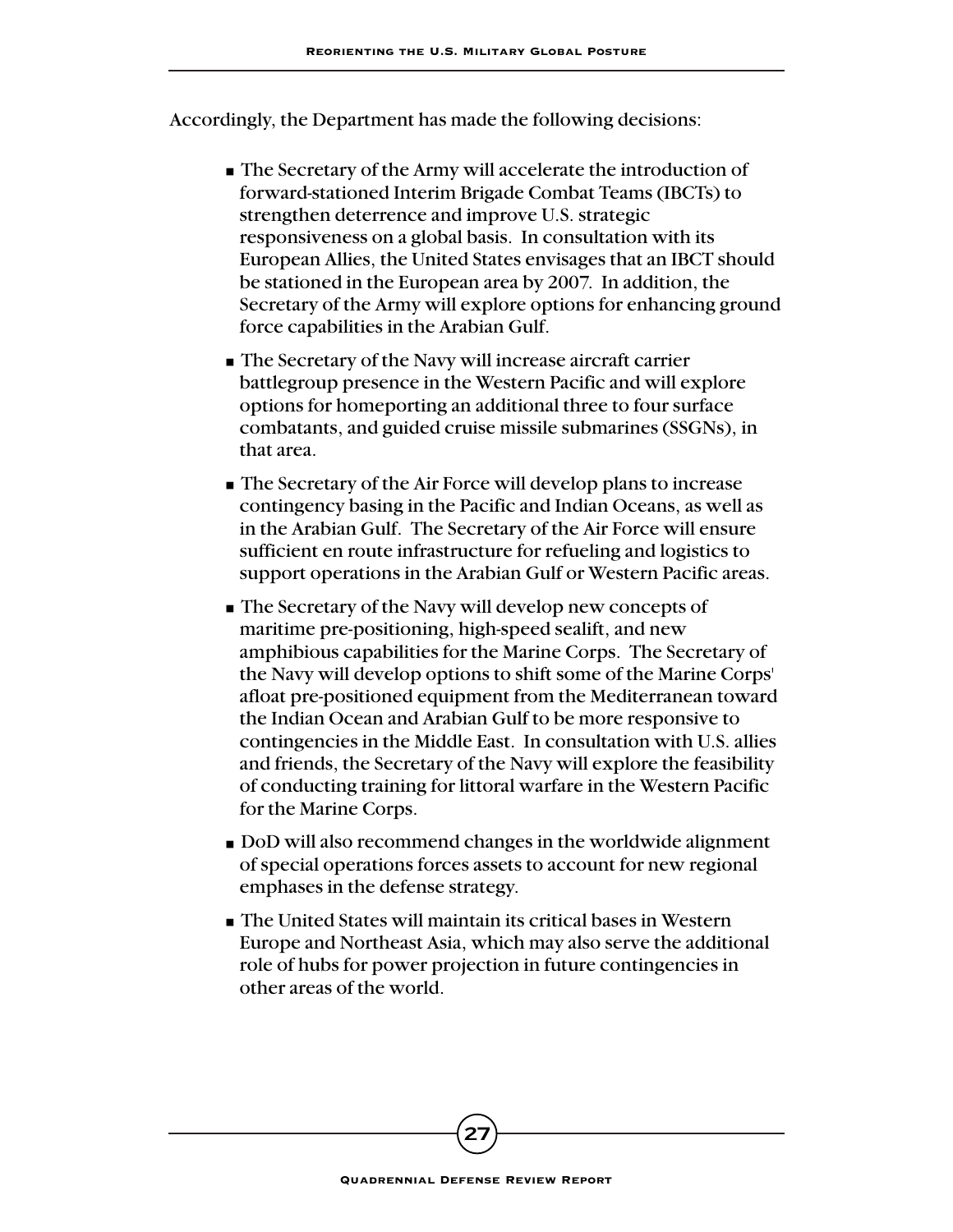Accordingly, the Department has made the following decisions:

- The Secretary of the Army will accelerate the introduction of forward-stationed Interim Brigade Combat Teams (IBCTs) to strengthen deterrence and improve U.S. strategic responsiveness on a global basis. In consultation with its European Allies, the United States envisages that an IBCT should be stationed in the European area by 2007. In addition, the Secretary of the Army will explore options for enhancing ground force capabilities in the Arabian Gulf.
- The Secretary of the Navy will increase aircraft carrier battlegroup presence in the Western Pacific and will explore options for homeporting an additional three to four surface combatants, and guided cruise missile submarines (SSGNs), in that area.
- The Secretary of the Air Force will develop plans to increase contingency basing in the Pacific and Indian Oceans, as well as in the Arabian Gulf. The Secretary of the Air Force will ensure sufficient en route infrastructure for refueling and logistics to support operations in the Arabian Gulf or Western Pacific areas.
- The Secretary of the Navy will develop new concepts of maritime pre-positioning, high-speed sealift, and new amphibious capabilities for the Marine Corps. The Secretary of the Navy will develop options to shift some of the Marine Corps' afloat pre-positioned equipment from the Mediterranean toward the Indian Ocean and Arabian Gulf to be more responsive to contingencies in the Middle East. In consultation with U.S. allies and friends, the Secretary of the Navy will explore the feasibility of conducting training for littoral warfare in the Western Pacific for the Marine Corps.
- DoD will also recommend changes in the worldwide alignment of special operations forces assets to account for new regional emphases in the defense strategy.
- The United States will maintain its critical bases in Western Europe and Northeast Asia, which may also serve the additional role of hubs for power projection in future contingencies in other areas of the world.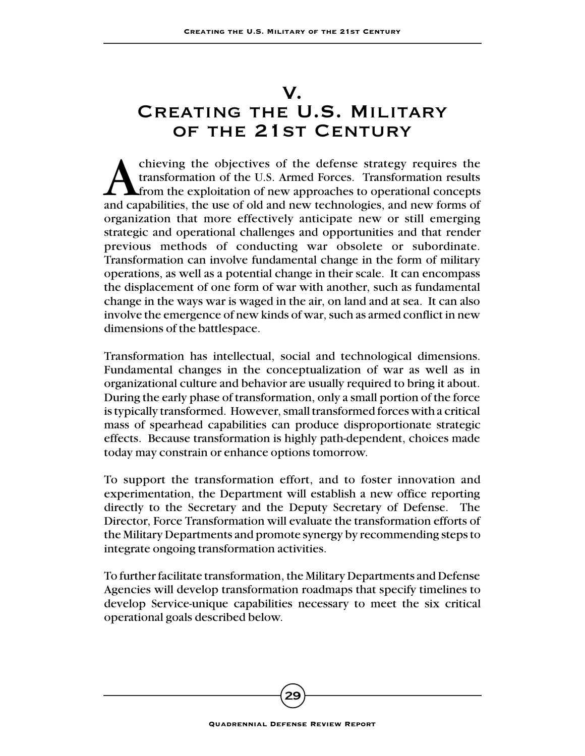# V. Creating the U.S. Military of the 21st Century

Achieving the objectives of the defense strategy requires the transformation of the U.S. Armed Forces. Transformation results from the exploitation of new approaches to operational concepts and capabilities, the use of old and new technologies, and new forms of organization that more effectively anticipate new or still emerging strategic and operational challenges and opportunities and that render previous methods of conducting war obsolete or subordinate. Transformation can involve fundamental change in the form of military operations, as well as a potential change in their scale. It can encompass the displacement of one form of war with another, such as fundamental change in the ways war is waged in the air, on land and at sea. It can also involve the emergence of new kinds of war, such as armed conflict in new dimensions of the battlespace.

Transformation has intellectual, social and technological dimensions. Fundamental changes in the conceptualization of war as well as in organizational culture and behavior are usually required to bring it about. During the early phase of transformation, only a small portion of the force is typically transformed. However, small transformed forces with a critical mass of spearhead capabilities can produce disproportionate strategic effects. Because transformation is highly path-dependent, choices made today may constrain or enhance options tomorrow.

To support the transformation effort, and to foster innovation and experimentation, the Department will establish a new office reporting directly to the Secretary and the Deputy Secretary of Defense. The Director, Force Transformation will evaluate the transformation efforts of the Military Departments and promote synergy by recommending steps to integrate ongoing transformation activities.

To further facilitate transformation, the Military Departments and Defense Agencies will develop transformation roadmaps that specify timelines to develop Service-unique capabilities necessary to meet the six critical operational goals described below.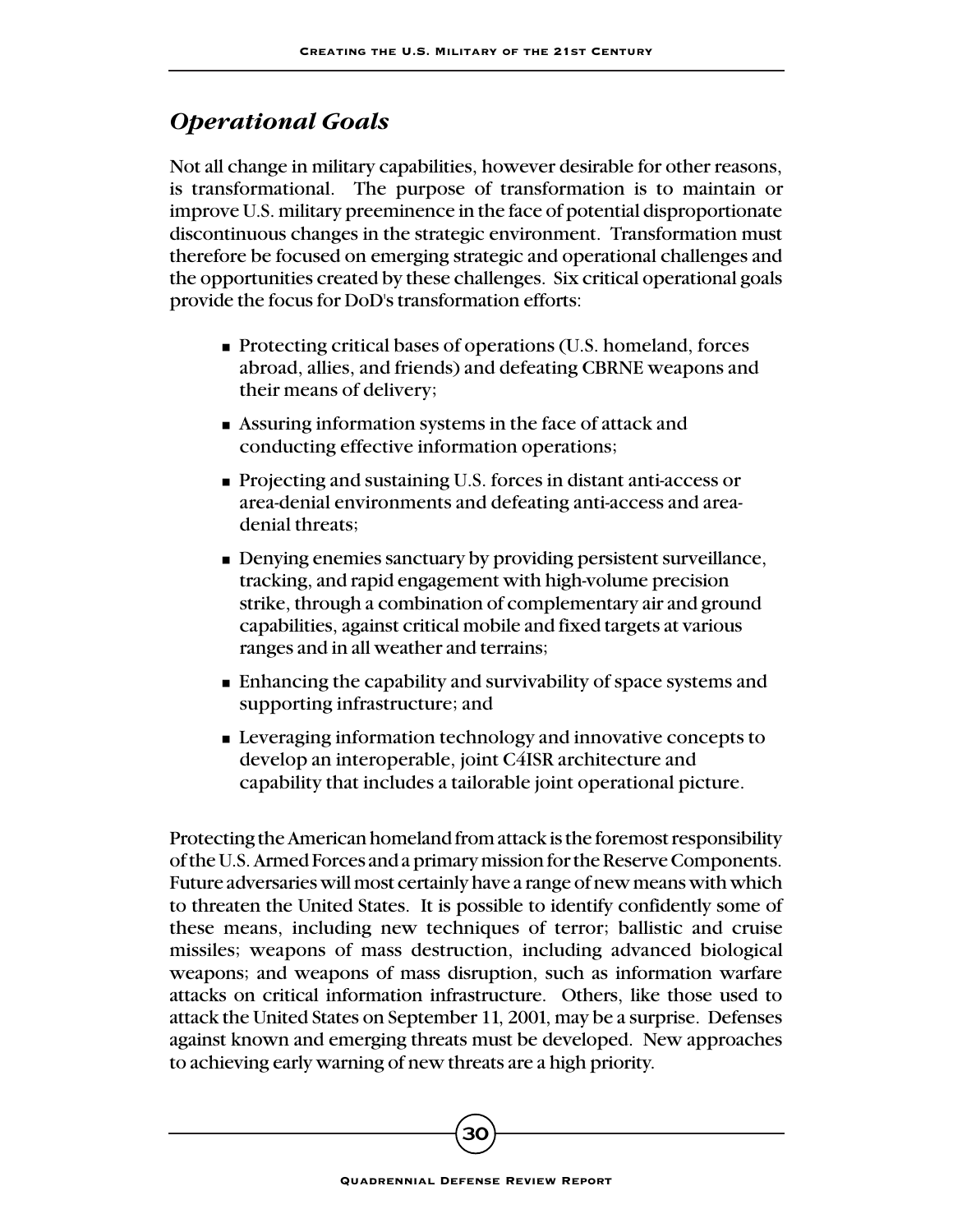## *Operational Goals*

Not all change in military capabilities, however desirable for other reasons, is transformational. The purpose of transformation is to maintain or improve U.S. military preeminence in the face of potential disproportionate discontinuous changes in the strategic environment. Transformation must therefore be focused on emerging strategic and operational challenges and the opportunities created by these challenges. Six critical operational goals provide the focus for DoD's transformation efforts:

- Protecting critical bases of operations (U.S. homeland, forces abroad, allies, and friends) and defeating CBRNE weapons and their means of delivery;
- Assuring information systems in the face of attack and conducting effective information operations;
- Projecting and sustaining U.S. forces in distant anti-access or area-denial environments and defeating anti-access and area-denial threats;
- Denying enemies sanctuary by providing persistent surveillance, tracking, and rapid engagement with high-volume precision strike, through a combination of complementary air and ground capabilities, against critical mobile and fixed targets at various ranges and in all weather and terrains;
- Enhancing the capability and survivability of space systems and supporting infrastructure; and
- Leveraging information technology and innovative concepts to develop an interoperable, joint C4ISR architecture and capability that includes a tailorable joint operational picture.

Protecting the American homeland from attack is the foremost responsibility of the U.S. Armed Forces and a primary mission for the Reserve Components. Future adversaries will most certainly have a range of new means with which to threaten the United States. It is possible to identify confidently some of these means, including new techniques of terror; ballistic and cruise missiles; weapons of mass destruction, including advanced biological weapons; and weapons of mass disruption, such as information warfare attacks on critical information infrastructure. Others, like those used to attack the United States on September 11, 2001, may be a surprise. Defenses against known and emerging threats must be developed. New approaches to achieving early warning of new threats are a high priority.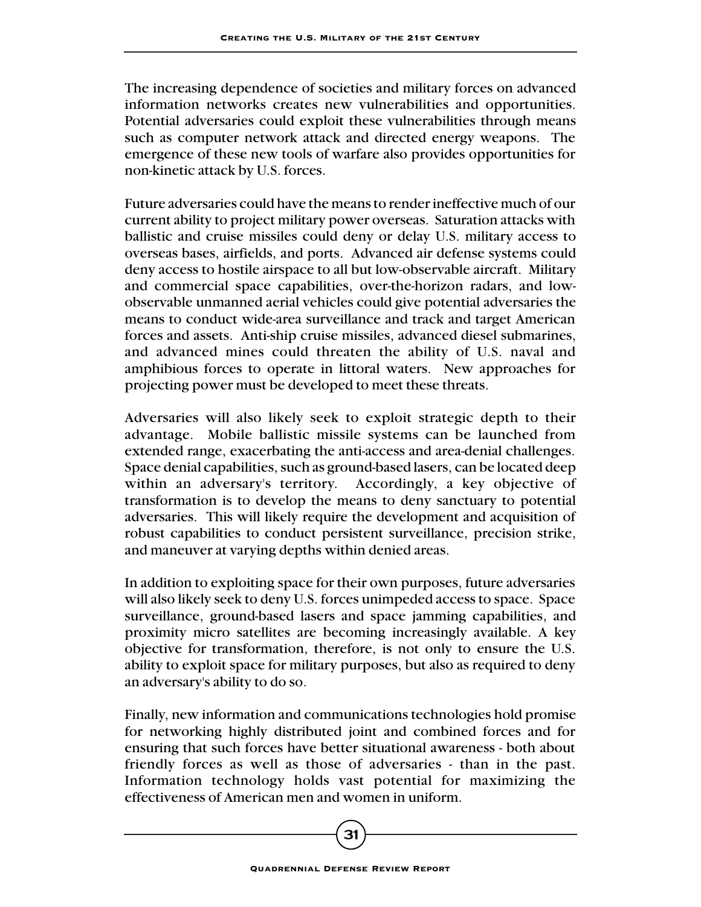The increasing dependence of societies and military forces on advanced information networks creates new vulnerabilities and opportunities. Potential adversaries could exploit these vulnerabilities through means such as computer network attack and directed energy weapons. The emergence of these new tools of warfare also provides opportunities for non-kinetic attack by U.S. forces.

Future adversaries could have the means to render ineffective much of our current ability to project military power overseas. Saturation attacks with ballistic and cruise missiles could deny or delay U.S. military access to overseas bases, airfields, and ports. Advanced air defense systems could deny access to hostile airspace to all but low-observable aircraft. Military and commercial space capabilities, over-the-horizon radars, and low-observable unmanned aerial vehicles could give potential adversaries the means to conduct wide-area surveillance and track and target American forces and assets. Anti-ship cruise missiles, advanced diesel submarines, and advanced mines could threaten the ability of U.S. naval and amphibious forces to operate in littoral waters. New approaches for projecting power must be developed to meet these threats.

Adversaries will also likely seek to exploit strategic depth to their advantage. Mobile ballistic missile systems can be launched from extended range, exacerbating the anti-access and area-denial challenges. Space denial capabilities, such as ground-based lasers, can be located deep within an adversary's territory. Accordingly, a key objective of transformation is to develop the means to deny sanctuary to potential adversaries. This will likely require the development and acquisition of robust capabilities to conduct persistent surveillance, precision strike, and maneuver at varying depths within denied areas.

In addition to exploiting space for their own purposes, future adversaries will also likely seek to deny U.S. forces unimpeded access to space. Space surveillance, ground-based lasers and space jamming capabilities, and proximity micro satellites are becoming increasingly available. A key objective for transformation, therefore, is not only to ensure the U.S. ability to exploit space for military purposes, but also as required to deny an adversary's ability to do so.

Finally, new information and communications technologies hold promise for networking highly distributed joint and combined forces and for ensuring that such forces have better situational awareness - both about friendly forces as well as those of adversaries - than in the past. Information technology holds vast potential for maximizing the effectiveness of American men and women in uniform.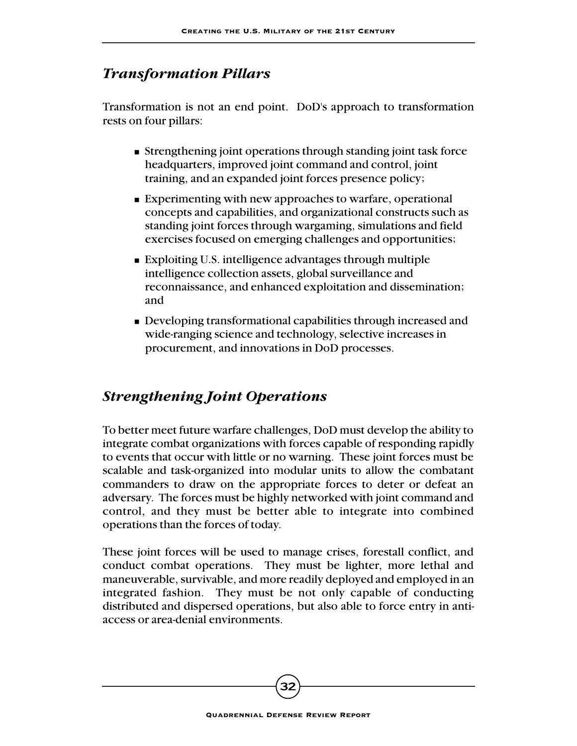## *Transformation Pillars*

Transformation is not an end point. DoD's approach to transformation rests on four pillars:

- Strengthening joint operations through standing joint task force headquarters, improved joint command and control, joint training, and an expanded joint forces presence policy;
- Experimenting with new approaches to warfare, operational concepts and capabilities, and organizational constructs such as standing joint forces through wargaming, simulations and field exercises focused on emerging challenges and opportunities;
- Exploiting U.S. intelligence advantages through multiple intelligence collection assets, global surveillance and reconnaissance, and enhanced exploitation and dissemination; and
- Developing transformational capabilities through increased and wide-ranging science and technology, selective increases in procurement, and innovations in DoD processes.

## *Strengthening Joint Operations*

To better meet future warfare challenges, DoD must develop the ability to integrate combat organizations with forces capable of responding rapidly to events that occur with little or no warning. These joint forces must be scalable and task-organized into modular units to allow the combatant commanders to draw on the appropriate forces to deter or defeat an adversary. The forces must be highly networked with joint command and control, and they must be better able to integrate into combined operations than the forces of today.

These joint forces will be used to manage crises, forestall conflict, and conduct combat operations. They must be lighter, more lethal and maneuverable, survivable, and more readily deployed and employed in an integrated fashion. They must be not only capable of conducting distributed and dispersed operations, but also able to force entry in anti-access or area-denial environments.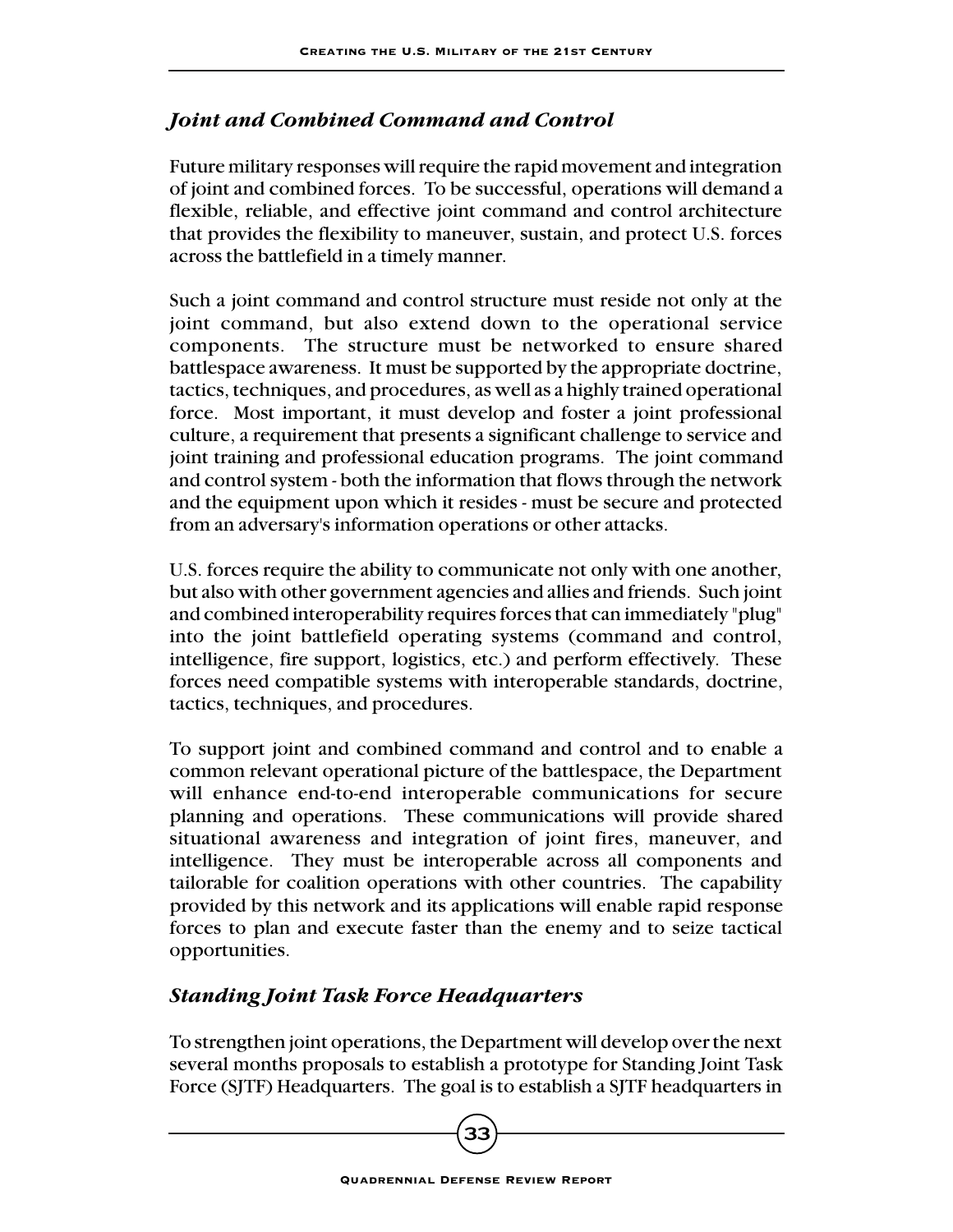### *Joint and Combined Command and Control*

Future military responses will require the rapid movement and integration of joint and combined forces. To be successful, operations will demand a flexible, reliable, and effective joint command and control architecture that provides the flexibility to maneuver, sustain, and protect U.S. forces across the battlefield in a timely manner.

Such a joint command and control structure must reside not only at the joint command, but also extend down to the operational service components. The structure must be networked to ensure shared battlespace awareness. It must be supported by the appropriate doctrine, tactics, techniques, and procedures, as well as a highly trained operational force. Most important, it must develop and foster a joint professional culture, a requirement that presents a significant challenge to service and joint training and professional education programs. The joint command and control system - both the information that flows through the network and the equipment upon which it resides - must be secure and protected from an adversary's information operations or other attacks.

U.S. forces require the ability to communicate not only with one another, but also with other government agencies and allies and friends. Such joint and combined interoperability requires forces that can immediately "plug" into the joint battlefield operating systems (command and control, intelligence, fire support, logistics, etc.) and perform effectively. These forces need compatible systems with interoperable standards, doctrine, tactics, techniques, and procedures.

To support joint and combined command and control and to enable a common relevant operational picture of the battlespace, the Department will enhance end-to-end interoperable communications for secure planning and operations. These communications will provide shared situational awareness and integration of joint fires, maneuver, and intelligence. They must be interoperable across all components and tailorable for coalition operations with other countries. The capability provided by this network and its applications will enable rapid response forces to plan and execute faster than the enemy and to seize tactical opportunities.

### *Standing Joint Task Force Headquarters*

To strengthen joint operations, the Department will develop over the next several months proposals to establish a prototype for Standing Joint Task Force (SJTF) Headquarters. The goal is to establish a SJTF headquarters in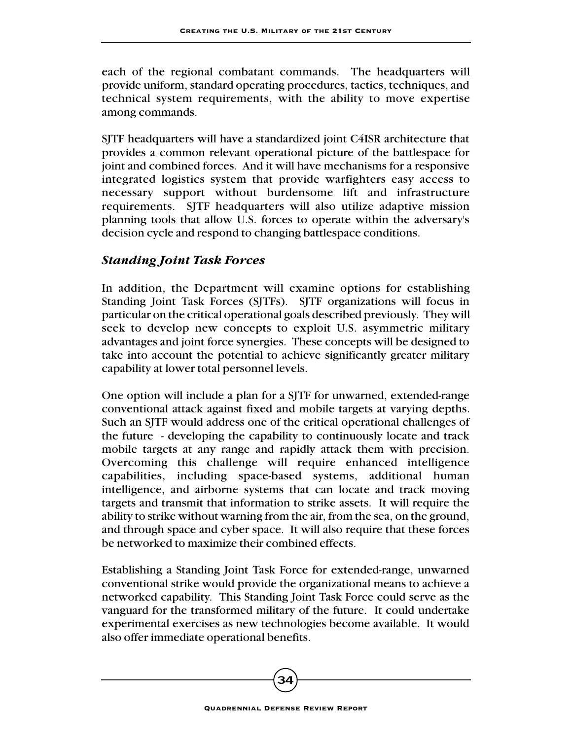each of the regional combatant commands. The headquarters will provide uniform, standard operating procedures, tactics, techniques, and technical system requirements, with the ability to move expertise among commands.

SJTF headquarters will have a standardized joint C4ISR architecture that provides a common relevant operational picture of the battlespace for joint and combined forces. And it will have mechanisms for a responsive integrated logistics system that provide warfighters easy access to necessary support without burdensome lift and infrastructure requirements. SJTF headquarters will also utilize adaptive mission planning tools that allow U.S. forces to operate within the adversary's decision cycle and respond to changing battlespace conditions.

### *Standing Joint Task Forces*

In addition, the Department will examine options for establishing Standing Joint Task Forces (SJTFs). SJTF organizations will focus in particular on the critical operational goals described previously. They will seek to develop new concepts to exploit U.S. asymmetric military advantages and joint force synergies. These concepts will be designed to take into account the potential to achieve significantly greater military capability at lower total personnel levels.

One option will include a plan for a SJTF for unwarned, extended-range conventional attack against fixed and mobile targets at varying depths. Such an SJTF would address one of the critical operational challenges of the future - developing the capability to continuously locate and track mobile targets at any range and rapidly attack them with precision. Overcoming this challenge will require enhanced intelligence capabilities, including space-based systems, additional human intelligence, and airborne systems that can locate and track moving targets and transmit that information to strike assets. It will require the ability to strike without warning from the air, from the sea, on the ground, and through space and cyber space. It will also require that these forces be networked to maximize their combined effects.

Establishing a Standing Joint Task Force for extended-range, unwarned conventional strike would provide the organizational means to achieve a networked capability. This Standing Joint Task Force could serve as the vanguard for the transformed military of the future. It could undertake experimental exercises as new technologies become available. It would also offer immediate operational benefits.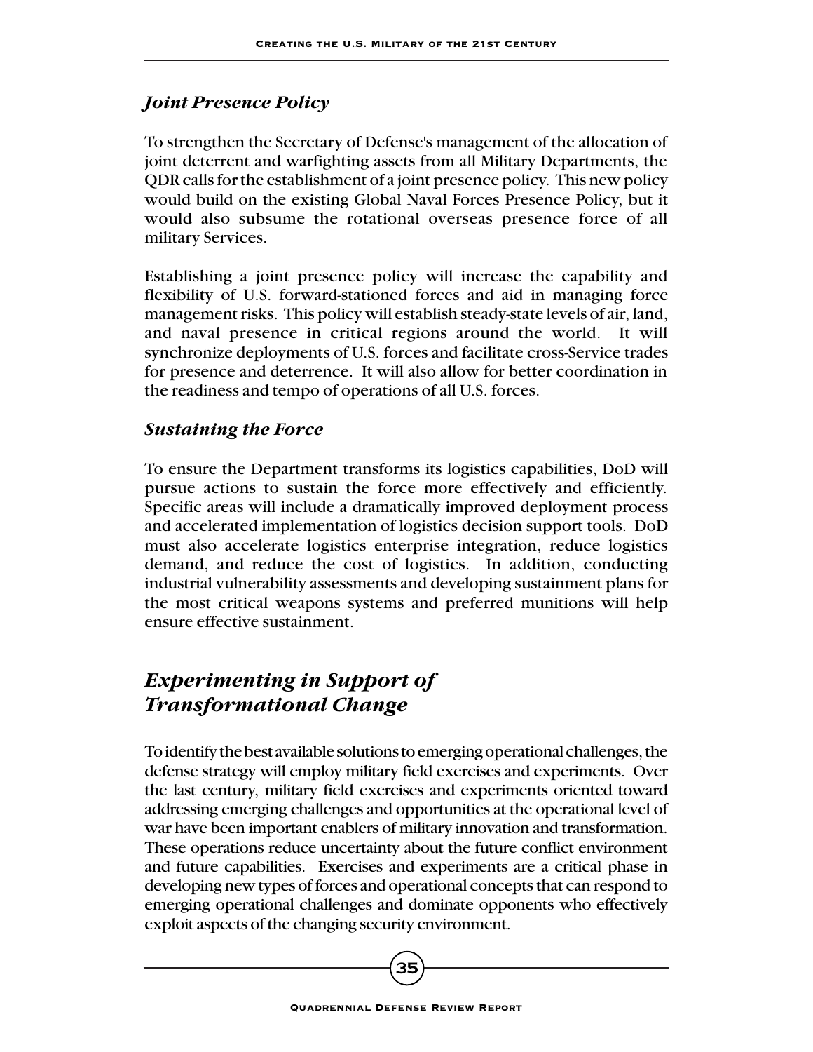### *Joint Presence Policy*

To strengthen the Secretary of Defense's management of the allocation of joint deterrent and warfighting assets from all Military Departments, the QDR calls for the establishment of a joint presence policy. This new policy would build on the existing Global Naval Forces Presence Policy, but it would also subsume the rotational overseas presence force of all military Services.

Establishing a joint presence policy will increase the capability and flexibility of U.S. forward-stationed forces and aid in managing force management risks. This policy will establish steady-state levels of air, land, and naval presence in critical regions around the world. It will synchronize deployments of U.S. forces and facilitate cross-Service trades for presence and deterrence. It will also allow for better coordination in the readiness and tempo of operations of all U.S. forces.

### *Sustaining the Force*

To ensure the Department transforms its logistics capabilities, DoD will pursue actions to sustain the force more effectively and efficiently. Specific areas will include a dramatically improved deployment process and accelerated implementation of logistics decision support tools. DoD must also accelerate logistics enterprise integration, reduce logistics demand, and reduce the cost of logistics. In addition, conducting industrial vulnerability assessments and developing sustainment plans for the most critical weapons systems and preferred munitions will help ensure effective sustainment.

## *Experimenting in Support of Transformational Change*

To identify the best available solutions to emerging operational challenges, the defense strategy will employ military field exercises and experiments. Over the last century, military field exercises and experiments oriented toward addressing emerging challenges and opportunities at the operational level of war have been important enablers of military innovation and transformation. These operations reduce uncertainty about the future conflict environment and future capabilities. Exercises and experiments are a critical phase in developing new types of forces and operational concepts that can respond to emerging operational challenges and dominate opponents who effectively exploit aspects of the changing security environment.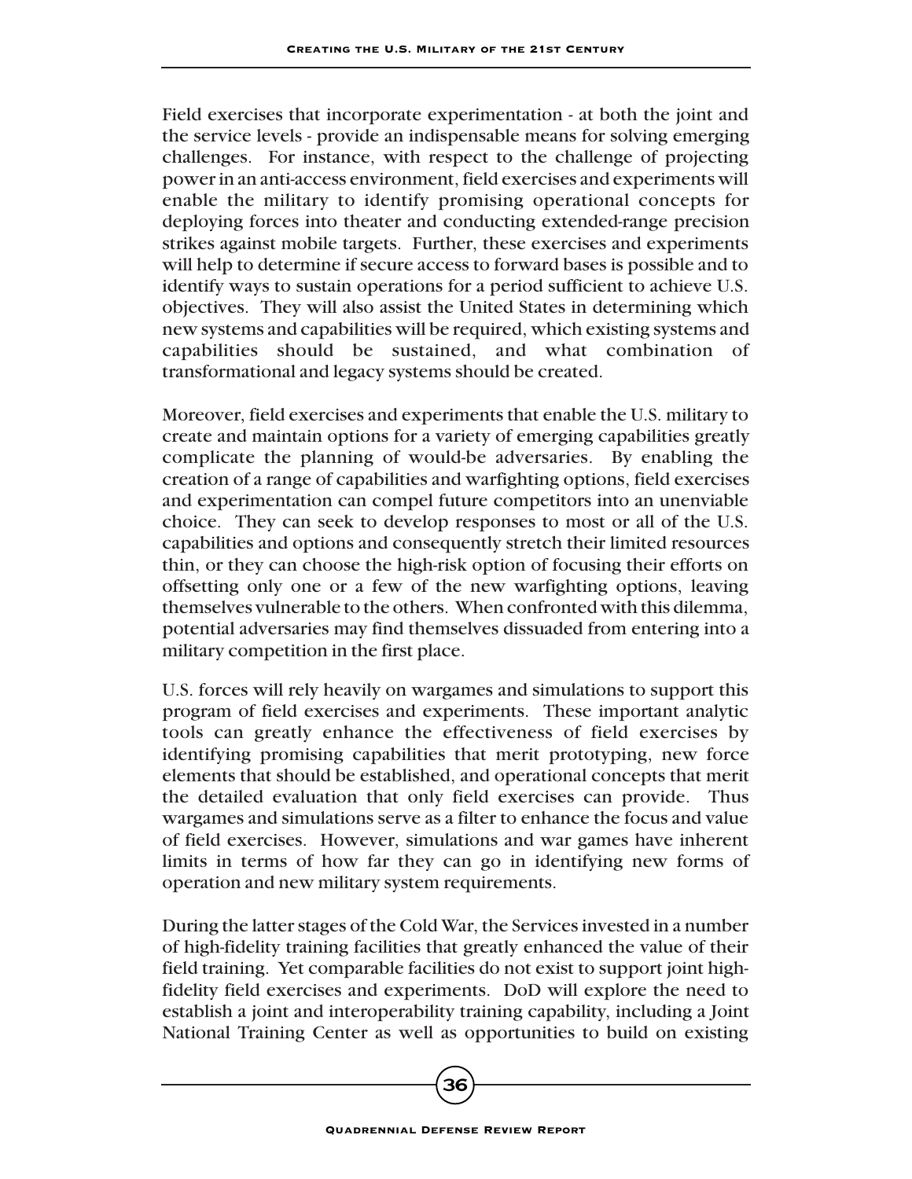Field exercises that incorporate experimentation - at both the joint and the service levels - provide an indispensable means for solving emerging challenges. For instance, with respect to the challenge of projecting power in an anti-access environment, field exercises and experiments will enable the military to identify promising operational concepts for deploying forces into theater and conducting extended-range precision strikes against mobile targets. Further, these exercises and experiments will help to determine if secure access to forward bases is possible and to identify ways to sustain operations for a period sufficient to achieve U.S. objectives. They will also assist the United States in determining which new systems and capabilities will be required, which existing systems and capabilities should be sustained, and what combination of transformational and legacy systems should be created.

Moreover, field exercises and experiments that enable the U.S. military to create and maintain options for a variety of emerging capabilities greatly complicate the planning of would-be adversaries. By enabling the creation of a range of capabilities and warfighting options, field exercises and experimentation can compel future competitors into an unenviable choice. They can seek to develop responses to most or all of the U.S. capabilities and options and consequently stretch their limited resources thin, or they can choose the high-risk option of focusing their efforts on offsetting only one or a few of the new warfighting options, leaving themselves vulnerable to the others. When confronted with this dilemma, potential adversaries may find themselves dissuaded from entering into a military competition in the first place.

U.S. forces will rely heavily on wargames and simulations to support this program of field exercises and experiments. These important analytic tools can greatly enhance the effectiveness of field exercises by identifying promising capabilities that merit prototyping, new force elements that should be established, and operational concepts that merit the detailed evaluation that only field exercises can provide. Thus wargames and simulations serve as a filter to enhance the focus and value of field exercises. However, simulations and war games have inherent limits in terms of how far they can go in identifying new forms of operation and new military system requirements.

During the latter stages of the Cold War, the Services invested in a number of high-fidelity training facilities that greatly enhanced the value of their field training. Yet comparable facilities do not exist to support joint high-fidelity field exercises and experiments. DoD will explore the need to establish a joint and interoperability training capability, including a Joint National Training Center as well as opportunities to build on existing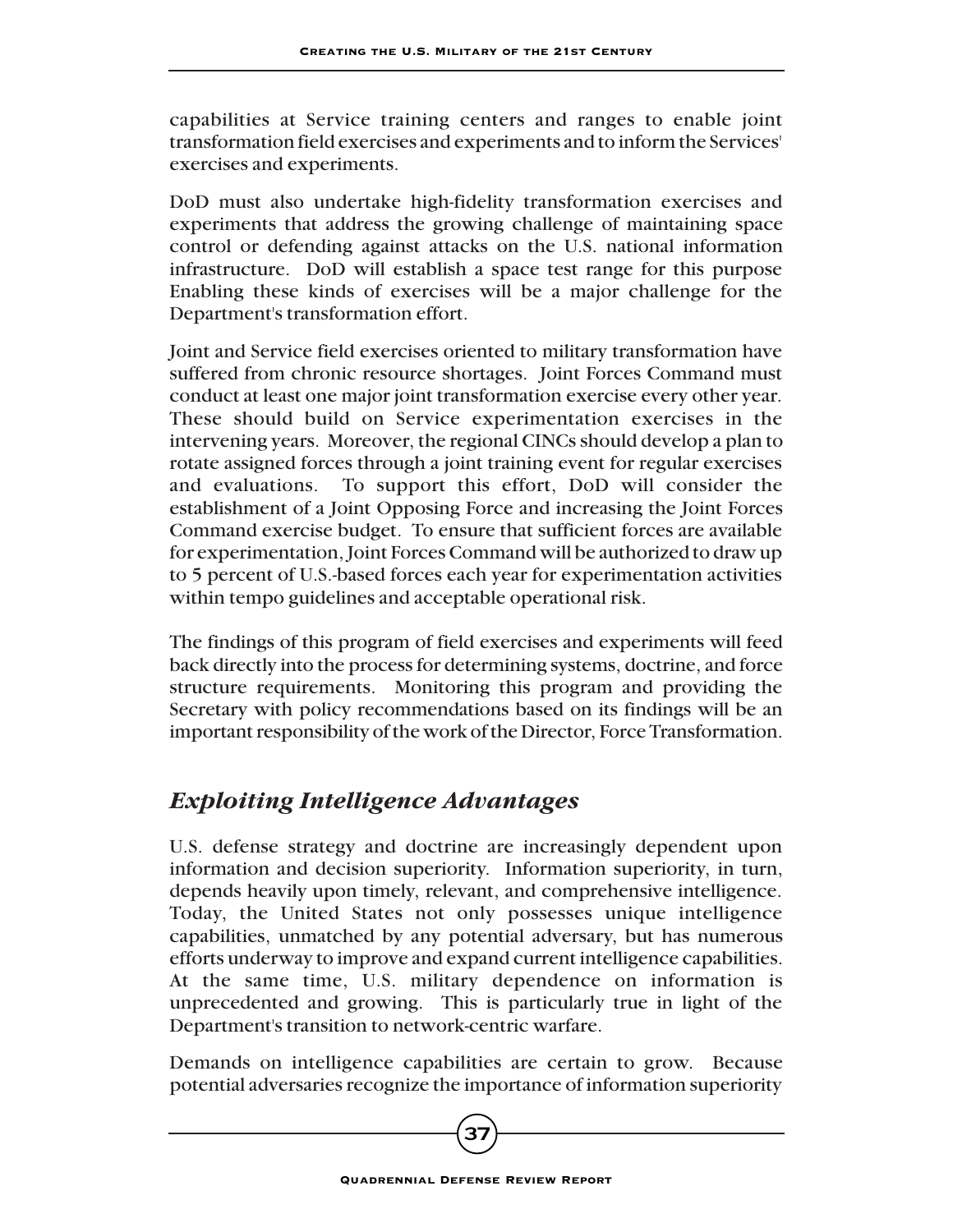capabilities at Service training centers and ranges to enable joint transformation field exercises and experiments and to inform the Services' exercises and experiments.

DoD must also undertake high-fidelity transformation exercises and experiments that address the growing challenge of maintaining space control or defending against attacks on the U.S. national information infrastructure. DoD will establish a space test range for this purpose Enabling these kinds of exercises will be a major challenge for the Department's transformation effort.

Joint and Service field exercises oriented to military transformation have suffered from chronic resource shortages. Joint Forces Command must conduct at least one major joint transformation exercise every other year. These should build on Service experimentation exercises in the intervening years. Moreover, the regional CINCs should develop a plan to rotate assigned forces through a joint training event for regular exercises and evaluations. To support this effort, DoD will consider the establishment of a Joint Opposing Force and increasing the Joint Forces Command exercise budget. To ensure that sufficient forces are available for experimentation, Joint Forces Command will be authorized to draw up to 5 percent of U.S.-based forces each year for experimentation activities within tempo guidelines and acceptable operational risk.

The findings of this program of field exercises and experiments will feed back directly into the process for determining systems, doctrine, and force structure requirements. Monitoring this program and providing the Secretary with policy recommendations based on its findings will be an important responsibility of the work of the Director, Force Transformation.

## *Exploiting Intelligence Advantages*

U.S. defense strategy and doctrine are increasingly dependent upon information and decision superiority. Information superiority, in turn, depends heavily upon timely, relevant, and comprehensive intelligence. Today, the United States not only possesses unique intelligence capabilities, unmatched by any potential adversary, but has numerous efforts underway to improve and expand current intelligence capabilities. At the same time, U.S. military dependence on information is unprecedented and growing. This is particularly true in light of the Department's transition to network-centric warfare.

Demands on intelligence capabilities are certain to grow. Because potential adversaries recognize the importance of information superiority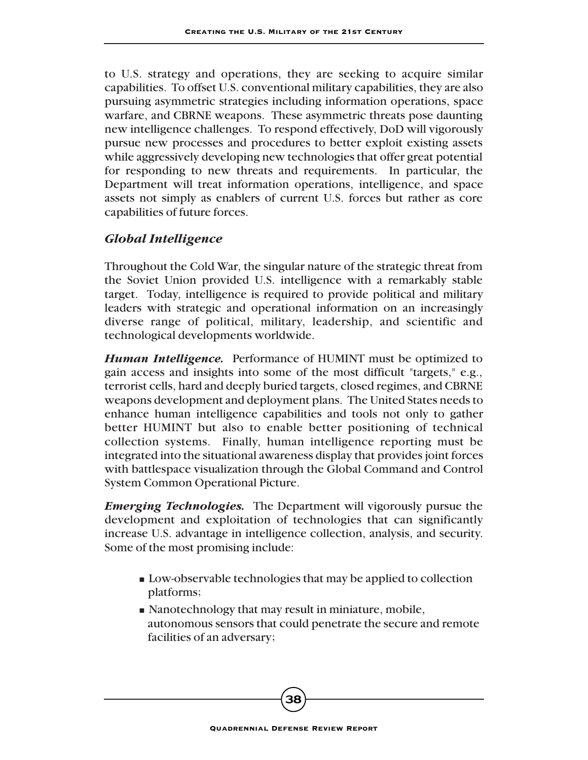to U.S. strategy and operations, they are seeking to acquire similar capabilities. To offset U.S. conventional military capabilities, they are also pursuing asymmetric strategies including information operations, space warfare, and CBRNE weapons. These asymmetric threats pose daunting new intelligence challenges. To respond effectively, DoD will vigorously pursue new processes and procedures to better exploit existing assets while aggressively developing new technologies that offer great potential for responding to new threats and requirements. In particular, the Department will treat information operations, intelligence, and space assets not simply as enablers of current U.S. forces but rather as core capabilities of future forces.

### *Global Intelligence*

Throughout the Cold War, the singular nature of the strategic threat from the Soviet Union provided U.S. intelligence with a remarkably stable target. Today, intelligence is required to provide political and military leaders with strategic and operational information on an increasingly diverse range of political, military, leadership, and scientific and technological developments worldwide.

***Human Intelligence.*** Performance of HUMINT must be optimized to gain access and insights into some of the most difficult "targets," e.g., terrorist cells, hard and deeply buried targets, closed regimes, and CBRNE weapons development and deployment plans. The United States needs to enhance human intelligence capabilities and tools not only to gather better HUMINT but also to enable better positioning of technical collection systems. Finally, human intelligence reporting must be integrated into the situational awareness display that provides joint forces with battlespace visualization through the Global Command and Control System Common Operational Picture.

***Emerging Technologies.*** The Department will vigorously pursue the development and exploitation of technologies that can significantly increase U.S. advantage in intelligence collection, analysis, and security. Some of the most promising include:

- Low-observable technologies that may be applied to collection platforms;
- Nanotechnology that may result in miniature, mobile, autonomous sensors that could penetrate the secure and remote facilities of an adversary;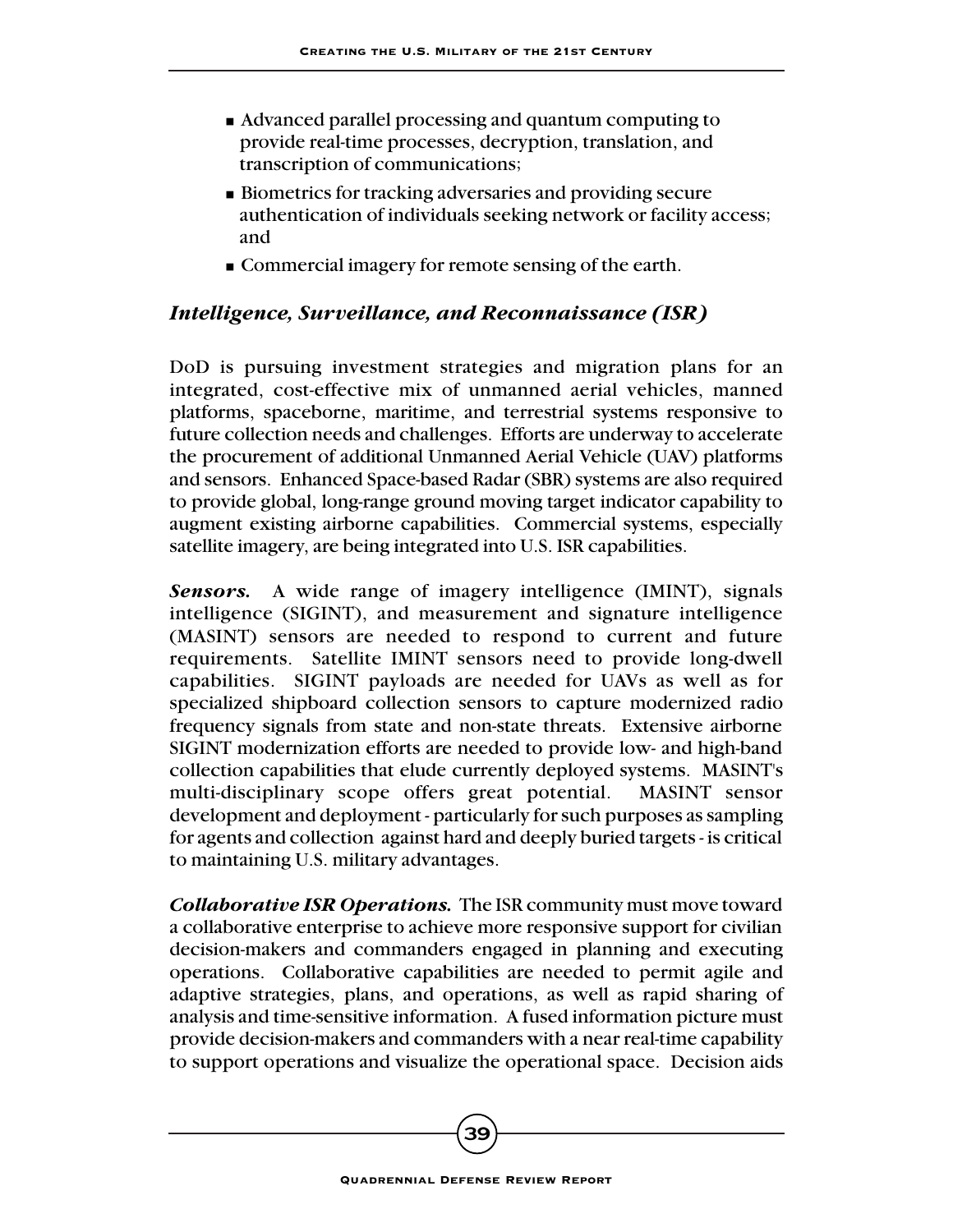- Advanced parallel processing and quantum computing to provide real-time processes, decryption, translation, and transcription of communications;
- Biometrics for tracking adversaries and providing secure authentication of individuals seeking network or facility access; and
- Commercial imagery for remote sensing of the earth.

### *Intelligence, Surveillance, and Reconnaissance (ISR)*

DoD is pursuing investment strategies and migration plans for an integrated, cost-effective mix of unmanned aerial vehicles, manned platforms, spaceborne, maritime, and terrestrial systems responsive to future collection needs and challenges. Efforts are underway to accelerate the procurement of additional Unmanned Aerial Vehicle (UAV) platforms and sensors. Enhanced Space-based Radar (SBR) systems are also required to provide global, long-range ground moving target indicator capability to augment existing airborne capabilities. Commercial systems, especially satellite imagery, are being integrated into U.S. ISR capabilities.

***Sensors.*** A wide range of imagery intelligence (IMINT), signals intelligence (SIGINT), and measurement and signature intelligence (MASINT) sensors are needed to respond to current and future requirements. Satellite IMINT sensors need to provide long-dwell capabilities. SIGINT payloads are needed for UAVs as well as for specialized shipboard collection sensors to capture modernized radio frequency signals from state and non-state threats. Extensive airborne SIGINT modernization efforts are needed to provide low- and high-band collection capabilities that elude currently deployed systems. MASINT's multi-disciplinary scope offers great potential. MASINT sensor development and deployment - particularly for such purposes as sampling for agents and collection against hard and deeply buried targets - is critical to maintaining U.S. military advantages.

***Collaborative ISR Operations.*** The ISR community must move toward a collaborative enterprise to achieve more responsive support for civilian decision-makers and commanders engaged in planning and executing operations. Collaborative capabilities are needed to permit agile and adaptive strategies, plans, and operations, as well as rapid sharing of analysis and time-sensitive information. A fused information picture must provide decision-makers and commanders with a near real-time capability to support operations and visualize the operational space. Decision aids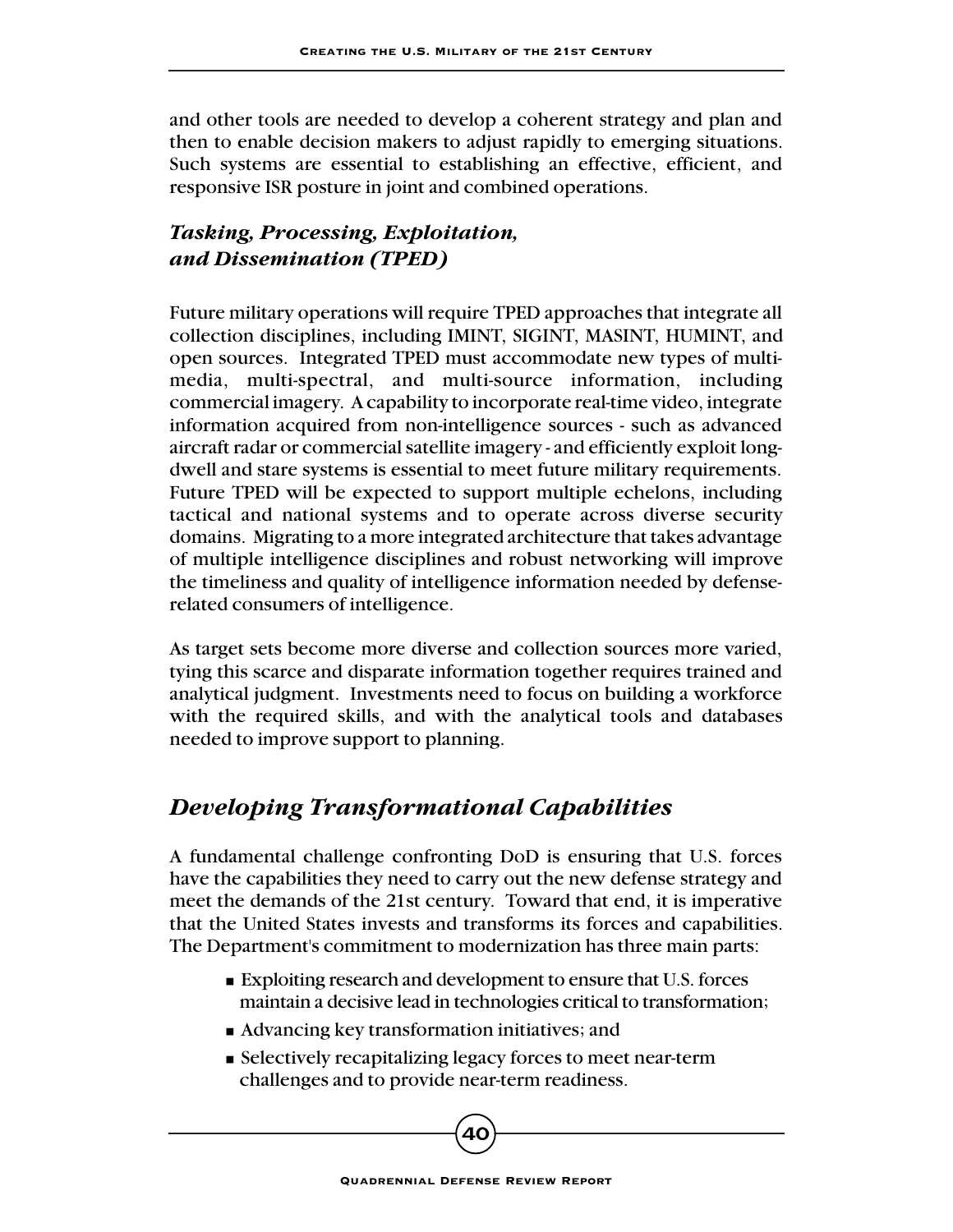and other tools are needed to develop a coherent strategy and plan and then to enable decision makers to adjust rapidly to emerging situations. Such systems are essential to establishing an effective, efficient, and responsive ISR posture in joint and combined operations.

### *Tasking, Processing, Exploitation, and Dissemination (TPED)*

Future military operations will require TPED approaches that integrate all collection disciplines, including IMINT, SIGINT, MASINT, HUMINT, and open sources. Integrated TPED must accommodate new types of multi-media, multi-spectral, and multi-source information, including commercial imagery. A capability to incorporate real-time video, integrate information acquired from non-intelligence sources - such as advanced aircraft radar or commercial satellite imagery - and efficiently exploit long-dwell and stare systems is essential to meet future military requirements. Future TPED will be expected to support multiple echelons, including tactical and national systems and to operate across diverse security domains. Migrating to a more integrated architecture that takes advantage of multiple intelligence disciplines and robust networking will improve the timeliness and quality of intelligence information needed by defense-related consumers of intelligence.

As target sets become more diverse and collection sources more varied, tying this scarce and disparate information together requires trained and analytical judgment. Investments need to focus on building a workforce with the required skills, and with the analytical tools and databases needed to improve support to planning.

## *Developing Transformational Capabilities*

A fundamental challenge confronting DoD is ensuring that U.S. forces have the capabilities they need to carry out the new defense strategy and meet the demands of the 21st century. Toward that end, it is imperative that the United States invests and transforms its forces and capabilities. The Department's commitment to modernization has three main parts:

- Exploiting research and development to ensure that U.S. forces maintain a decisive lead in technologies critical to transformation;
- Advancing key transformation initiatives; and
- Selectively recapitalizing legacy forces to meet near-term challenges and to provide near-term readiness.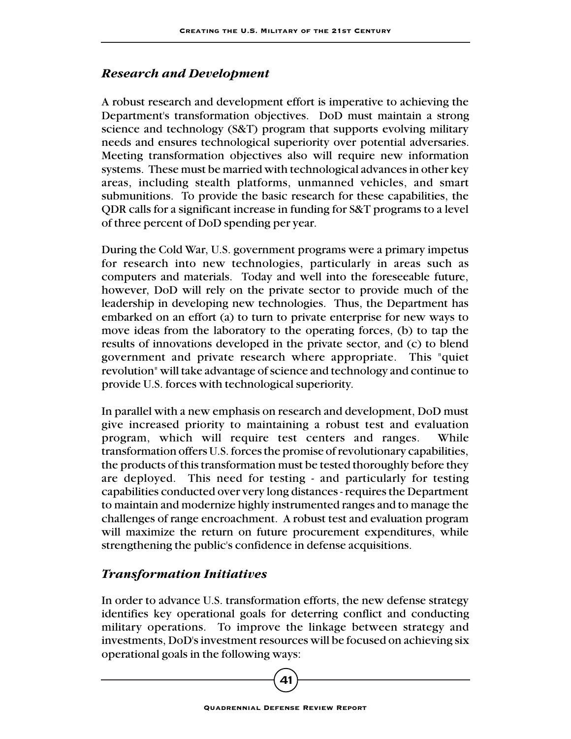### *Research and Development*

A robust research and development effort is imperative to achieving the Department's transformation objectives. DoD must maintain a strong science and technology (S&T) program that supports evolving military needs and ensures technological superiority over potential adversaries. Meeting transformation objectives also will require new information systems. These must be married with technological advances in other key areas, including stealth platforms, unmanned vehicles, and smart submunitions. To provide the basic research for these capabilities, the QDR calls for a significant increase in funding for S&T programs to a level of three percent of DoD spending per year.

During the Cold War, U.S. government programs were a primary impetus for research into new technologies, particularly in areas such as computers and materials. Today and well into the foreseeable future, however, DoD will rely on the private sector to provide much of the leadership in developing new technologies. Thus, the Department has embarked on an effort (a) to turn to private enterprise for new ways to move ideas from the laboratory to the operating forces, (b) to tap the results of innovations developed in the private sector, and (c) to blend government and private research where appropriate. This "quiet revolution" will take advantage of science and technology and continue to provide U.S. forces with technological superiority.

In parallel with a new emphasis on research and development, DoD must give increased priority to maintaining a robust test and evaluation program, which will require test centers and ranges. While transformation offers U.S. forces the promise of revolutionary capabilities, the products of this transformation must be tested thoroughly before they are deployed. This need for testing - and particularly for testing capabilities conducted over very long distances - requires the Department to maintain and modernize highly instrumented ranges and to manage the challenges of range encroachment. A robust test and evaluation program will maximize the return on future procurement expenditures, while strengthening the public's confidence in defense acquisitions.

### *Transformation Initiatives*

In order to advance U.S. transformation efforts, the new defense strategy identifies key operational goals for deterring conflict and conducting military operations. To improve the linkage between strategy and investments, DoD's investment resources will be focused on achieving six operational goals in the following ways: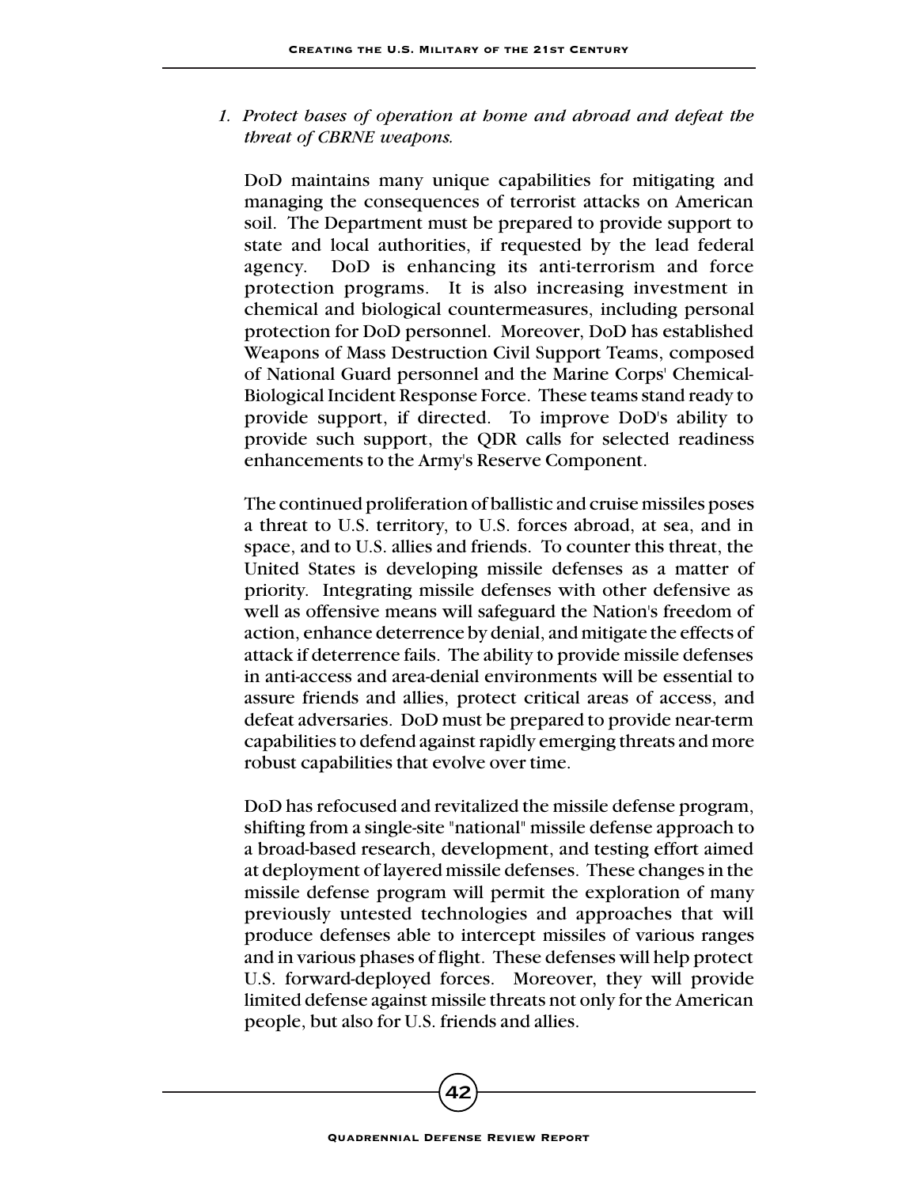*1. Protect bases of operation at home and abroad and defeat the threat of CBRNE weapons.*

DoD maintains many unique capabilities for mitigating and managing the consequences of terrorist attacks on American soil. The Department must be prepared to provide support to state and local authorities, if requested by the lead federal agency. DoD is enhancing its anti-terrorism and force protection programs. It is also increasing investment in chemical and biological countermeasures, including personal protection for DoD personnel. Moreover, DoD has established Weapons of Mass Destruction Civil Support Teams, composed of National Guard personnel and the Marine Corps' Chemical-Biological Incident Response Force. These teams stand ready to provide support, if directed. To improve DoD's ability to provide such support, the QDR calls for selected readiness enhancements to the Army's Reserve Component.

The continued proliferation of ballistic and cruise missiles poses a threat to U.S. territory, to U.S. forces abroad, at sea, and in space, and to U.S. allies and friends. To counter this threat, the United States is developing missile defenses as a matter of priority. Integrating missile defenses with other defensive as well as offensive means will safeguard the Nation's freedom of action, enhance deterrence by denial, and mitigate the effects of attack if deterrence fails. The ability to provide missile defenses in anti-access and area-denial environments will be essential to assure friends and allies, protect critical areas of access, and defeat adversaries. DoD must be prepared to provide near-term capabilities to defend against rapidly emerging threats and more robust capabilities that evolve over time.

DoD has refocused and revitalized the missile defense program, shifting from a single-site "national" missile defense approach to a broad-based research, development, and testing effort aimed at deployment of layered missile defenses. These changes in the missile defense program will permit the exploration of many previously untested technologies and approaches that will produce defenses able to intercept missiles of various ranges and in various phases of flight. These defenses will help protect U.S. forward-deployed forces. Moreover, they will provide limited defense against missile threats not only for the American people, but also for U.S. friends and allies.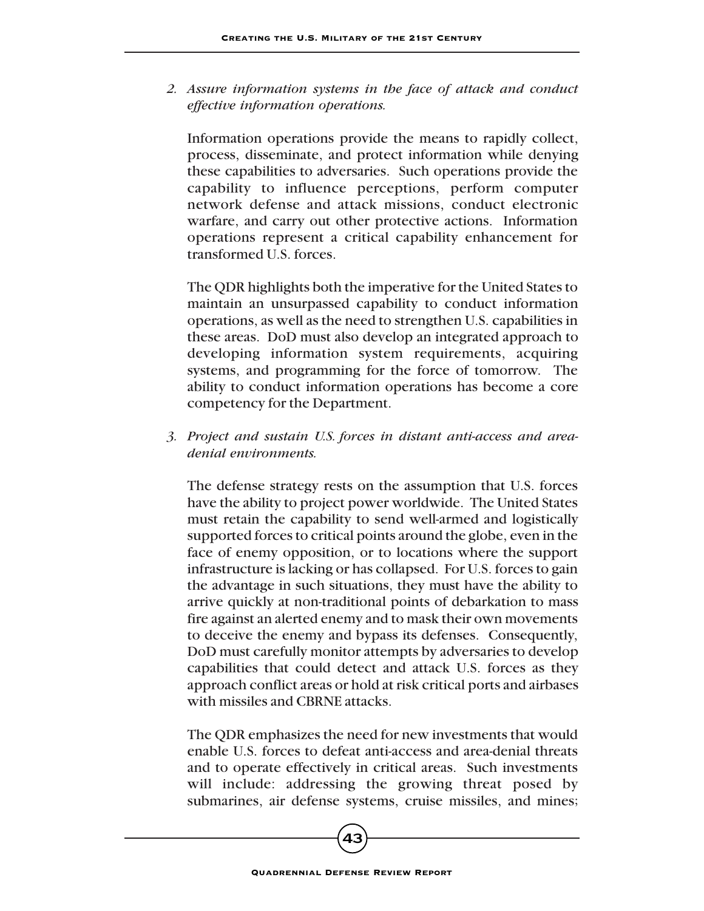2. *Assure information systems in the face of attack and conduct effective information operations.*

   Information operations provide the means to rapidly collect, process, disseminate, and protect information while denying these capabilities to adversaries. Such operations provide the capability to influence perceptions, perform computer network defense and attack missions, conduct electronic warfare, and carry out other protective actions. Information operations represent a critical capability enhancement for transformed U.S. forces.

   The QDR highlights both the imperative for the United States to maintain an unsurpassed capability to conduct information operations, as well as the need to strengthen U.S. capabilities in these areas. DoD must also develop an integrated approach to developing information system requirements, acquiring systems, and programming for the force of tomorrow. The ability to conduct information operations has become a core competency for the Department.

3. *Project and sustain U.S. forces in distant anti-access and area-denial environments.*

   The defense strategy rests on the assumption that U.S. forces have the ability to project power worldwide. The United States must retain the capability to send well-armed and logistically supported forces to critical points around the globe, even in the face of enemy opposition, or to locations where the support infrastructure is lacking or has collapsed. For U.S. forces to gain the advantage in such situations, they must have the ability to arrive quickly at non-traditional points of debarkation to mass fire against an alerted enemy and to mask their own movements to deceive the enemy and bypass its defenses. Consequently, DoD must carefully monitor attempts by adversaries to develop capabilities that could detect and attack U.S. forces as they approach conflict areas or hold at risk critical ports and airbases with missiles and CBRNE attacks.

   The QDR emphasizes the need for new investments that would enable U.S. forces to defeat anti-access and area-denial threats and to operate effectively in critical areas. Such investments will include: addressing the growing threat posed by submarines, air defense systems, cruise missiles, and mines;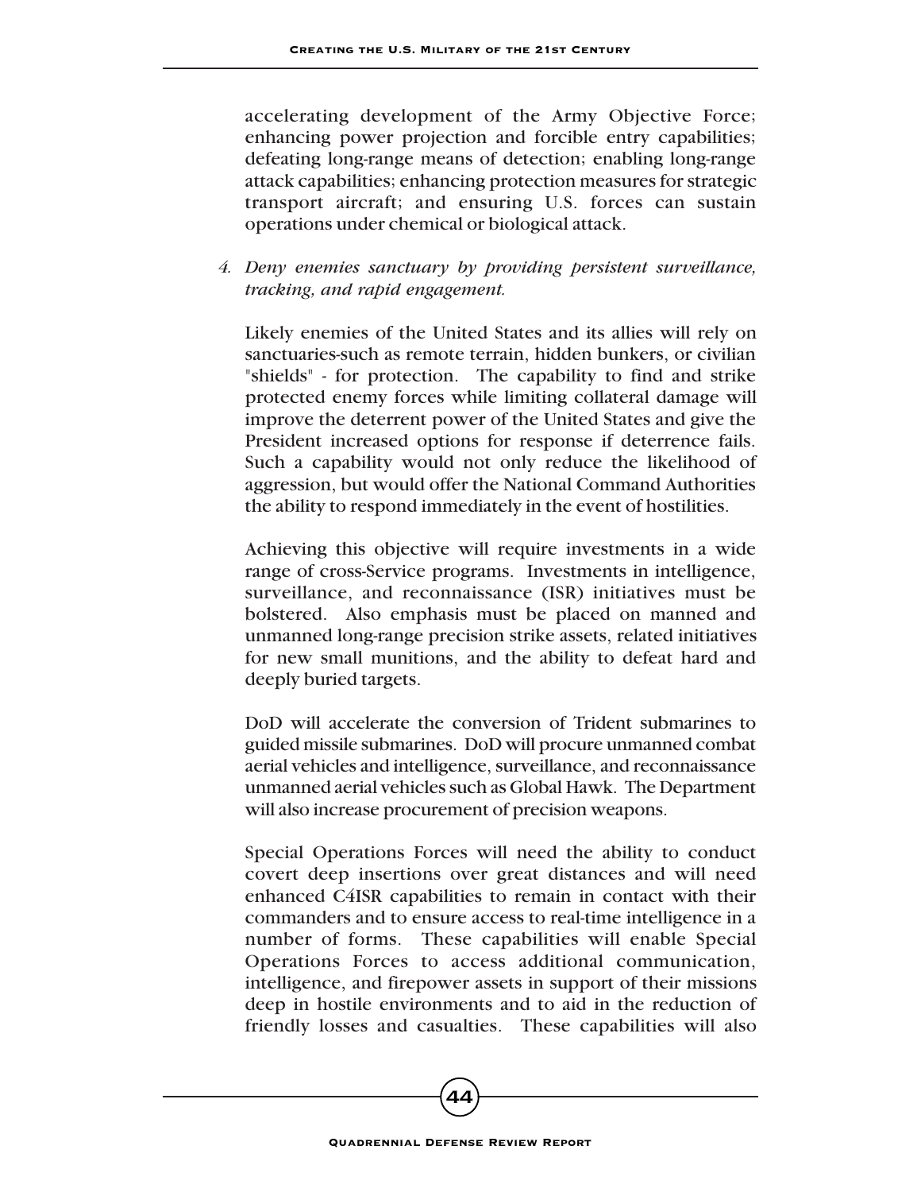accelerating development of the Army Objective Force; enhancing power projection and forcible entry capabilities; defeating long-range means of detection; enabling long-range attack capabilities; enhancing protection measures for strategic transport aircraft; and ensuring U.S. forces can sustain operations under chemical or biological attack.

4. *Deny enemies sanctuary by providing persistent surveillance, tracking, and rapid engagement.*

   Likely enemies of the United States and its allies will rely on sanctuaries-such as remote terrain, hidden bunkers, or civilian "shields" - for protection. The capability to find and strike protected enemy forces while limiting collateral damage will improve the deterrent power of the United States and give the President increased options for response if deterrence fails. Such a capability would not only reduce the likelihood of aggression, but would offer the National Command Authorities the ability to respond immediately in the event of hostilities.

   Achieving this objective will require investments in a wide range of cross-Service programs. Investments in intelligence, surveillance, and reconnaissance (ISR) initiatives must be bolstered. Also emphasis must be placed on manned and unmanned long-range precision strike assets, related initiatives for new small munitions, and the ability to defeat hard and deeply buried targets.

   DoD will accelerate the conversion of Trident submarines to guided missile submarines. DoD will procure unmanned combat aerial vehicles and intelligence, surveillance, and reconnaissance unmanned aerial vehicles such as Global Hawk. The Department will also increase procurement of precision weapons.

   Special Operations Forces will need the ability to conduct covert deep insertions over great distances and will need enhanced C4ISR capabilities to remain in contact with their commanders and to ensure access to real-time intelligence in a number of forms. These capabilities will enable Special Operations Forces to access additional communication, intelligence, and firepower assets in support of their missions deep in hostile environments and to aid in the reduction of friendly losses and casualties. These capabilities will also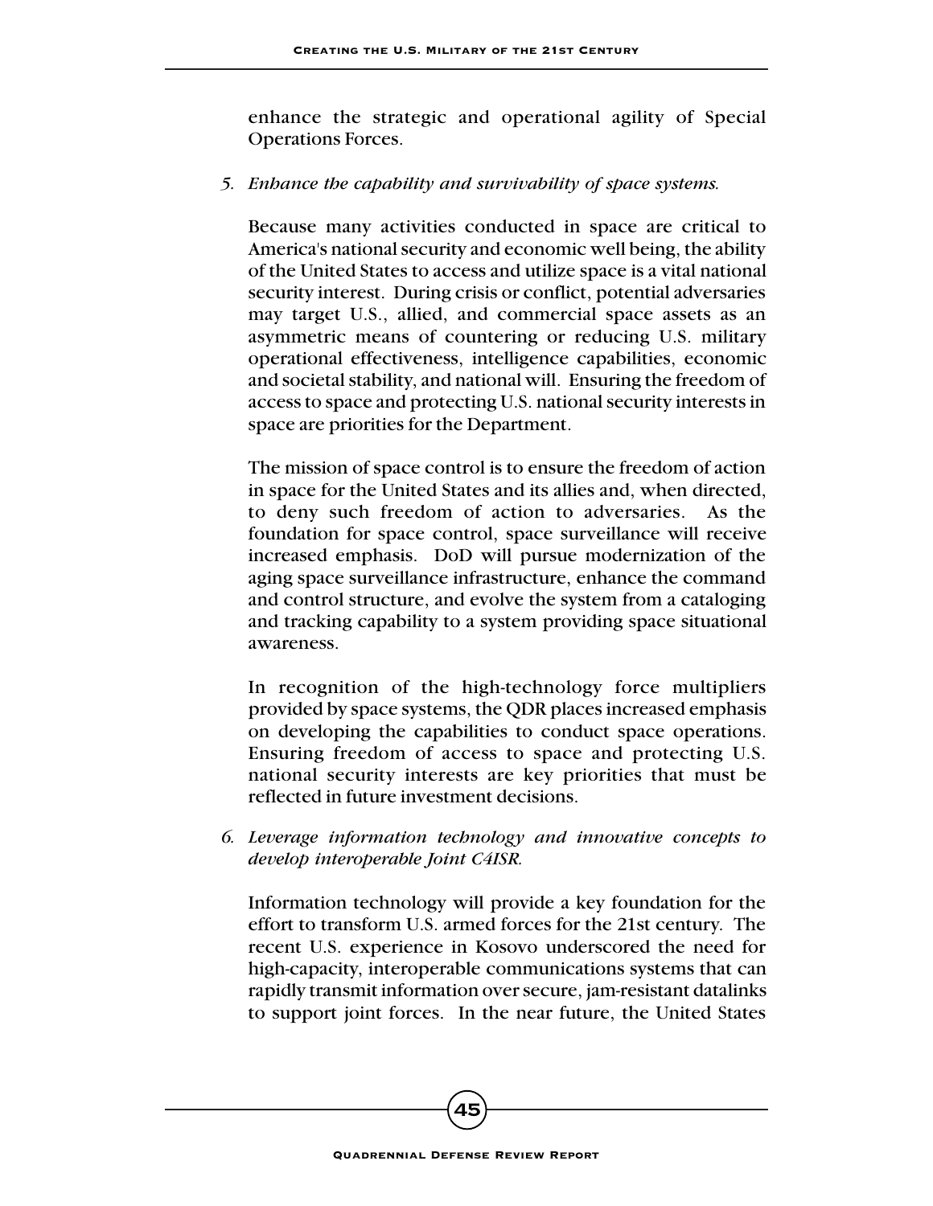enhance the strategic and operational agility of Special Operations Forces.

5. *Enhance the capability and survivability of space systems.*

Because many activities conducted in space are critical to America's national security and economic well being, the ability of the United States to access and utilize space is a vital national security interest. During crisis or conflict, potential adversaries may target U.S., allied, and commercial space assets as an asymmetric means of countering or reducing U.S. military operational effectiveness, intelligence capabilities, economic and societal stability, and national will. Ensuring the freedom of access to space and protecting U.S. national security interests in space are priorities for the Department.

The mission of space control is to ensure the freedom of action in space for the United States and its allies and, when directed, to deny such freedom of action to adversaries. As the foundation for space control, space surveillance will receive increased emphasis. DoD will pursue modernization of the aging space surveillance infrastructure, enhance the command and control structure, and evolve the system from a cataloging and tracking capability to a system providing space situational awareness.

In recognition of the high-technology force multipliers provided by space systems, the QDR places increased emphasis on developing the capabilities to conduct space operations. Ensuring freedom of access to space and protecting U.S. national security interests are key priorities that must be reflected in future investment decisions.

6. *Leverage information technology and innovative concepts to develop interoperable Joint C4ISR.*

Information technology will provide a key foundation for the effort to transform U.S. armed forces for the 21st century. The recent U.S. experience in Kosovo underscored the need for high-capacity, interoperable communications systems that can rapidly transmit information over secure, jam-resistant datalinks to support joint forces. In the near future, the United States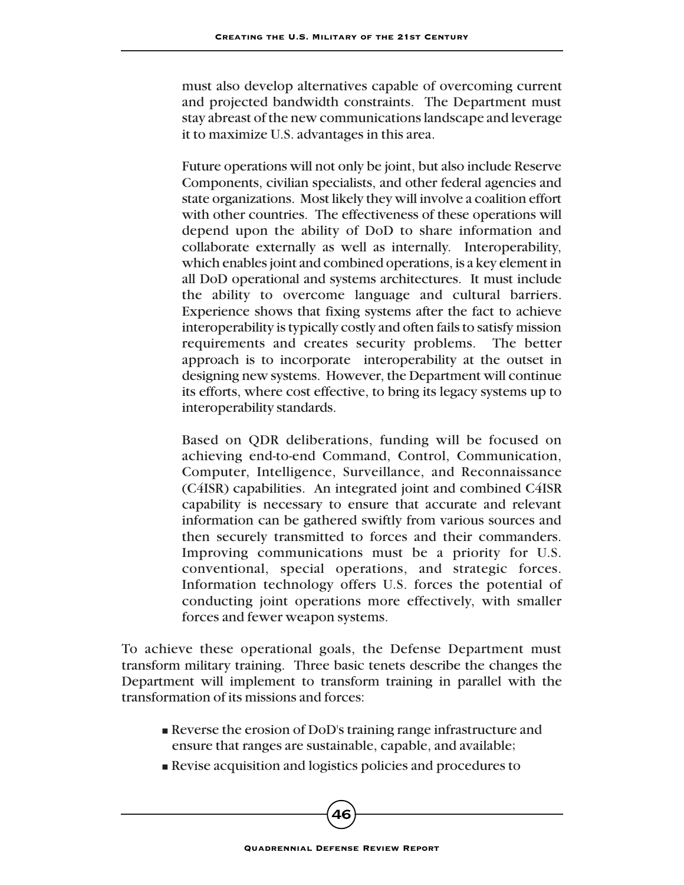must also develop alternatives capable of overcoming current and projected bandwidth constraints. The Department must stay abreast of the new communications landscape and leverage it to maximize U.S. advantages in this area.

Future operations will not only be joint, but also include Reserve Components, civilian specialists, and other federal agencies and state organizations. Most likely they will involve a coalition effort with other countries. The effectiveness of these operations will depend upon the ability of DoD to share information and collaborate externally as well as internally. Interoperability, which enables joint and combined operations, is a key element in all DoD operational and systems architectures. It must include the ability to overcome language and cultural barriers. Experience shows that fixing systems after the fact to achieve interoperability is typically costly and often fails to satisfy mission requirements and creates security problems. The better approach is to incorporate interoperability at the outset in designing new systems. However, the Department will continue its efforts, where cost effective, to bring its legacy systems up to interoperability standards.

Based on QDR deliberations, funding will be focused on achieving end-to-end Command, Control, Communication, Computer, Intelligence, Surveillance, and Reconnaissance (C4ISR) capabilities. An integrated joint and combined C4ISR capability is necessary to ensure that accurate and relevant information can be gathered swiftly from various sources and then securely transmitted to forces and their commanders. Improving communications must be a priority for U.S. conventional, special operations, and strategic forces. Information technology offers U.S. forces the potential of conducting joint operations more effectively, with smaller forces and fewer weapon systems.

To achieve these operational goals, the Defense Department must transform military training. Three basic tenets describe the changes the Department will implement to transform training in parallel with the transformation of its missions and forces:

- Reverse the erosion of DoD's training range infrastructure and ensure that ranges are sustainable, capable, and available;
- Revise acquisition and logistics policies and procedures to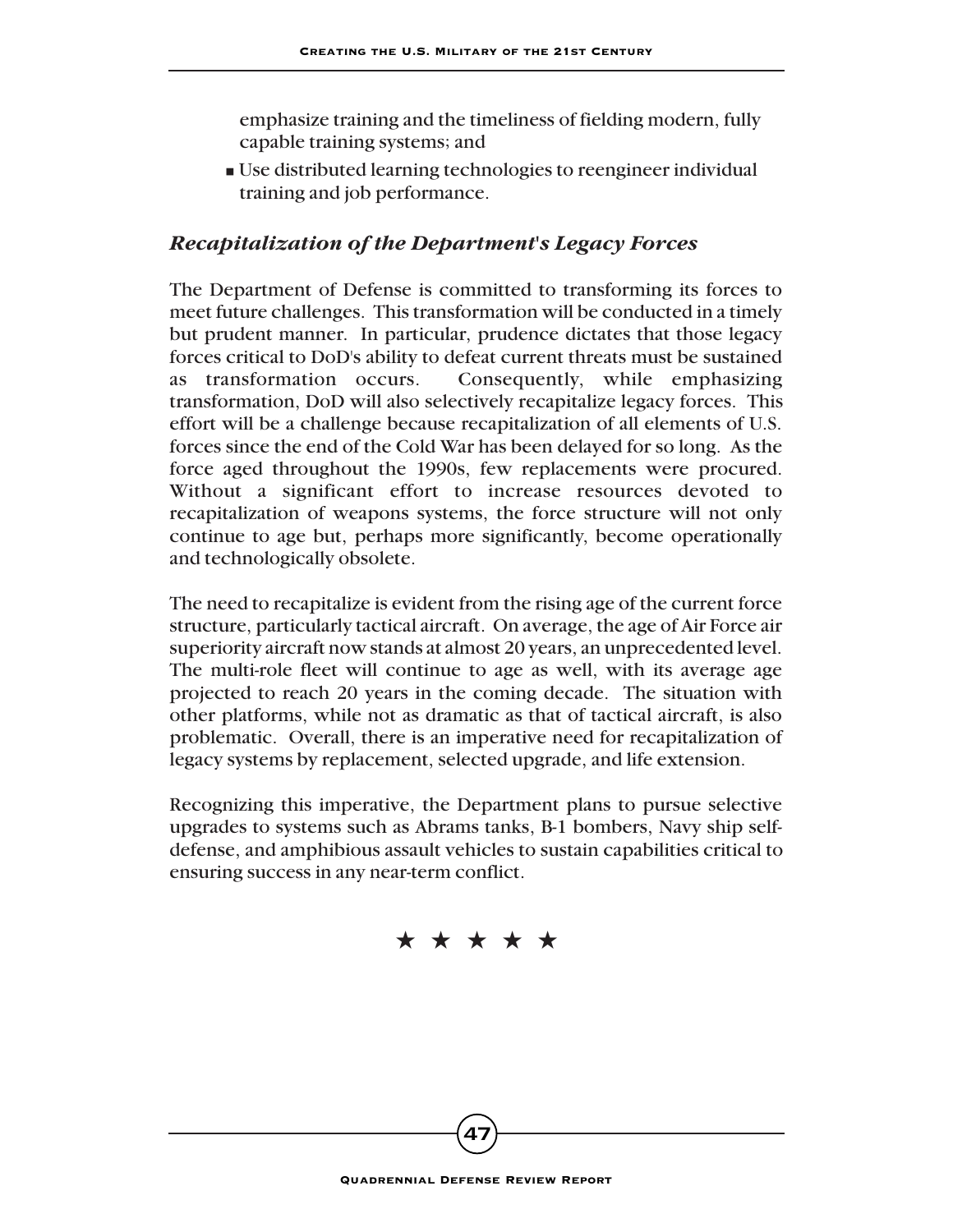emphasize training and the timeliness of fielding modern, fully capable training systems; and

- Use distributed learning technologies to reengineer individual training and job performance.

### *Recapitalization of the Department's Legacy Forces*

The Department of Defense is committed to transforming its forces to meet future challenges. This transformation will be conducted in a timely but prudent manner. In particular, prudence dictates that those legacy forces critical to DoD's ability to defeat current threats must be sustained as transformation occurs. Consequently, while emphasizing transformation, DoD will also selectively recapitalize legacy forces. This effort will be a challenge because recapitalization of all elements of U.S. forces since the end of the Cold War has been delayed for so long. As the force aged throughout the 1990s, few replacements were procured. Without a significant effort to increase resources devoted to recapitalization of weapons systems, the force structure will not only continue to age but, perhaps more significantly, become operationally and technologically obsolete.

The need to recapitalize is evident from the rising age of the current force structure, particularly tactical aircraft. On average, the age of Air Force air superiority aircraft now stands at almost 20 years, an unprecedented level. The multi-role fleet will continue to age as well, with its average age projected to reach 20 years in the coming decade. The situation with other platforms, while not as dramatic as that of tactical aircraft, is also problematic. Overall, there is an imperative need for recapitalization of legacy systems by replacement, selected upgrade, and life extension.

Recognizing this imperative, the Department plans to pursue selective upgrades to systems such as Abrams tanks, B-1 bombers, Navy ship self-defense, and amphibious assault vehicles to sustain capabilities critical to ensuring success in any near-term conflict.

★ ★ ★ ★ ★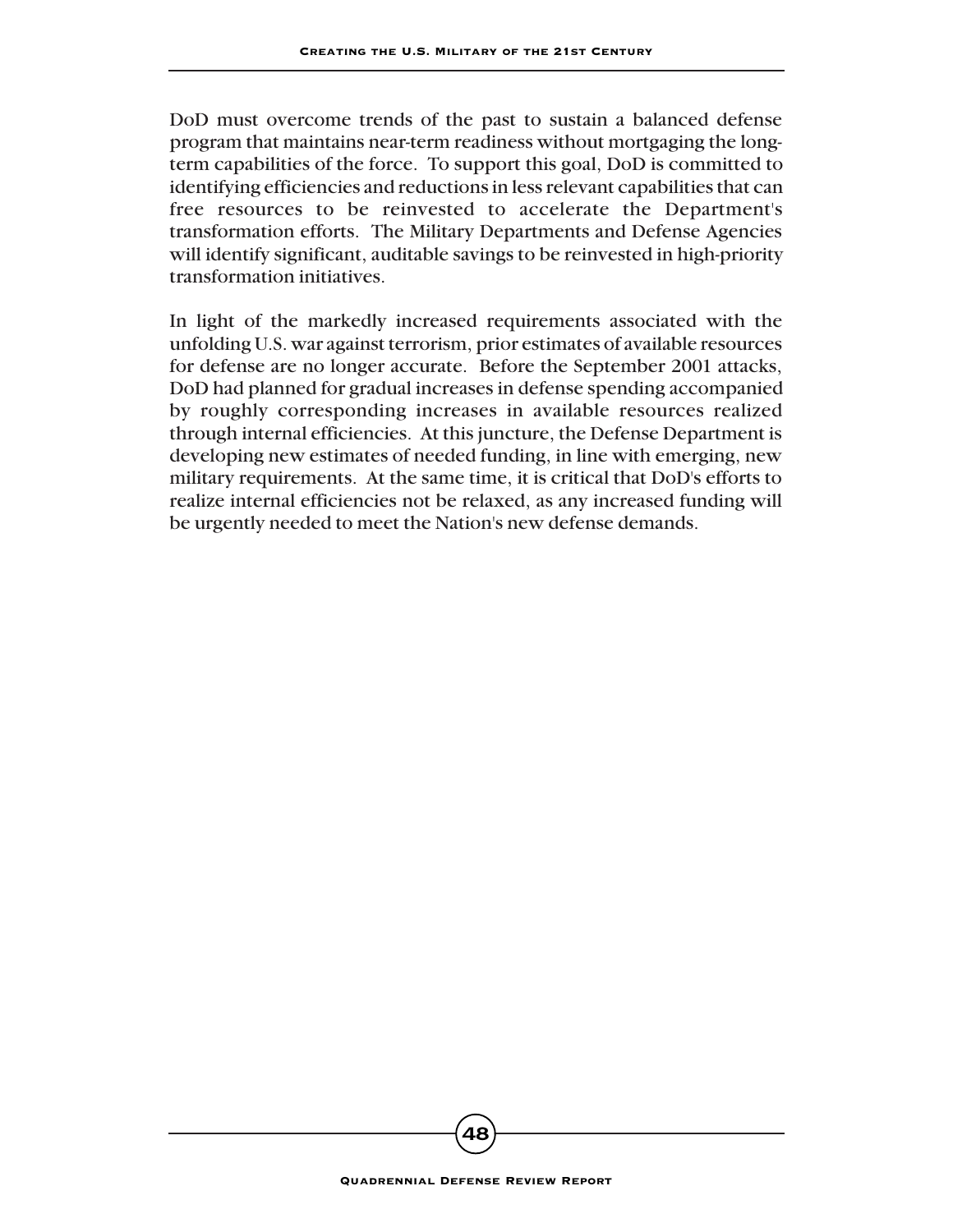DoD must overcome trends of the past to sustain a balanced defense program that maintains near-term readiness without mortgaging the long-term capabilities of the force. To support this goal, DoD is committed to identifying efficiencies and reductions in less relevant capabilities that can free resources to be reinvested to accelerate the Department's transformation efforts. The Military Departments and Defense Agencies will identify significant, auditable savings to be reinvested in high-priority transformation initiatives.

In light of the markedly increased requirements associated with the unfolding U.S. war against terrorism, prior estimates of available resources for defense are no longer accurate. Before the September 2001 attacks, DoD had planned for gradual increases in defense spending accompanied by roughly corresponding increases in available resources realized through internal efficiencies. At this juncture, the Defense Department is developing new estimates of needed funding, in line with emerging, new military requirements. At the same time, it is critical that DoD's efforts to realize internal efficiencies not be relaxed, as any increased funding will be urgently needed to meet the Nation's new defense demands.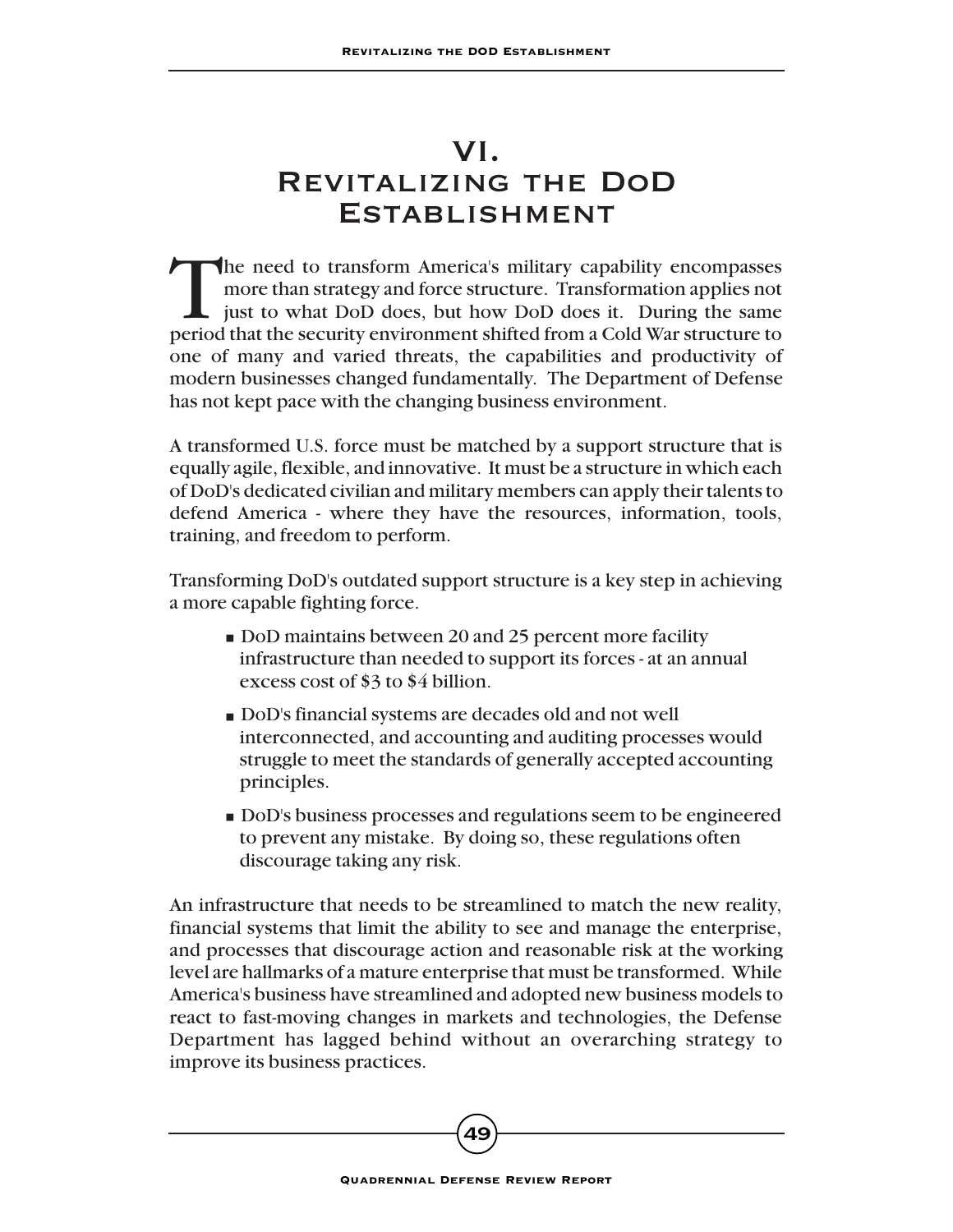# VI. Revitalizing the DoD Establishment

The need to transform America's military capability encompasses more than strategy and force structure. Transformation applies not just to what DoD does, but how DoD does it. During the same period that the security environment shifted from a Cold War structure to one of many and varied threats, the capabilities and productivity of modern businesses changed fundamentally. The Department of Defense has not kept pace with the changing business environment.

A transformed U.S. force must be matched by a support structure that is equally agile, flexible, and innovative. It must be a structure in which each of DoD's dedicated civilian and military members can apply their talents to defend America - where they have the resources, information, tools, training, and freedom to perform.

Transforming DoD's outdated support structure is a key step in achieving a more capable fighting force.

- DoD maintains between 20 and 25 percent more facility infrastructure than needed to support its forces - at an annual excess cost of $3 to $4 billion.
- DoD's financial systems are decades old and not well interconnected, and accounting and auditing processes would struggle to meet the standards of generally accepted accounting principles.
- DoD's business processes and regulations seem to be engineered to prevent any mistake. By doing so, these regulations often discourage taking any risk.

An infrastructure that needs to be streamlined to match the new reality, financial systems that limit the ability to see and manage the enterprise, and processes that discourage action and reasonable risk at the working level are hallmarks of a mature enterprise that must be transformed. While America's business have streamlined and adopted new business models to react to fast-moving changes in markets and technologies, the Defense Department has lagged behind without an overarching strategy to improve its business practices.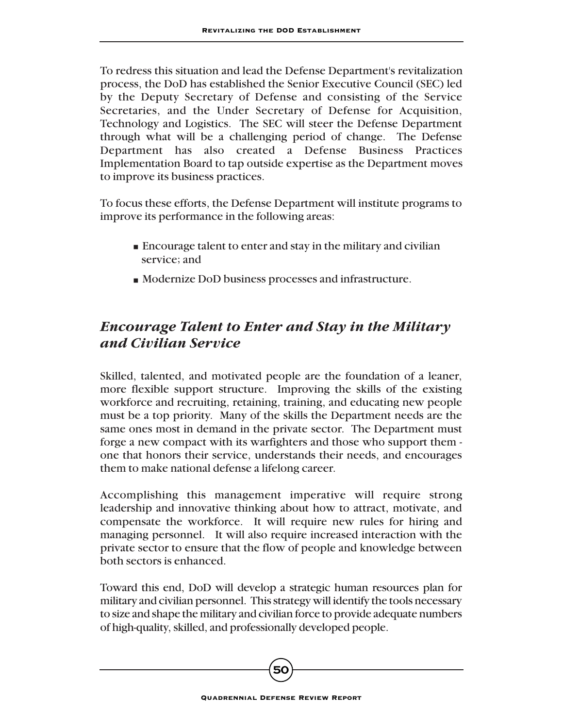To redress this situation and lead the Defense Department's revitalization process, the DoD has established the Senior Executive Council (SEC) led by the Deputy Secretary of Defense and consisting of the Service Secretaries, and the Under Secretary of Defense for Acquisition, Technology and Logistics. The SEC will steer the Defense Department through what will be a challenging period of change. The Defense Department has also created a Defense Business Practices Implementation Board to tap outside expertise as the Department moves to improve its business practices.

To focus these efforts, the Defense Department will institute programs to improve its performance in the following areas:

- Encourage talent to enter and stay in the military and civilian service; and
- Modernize DoD business processes and infrastructure.

## *Encourage Talent to Enter and Stay in the Military and Civilian Service*

Skilled, talented, and motivated people are the foundation of a leaner, more flexible support structure. Improving the skills of the existing workforce and recruiting, retaining, training, and educating new people must be a top priority. Many of the skills the Department needs are the same ones most in demand in the private sector. The Department must forge a new compact with its warfighters and those who support them - one that honors their service, understands their needs, and encourages them to make national defense a lifelong career.

Accomplishing this management imperative will require strong leadership and innovative thinking about how to attract, motivate, and compensate the workforce. It will require new rules for hiring and managing personnel. It will also require increased interaction with the private sector to ensure that the flow of people and knowledge between both sectors is enhanced.

Toward this end, DoD will develop a strategic human resources plan for military and civilian personnel. This strategy will identify the tools necessary to size and shape the military and civilian force to provide adequate numbers of high-quality, skilled, and professionally developed people.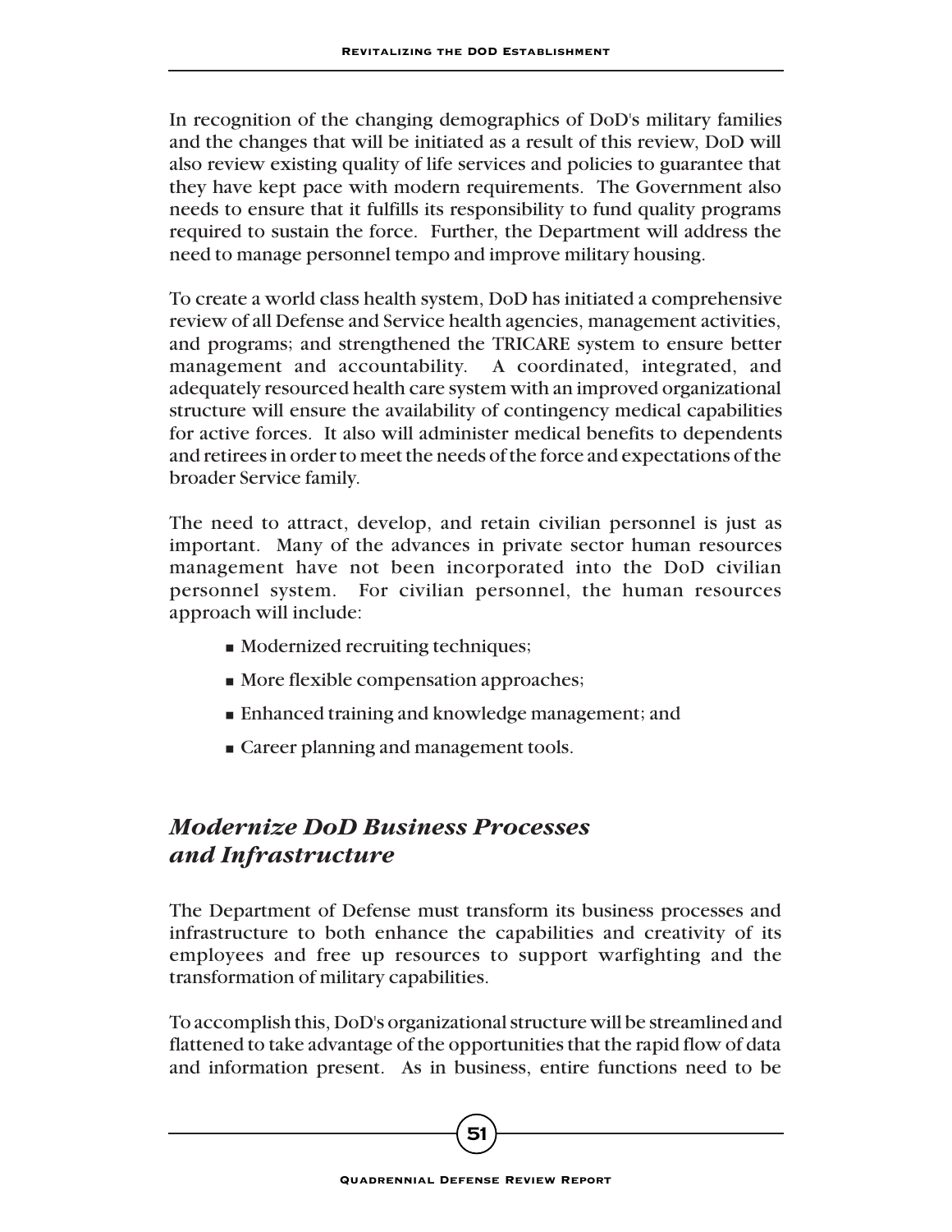In recognition of the changing demographics of DoD's military families and the changes that will be initiated as a result of this review, DoD will also review existing quality of life services and policies to guarantee that they have kept pace with modern requirements. The Government also needs to ensure that it fulfills its responsibility to fund quality programs required to sustain the force. Further, the Department will address the need to manage personnel tempo and improve military housing.

To create a world class health system, DoD has initiated a comprehensive review of all Defense and Service health agencies, management activities, and programs; and strengthened the TRICARE system to ensure better management and accountability. A coordinated, integrated, and adequately resourced health care system with an improved organizational structure will ensure the availability of contingency medical capabilities for active forces. It also will administer medical benefits to dependents and retirees in order to meet the needs of the force and expectations of the broader Service family.

The need to attract, develop, and retain civilian personnel is just as important. Many of the advances in private sector human resources management have not been incorporated into the DoD civilian personnel system. For civilian personnel, the human resources approach will include:

- Modernized recruiting techniques;
- More flexible compensation approaches;
- Enhanced training and knowledge management; and
- Career planning and management tools.

## *Modernize DoD Business Processes and Infrastructure*

The Department of Defense must transform its business processes and infrastructure to both enhance the capabilities and creativity of its employees and free up resources to support warfighting and the transformation of military capabilities.

To accomplish this, DoD's organizational structure will be streamlined and flattened to take advantage of the opportunities that the rapid flow of data and information present. As in business, entire functions need to be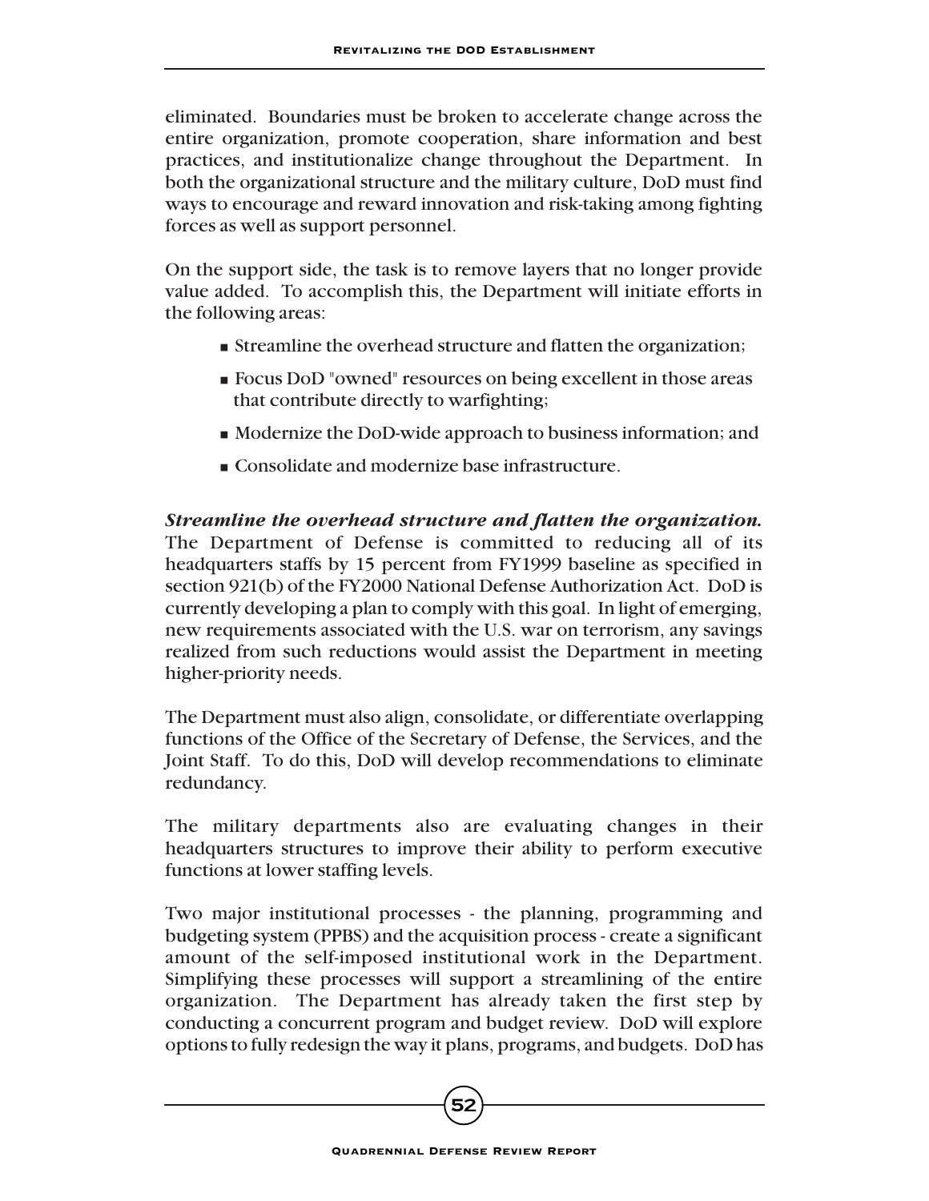eliminated. Boundaries must be broken to accelerate change across the entire organization, promote cooperation, share information and best practices, and institutionalize change throughout the Department. In both the organizational structure and the military culture, DoD must find ways to encourage and reward innovation and risk-taking among fighting forces as well as support personnel.

On the support side, the task is to remove layers that no longer provide value added. To accomplish this, the Department will initiate efforts in the following areas:

- Streamline the overhead structure and flatten the organization;
- Focus DoD "owned" resources on being excellent in those areas that contribute directly to warfighting;
- Modernize the DoD-wide approach to business information; and
- Consolidate and modernize base infrastructure.

***Streamline the overhead structure and flatten the organization.*** The Department of Defense is committed to reducing all of its headquarters staffs by 15 percent from FY1999 baseline as specified in section 921(b) of the FY2000 National Defense Authorization Act. DoD is currently developing a plan to comply with this goal. In light of emerging, new requirements associated with the U.S. war on terrorism, any savings realized from such reductions would assist the Department in meeting higher-priority needs.

The Department must also align, consolidate, or differentiate overlapping functions of the Office of the Secretary of Defense, the Services, and the Joint Staff. To do this, DoD will develop recommendations to eliminate redundancy.

The military departments also are evaluating changes in their headquarters structures to improve their ability to perform executive functions at lower staffing levels.

Two major institutional processes - the planning, programming and budgeting system (PPBS) and the acquisition process - create a significant amount of the self-imposed institutional work in the Department. Simplifying these processes will support a streamlining of the entire organization. The Department has already taken the first step by conducting a concurrent program and budget review. DoD will explore options to fully redesign the way it plans, programs, and budgets. DoD has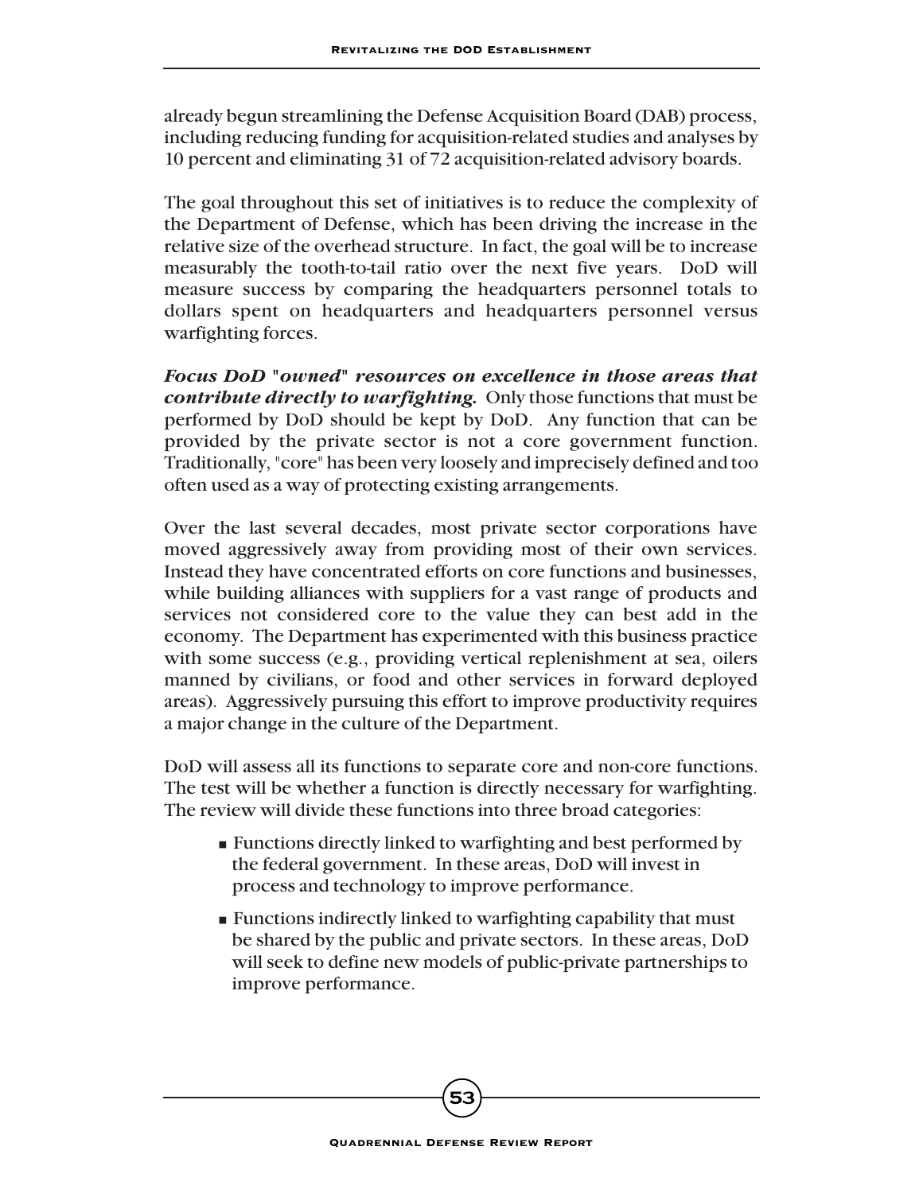already begun streamlining the Defense Acquisition Board (DAB) process, including reducing funding for acquisition-related studies and analyses by 10 percent and eliminating 31 of 72 acquisition-related advisory boards.

The goal throughout this set of initiatives is to reduce the complexity of the Department of Defense, which has been driving the increase in the relative size of the overhead structure. In fact, the goal will be to increase measurably the tooth-to-tail ratio over the next five years. DoD will measure success by comparing the headquarters personnel totals to dollars spent on headquarters and headquarters personnel versus warfighting forces.

***Focus DoD "owned" resources on excellence in those areas that contribute directly to warfighting.*** Only those functions that must be performed by DoD should be kept by DoD. Any function that can be provided by the private sector is not a core government function. Traditionally, "core" has been very loosely and imprecisely defined and too often used as a way of protecting existing arrangements.

Over the last several decades, most private sector corporations have moved aggressively away from providing most of their own services. Instead they have concentrated efforts on core functions and businesses, while building alliances with suppliers for a vast range of products and services not considered core to the value they can best add in the economy. The Department has experimented with this business practice with some success (e.g., providing vertical replenishment at sea, oilers manned by civilians, or food and other services in forward deployed areas). Aggressively pursuing this effort to improve productivity requires a major change in the culture of the Department.

DoD will assess all its functions to separate core and non-core functions. The test will be whether a function is directly necessary for warfighting. The review will divide these functions into three broad categories:

- Functions directly linked to warfighting and best performed by the federal government. In these areas, DoD will invest in process and technology to improve performance.
- Functions indirectly linked to warfighting capability that must be shared by the public and private sectors. In these areas, DoD will seek to define new models of public-private partnerships to improve performance.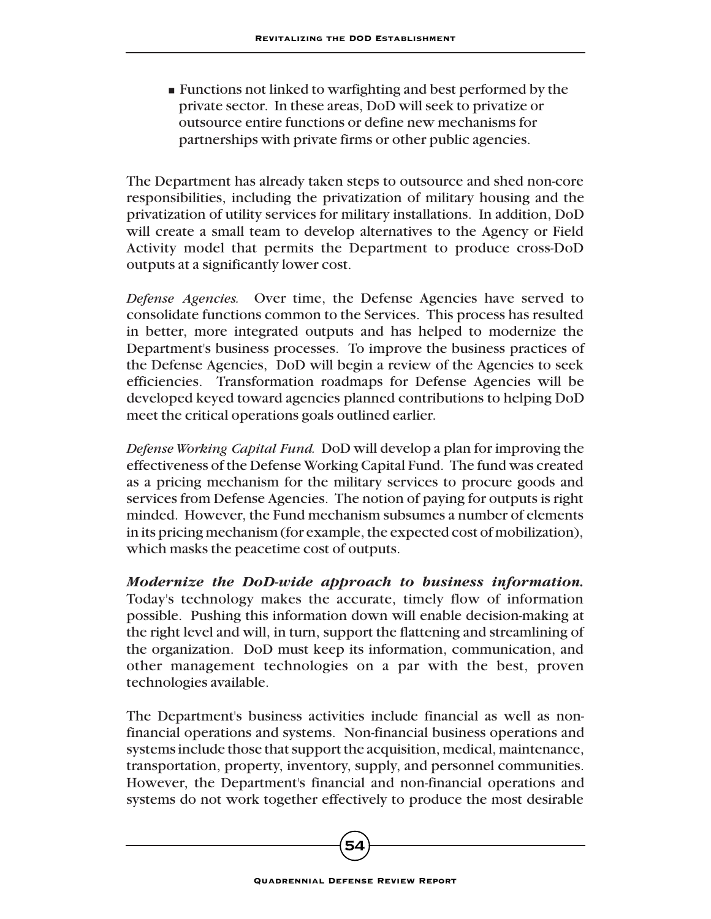- Functions not linked to warfighting and best performed by the private sector. In these areas, DoD will seek to privatize or outsource entire functions or define new mechanisms for partnerships with private firms or other public agencies.

The Department has already taken steps to outsource and shed non-core responsibilities, including the privatization of military housing and the privatization of utility services for military installations. In addition, DoD will create a small team to develop alternatives to the Agency or Field Activity model that permits the Department to produce cross-DoD outputs at a significantly lower cost.

*Defense Agencies.* Over time, the Defense Agencies have served to consolidate functions common to the Services. This process has resulted in better, more integrated outputs and has helped to modernize the Department's business processes. To improve the business practices of the Defense Agencies, DoD will begin a review of the Agencies to seek efficiencies. Transformation roadmaps for Defense Agencies will be developed keyed toward agencies planned contributions to helping DoD meet the critical operations goals outlined earlier.

*Defense Working Capital Fund.* DoD will develop a plan for improving the effectiveness of the Defense Working Capital Fund. The fund was created as a pricing mechanism for the military services to procure goods and services from Defense Agencies. The notion of paying for outputs is right minded. However, the Fund mechanism subsumes a number of elements in its pricing mechanism (for example, the expected cost of mobilization), which masks the peacetime cost of outputs.

***Modernize the DoD-wide approach to business information.*** Today's technology makes the accurate, timely flow of information possible. Pushing this information down will enable decision-making at the right level and will, in turn, support the flattening and streamlining of the organization. DoD must keep its information, communication, and other management technologies on a par with the best, proven technologies available.

The Department's business activities include financial as well as non-financial operations and systems. Non-financial business operations and systems include those that support the acquisition, medical, maintenance, transportation, property, inventory, supply, and personnel communities. However, the Department's financial and non-financial operations and systems do not work together effectively to produce the most desirable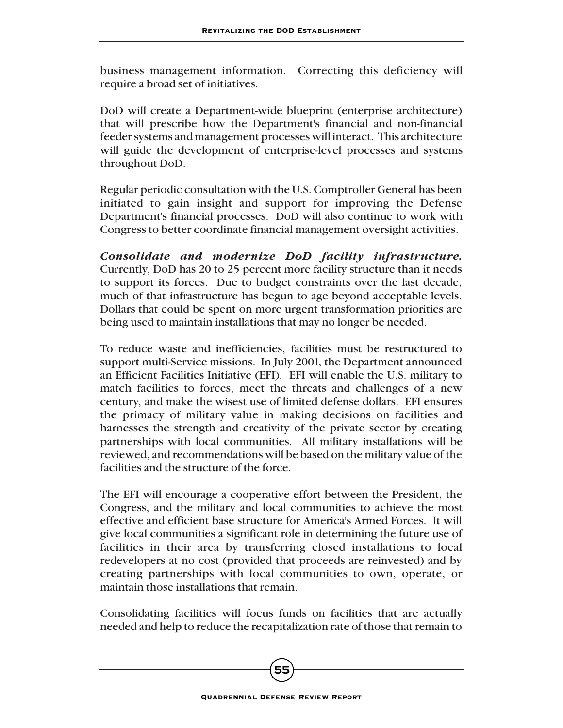business management information. Correcting this deficiency will require a broad set of initiatives.

DoD will create a Department-wide blueprint (enterprise architecture) that will prescribe how the Department's financial and non-financial feeder systems and management processes will interact. This architecture will guide the development of enterprise-level processes and systems throughout DoD.

Regular periodic consultation with the U.S. Comptroller General has been initiated to gain insight and support for improving the Defense Department's financial processes. DoD will also continue to work with Congress to better coordinate financial management oversight activities.

***Consolidate and modernize DoD facility infrastructure.*** Currently, DoD has 20 to 25 percent more facility structure than it needs to support its forces. Due to budget constraints over the last decade, much of that infrastructure has begun to age beyond acceptable levels. Dollars that could be spent on more urgent transformation priorities are being used to maintain installations that may no longer be needed.

To reduce waste and inefficiencies, facilities must be restructured to support multi-Service missions. In July 2001, the Department announced an Efficient Facilities Initiative (EFI). EFI will enable the U.S. military to match facilities to forces, meet the threats and challenges of a new century, and make the wisest use of limited defense dollars. EFI ensures the primacy of military value in making decisions on facilities and harnesses the strength and creativity of the private sector by creating partnerships with local communities. All military installations will be reviewed, and recommendations will be based on the military value of the facilities and the structure of the force.

The EFI will encourage a cooperative effort between the President, the Congress, and the military and local communities to achieve the most effective and efficient base structure for America's Armed Forces. It will give local communities a significant role in determining the future use of facilities in their area by transferring closed installations to local redevelopers at no cost (provided that proceeds are reinvested) and by creating partnerships with local communities to own, operate, or maintain those installations that remain.

Consolidating facilities will focus funds on facilities that are actually needed and help to reduce the recapitalization rate of those that remain to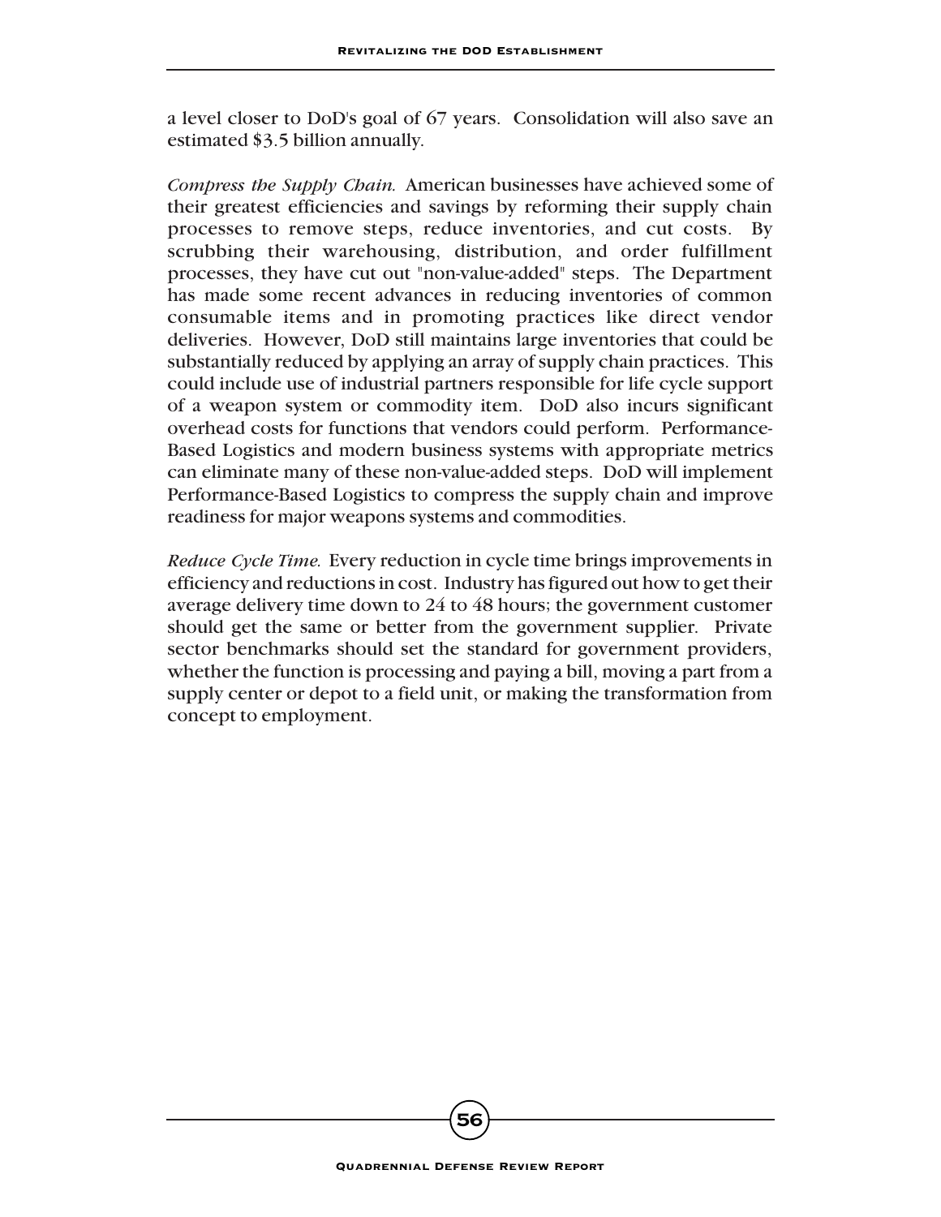a level closer to DoD's goal of 67 years. Consolidation will also save an estimated $3.5 billion annually.

*Compress the Supply Chain.* American businesses have achieved some of their greatest efficiencies and savings by reforming their supply chain processes to remove steps, reduce inventories, and cut costs. By scrubbing their warehousing, distribution, and order fulfillment processes, they have cut out "non-value-added" steps. The Department has made some recent advances in reducing inventories of common consumable items and in promoting practices like direct vendor deliveries. However, DoD still maintains large inventories that could be substantially reduced by applying an array of supply chain practices. This could include use of industrial partners responsible for life cycle support of a weapon system or commodity item. DoD also incurs significant overhead costs for functions that vendors could perform. Performance-Based Logistics and modern business systems with appropriate metrics can eliminate many of these non-value-added steps. DoD will implement Performance-Based Logistics to compress the supply chain and improve readiness for major weapons systems and commodities.

*Reduce Cycle Time.* Every reduction in cycle time brings improvements in efficiency and reductions in cost. Industry has figured out how to get their average delivery time down to 24 to 48 hours; the government customer should get the same or better from the government supplier. Private sector benchmarks should set the standard for government providers, whether the function is processing and paying a bill, moving a part from a supply center or depot to a field unit, or making the transformation from concept to employment.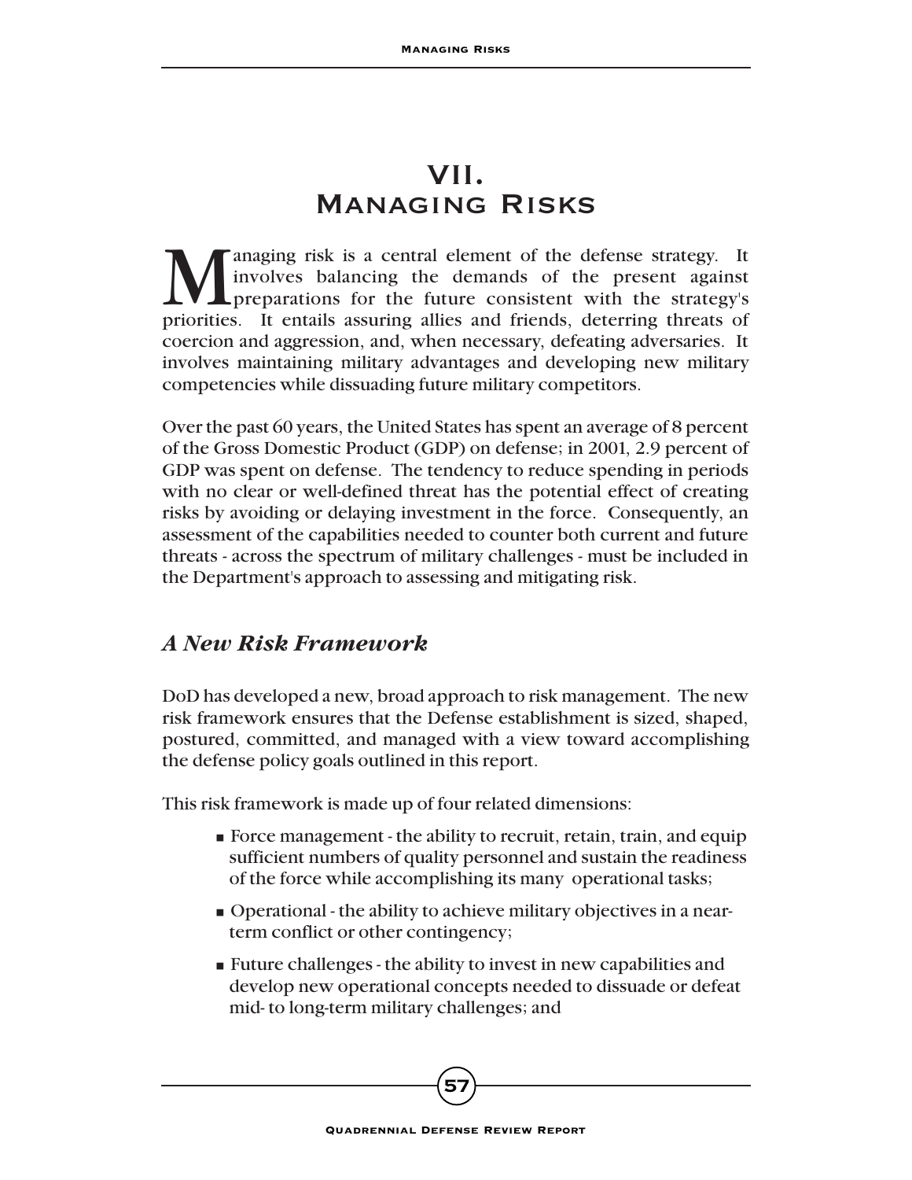# VII. Managing Risks

Managing risk is a central element of the defense strategy. It involves balancing the demands of the present against preparations for the future consistent with the strategy's priorities. It entails assuring allies and friends, deterring threats of coercion and aggression, and, when necessary, defeating adversaries. It involves maintaining military advantages and developing new military competencies while dissuading future military competitors.

Over the past 60 years, the United States has spent an average of 8 percent of the Gross Domestic Product (GDP) on defense; in 2001, 2.9 percent of GDP was spent on defense. The tendency to reduce spending in periods with no clear or well-defined threat has the potential effect of creating risks by avoiding or delaying investment in the force. Consequently, an assessment of the capabilities needed to counter both current and future threats - across the spectrum of military challenges - must be included in the Department's approach to assessing and mitigating risk.

## *A New Risk Framework*

DoD has developed a new, broad approach to risk management. The new risk framework ensures that the Defense establishment is sized, shaped, postured, committed, and managed with a view toward accomplishing the defense policy goals outlined in this report.

This risk framework is made up of four related dimensions:

- Force management - the ability to recruit, retain, train, and equip sufficient numbers of quality personnel and sustain the readiness of the force while accomplishing its many operational tasks;
- Operational - the ability to achieve military objectives in a near-term conflict or other contingency;
- Future challenges - the ability to invest in new capabilities and develop new operational concepts needed to dissuade or defeat mid- to long-term military challenges; and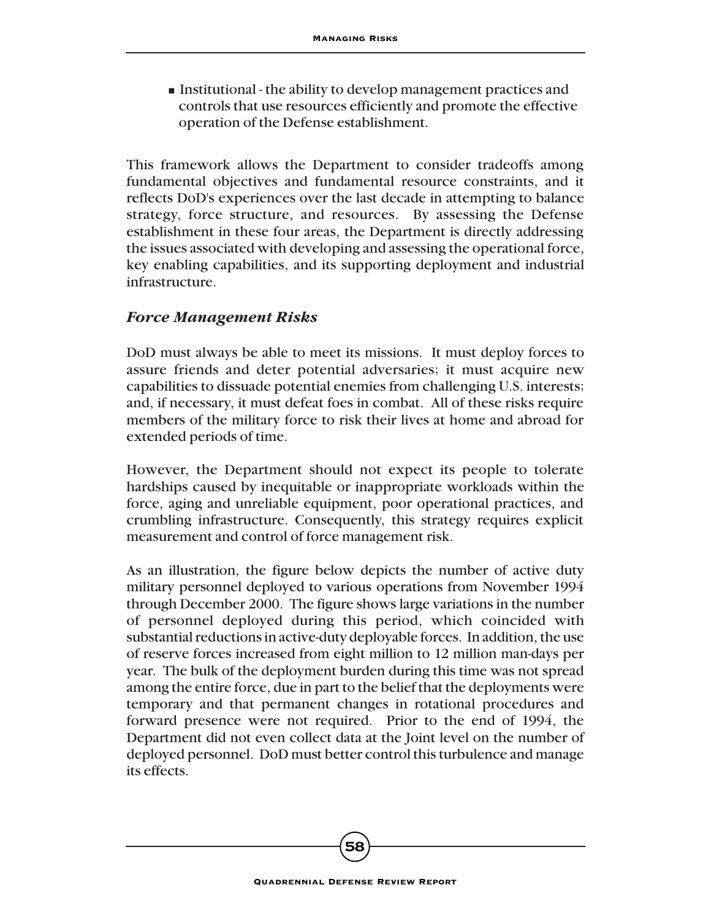- Institutional - the ability to develop management practices and controls that use resources efficiently and promote the effective operation of the Defense establishment.

This framework allows the Department to consider tradeoffs among fundamental objectives and fundamental resource constraints, and it reflects DoD's experiences over the last decade in attempting to balance strategy, force structure, and resources. By assessing the Defense establishment in these four areas, the Department is directly addressing the issues associated with developing and assessing the operational force, key enabling capabilities, and its supporting deployment and industrial infrastructure.

### *Force Management Risks*

DoD must always be able to meet its missions. It must deploy forces to assure friends and deter potential adversaries; it must acquire new capabilities to dissuade potential enemies from challenging U.S. interests; and, if necessary, it must defeat foes in combat. All of these risks require members of the military force to risk their lives at home and abroad for extended periods of time.

However, the Department should not expect its people to tolerate hardships caused by inequitable or inappropriate workloads within the force, aging and unreliable equipment, poor operational practices, and crumbling infrastructure. Consequently, this strategy requires explicit measurement and control of force management risk.

As an illustration, the figure below depicts the number of active duty military personnel deployed to various operations from November 1994 through December 2000. The figure shows large variations in the number of personnel deployed during this period, which coincided with substantial reductions in active-duty deployable forces. In addition, the use of reserve forces increased from eight million to 12 million man-days per year. The bulk of the deployment burden during this time was not spread among the entire force, due in part to the belief that the deployments were temporary and that permanent changes in rotational procedures and forward presence were not required. Prior to the end of 1994, the Department did not even collect data at the Joint level on the number of deployed personnel. DoD must better control this turbulence and manage its effects.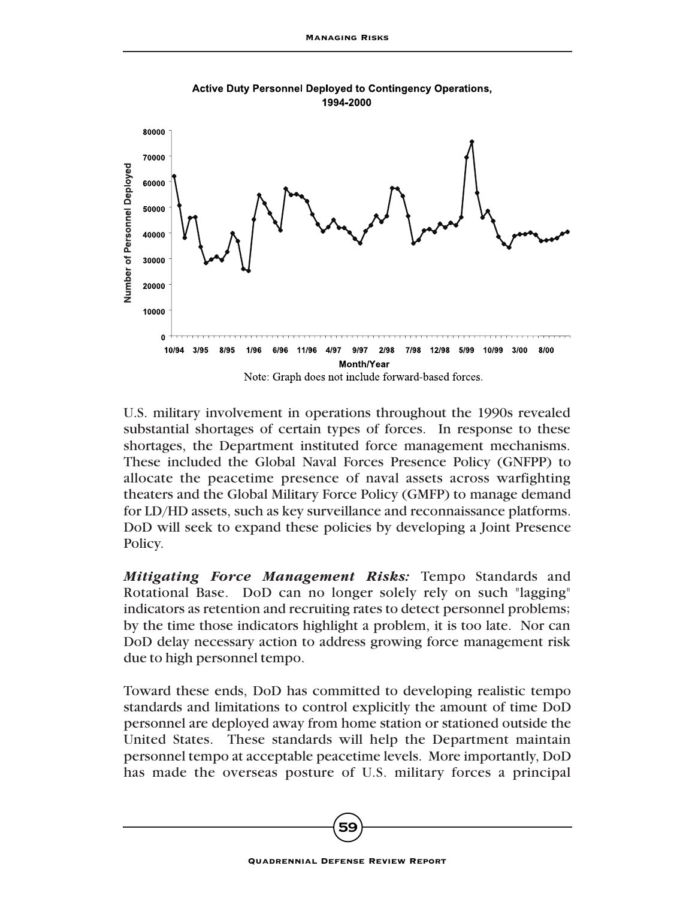**Active Duty Personnel Deployed to Contingency Operations, 1994-2000**

Note: Graph does not include forward-based forces.

U.S. military involvement in operations throughout the 1990s revealed substantial shortages of certain types of forces. In response to these shortages, the Department instituted force management mechanisms. These included the Global Naval Forces Presence Policy (GNFPP) to allocate the peacetime presence of naval assets across warfighting theaters and the Global Military Force Policy (GMFP) to manage demand for LD/HD assets, such as key surveillance and reconnaissance platforms. DoD will seek to expand these policies by developing a Joint Presence Policy.

***Mitigating Force Management Risks:*** Tempo Standards and Rotational Base. DoD can no longer solely rely on such "lagging" indicators as retention and recruiting rates to detect personnel problems; by the time those indicators highlight a problem, it is too late. Nor can DoD delay necessary action to address growing force management risk due to high personnel tempo.

Toward these ends, DoD has committed to developing realistic tempo standards and limitations to control explicitly the amount of time DoD personnel are deployed away from home station or stationed outside the United States. These standards will help the Department maintain personnel tempo at acceptable peacetime levels. More importantly, DoD has made the overseas posture of U.S. military forces a principal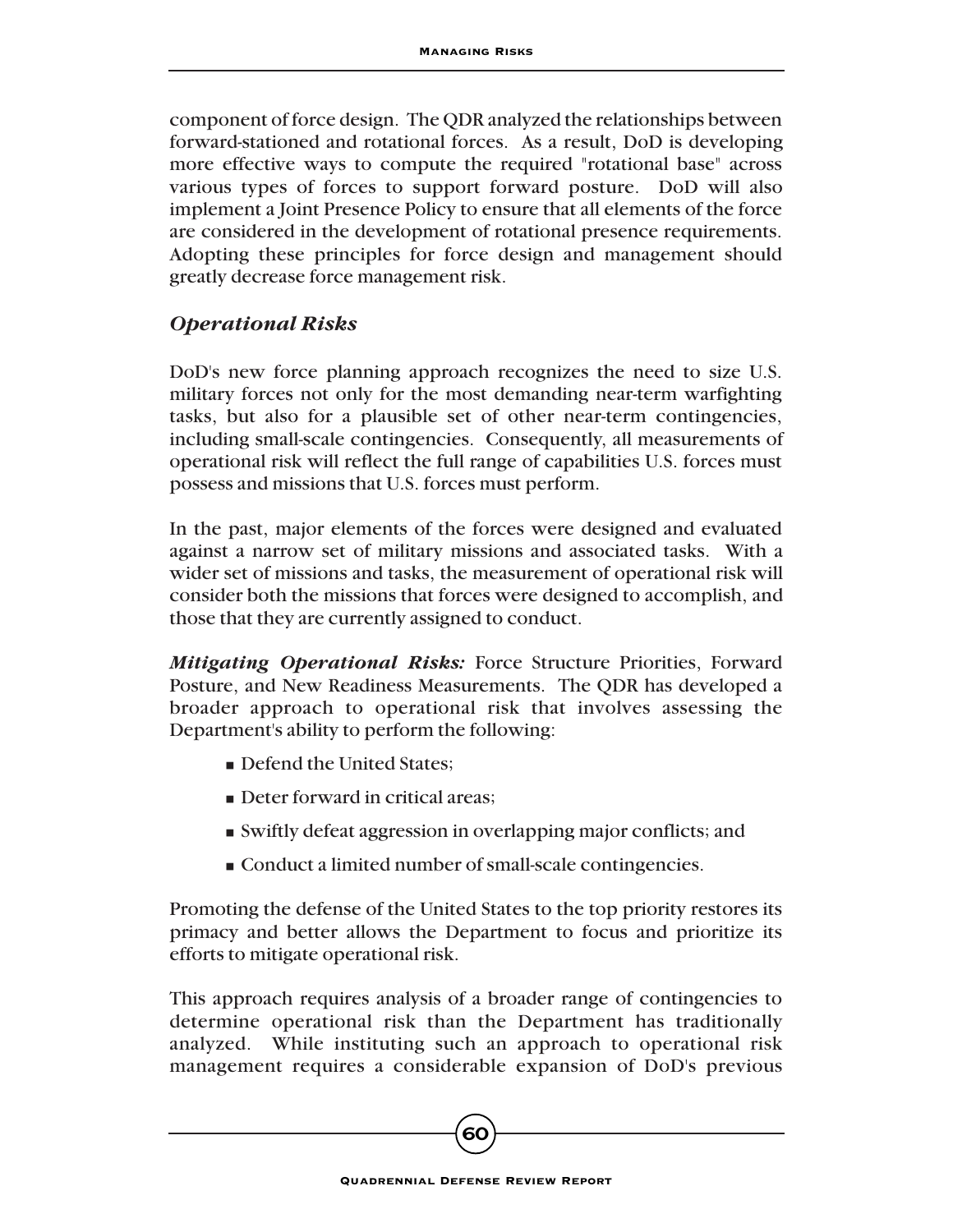component of force design. The QDR analyzed the relationships between forward-stationed and rotational forces. As a result, DoD is developing more effective ways to compute the required "rotational base" across various types of forces to support forward posture. DoD will also implement a Joint Presence Policy to ensure that all elements of the force are considered in the development of rotational presence requirements. Adopting these principles for force design and management should greatly decrease force management risk.

### *Operational Risks*

DoD's new force planning approach recognizes the need to size U.S. military forces not only for the most demanding near-term warfighting tasks, but also for a plausible set of other near-term contingencies, including small-scale contingencies. Consequently, all measurements of operational risk will reflect the full range of capabilities U.S. forces must possess and missions that U.S. forces must perform.

In the past, major elements of the forces were designed and evaluated against a narrow set of military missions and associated tasks. With a wider set of missions and tasks, the measurement of operational risk will consider both the missions that forces were designed to accomplish, and those that they are currently assigned to conduct.

***Mitigating Operational Risks:*** Force Structure Priorities, Forward Posture, and New Readiness Measurements. The QDR has developed a broader approach to operational risk that involves assessing the Department's ability to perform the following:

- Defend the United States;
- Deter forward in critical areas;
- Swiftly defeat aggression in overlapping major conflicts; and
- Conduct a limited number of small-scale contingencies.

Promoting the defense of the United States to the top priority restores its primacy and better allows the Department to focus and prioritize its efforts to mitigate operational risk.

This approach requires analysis of a broader range of contingencies to determine operational risk than the Department has traditionally analyzed. While instituting such an approach to operational risk management requires a considerable expansion of DoD's previous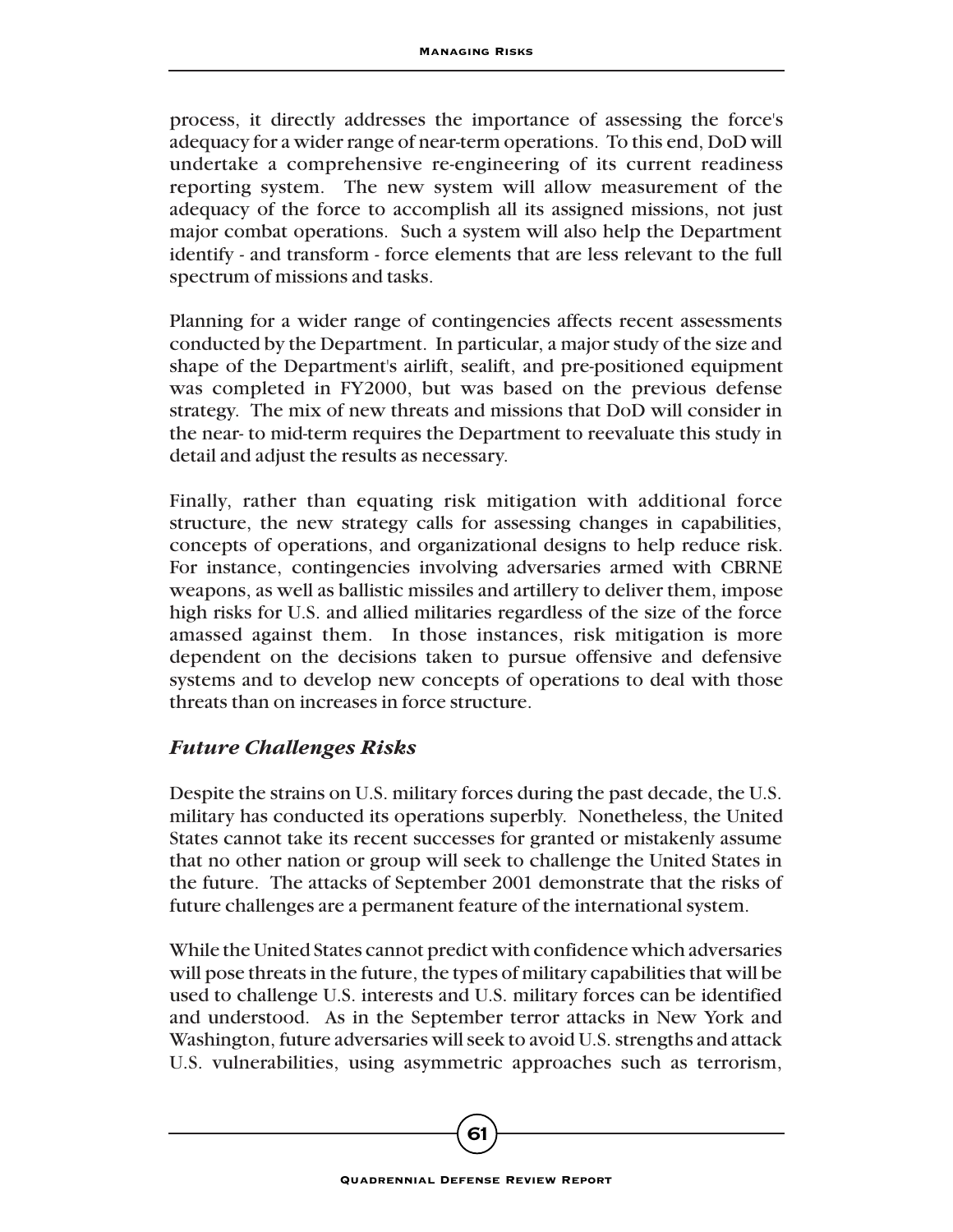process, it directly addresses the importance of assessing the force's adequacy for a wider range of near-term operations. To this end, DoD will undertake a comprehensive re-engineering of its current readiness reporting system. The new system will allow measurement of the adequacy of the force to accomplish all its assigned missions, not just major combat operations. Such a system will also help the Department identify - and transform - force elements that are less relevant to the full spectrum of missions and tasks.

Planning for a wider range of contingencies affects recent assessments conducted by the Department. In particular, a major study of the size and shape of the Department's airlift, sealift, and pre-positioned equipment was completed in FY2000, but was based on the previous defense strategy. The mix of new threats and missions that DoD will consider in the near- to mid-term requires the Department to reevaluate this study in detail and adjust the results as necessary.

Finally, rather than equating risk mitigation with additional force structure, the new strategy calls for assessing changes in capabilities, concepts of operations, and organizational designs to help reduce risk. For instance, contingencies involving adversaries armed with CBRNE weapons, as well as ballistic missiles and artillery to deliver them, impose high risks for U.S. and allied militaries regardless of the size of the force amassed against them. In those instances, risk mitigation is more dependent on the decisions taken to pursue offensive and defensive systems and to develop new concepts of operations to deal with those threats than on increases in force structure.

### *Future Challenges Risks*

Despite the strains on U.S. military forces during the past decade, the U.S. military has conducted its operations superbly. Nonetheless, the United States cannot take its recent successes for granted or mistakenly assume that no other nation or group will seek to challenge the United States in the future. The attacks of September 2001 demonstrate that the risks of future challenges are a permanent feature of the international system.

While the United States cannot predict with confidence which adversaries will pose threats in the future, the types of military capabilities that will be used to challenge U.S. interests and U.S. military forces can be identified and understood. As in the September terror attacks in New York and Washington, future adversaries will seek to avoid U.S. strengths and attack U.S. vulnerabilities, using asymmetric approaches such as terrorism,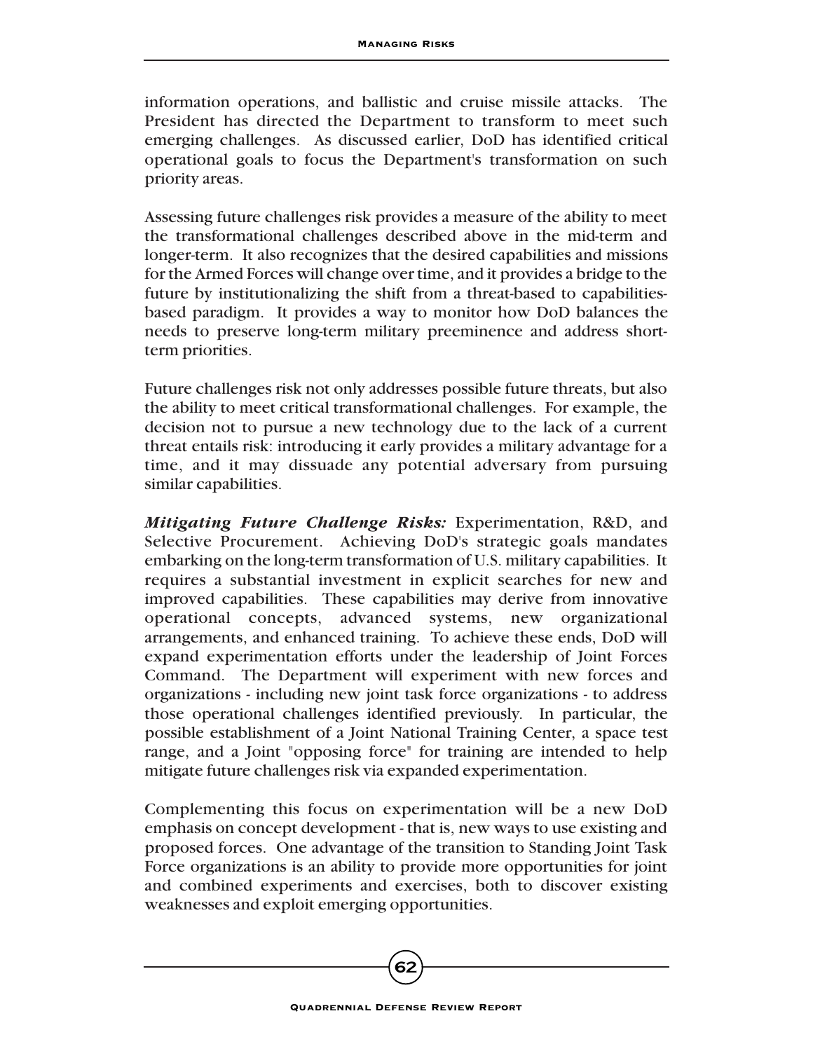information operations, and ballistic and cruise missile attacks. The President has directed the Department to transform to meet such emerging challenges. As discussed earlier, DoD has identified critical operational goals to focus the Department's transformation on such priority areas.

Assessing future challenges risk provides a measure of the ability to meet the transformational challenges described above in the mid-term and longer-term. It also recognizes that the desired capabilities and missions for the Armed Forces will change over time, and it provides a bridge to the future by institutionalizing the shift from a threat-based to capabilities-based paradigm. It provides a way to monitor how DoD balances the needs to preserve long-term military preeminence and address short-term priorities.

Future challenges risk not only addresses possible future threats, but also the ability to meet critical transformational challenges. For example, the decision not to pursue a new technology due to the lack of a current threat entails risk: introducing it early provides a military advantage for a time, and it may dissuade any potential adversary from pursuing similar capabilities.

***Mitigating Future Challenge Risks:*** Experimentation, R&D, and Selective Procurement. Achieving DoD's strategic goals mandates embarking on the long-term transformation of U.S. military capabilities. It requires a substantial investment in explicit searches for new and improved capabilities. These capabilities may derive from innovative operational concepts, advanced systems, new organizational arrangements, and enhanced training. To achieve these ends, DoD will expand experimentation efforts under the leadership of Joint Forces Command. The Department will experiment with new forces and organizations - including new joint task force organizations - to address those operational challenges identified previously. In particular, the possible establishment of a Joint National Training Center, a space test range, and a Joint "opposing force" for training are intended to help mitigate future challenges risk via expanded experimentation.

Complementing this focus on experimentation will be a new DoD emphasis on concept development - that is, new ways to use existing and proposed forces. One advantage of the transition to Standing Joint Task Force organizations is an ability to provide more opportunities for joint and combined experiments and exercises, both to discover existing weaknesses and exploit emerging opportunities.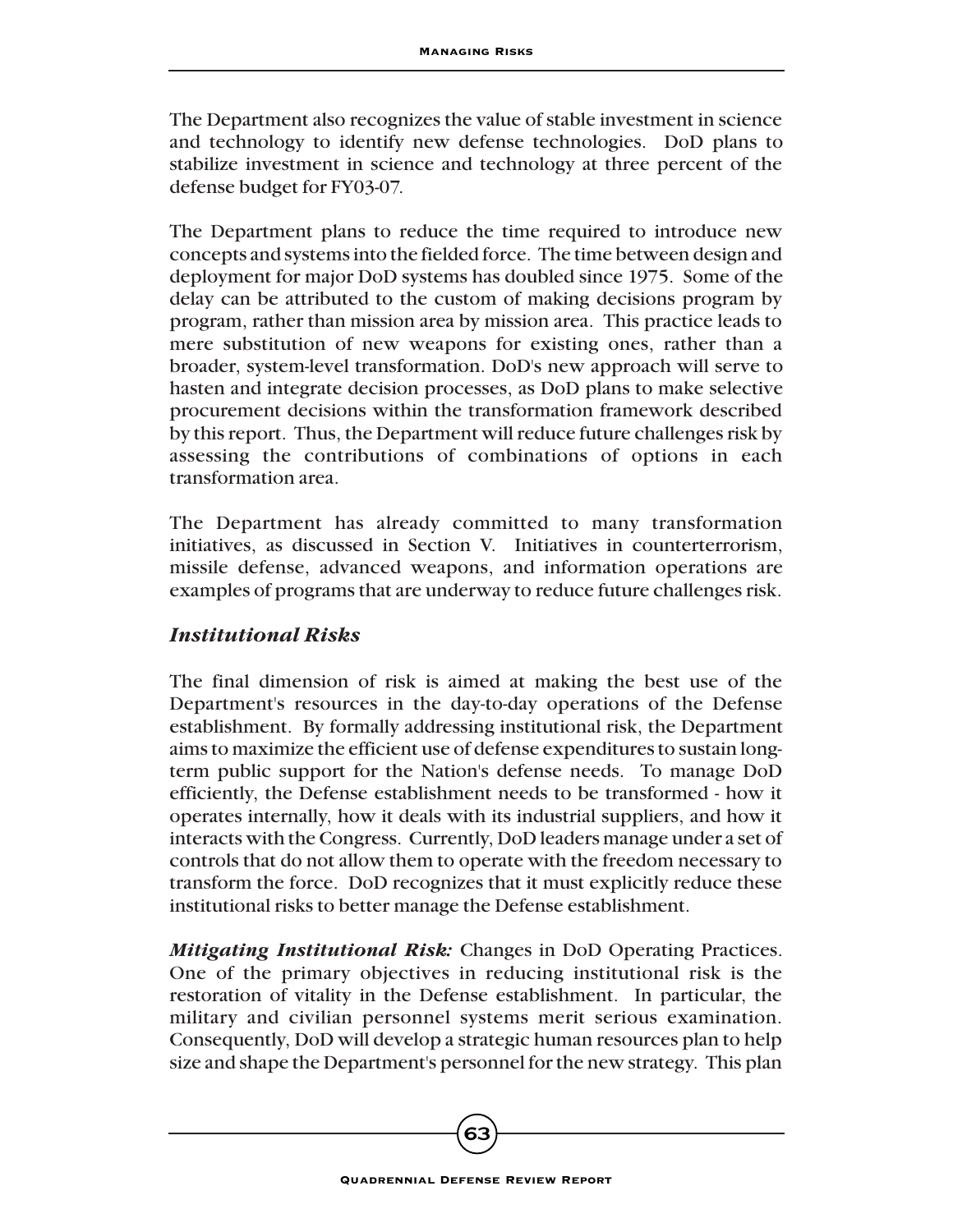The Department also recognizes the value of stable investment in science and technology to identify new defense technologies. DoD plans to stabilize investment in science and technology at three percent of the defense budget for FY03-07.

The Department plans to reduce the time required to introduce new concepts and systems into the fielded force. The time between design and deployment for major DoD systems has doubled since 1975. Some of the delay can be attributed to the custom of making decisions program by program, rather than mission area by mission area. This practice leads to mere substitution of new weapons for existing ones, rather than a broader, system-level transformation. DoD's new approach will serve to hasten and integrate decision processes, as DoD plans to make selective procurement decisions within the transformation framework described by this report. Thus, the Department will reduce future challenges risk by assessing the contributions of combinations of options in each transformation area.

The Department has already committed to many transformation initiatives, as discussed in Section V. Initiatives in counterterrorism, missile defense, advanced weapons, and information operations are examples of programs that are underway to reduce future challenges risk.

### *Institutional Risks*

The final dimension of risk is aimed at making the best use of the Department's resources in the day-to-day operations of the Defense establishment. By formally addressing institutional risk, the Department aims to maximize the efficient use of defense expenditures to sustain long-term public support for the Nation's defense needs. To manage DoD efficiently, the Defense establishment needs to be transformed - how it operates internally, how it deals with its industrial suppliers, and how it interacts with the Congress. Currently, DoD leaders manage under a set of controls that do not allow them to operate with the freedom necessary to transform the force. DoD recognizes that it must explicitly reduce these institutional risks to better manage the Defense establishment.

***Mitigating Institutional Risk:*** Changes in DoD Operating Practices. One of the primary objectives in reducing institutional risk is the restoration of vitality in the Defense establishment. In particular, the military and civilian personnel systems merit serious examination. Consequently, DoD will develop a strategic human resources plan to help size and shape the Department's personnel for the new strategy. This plan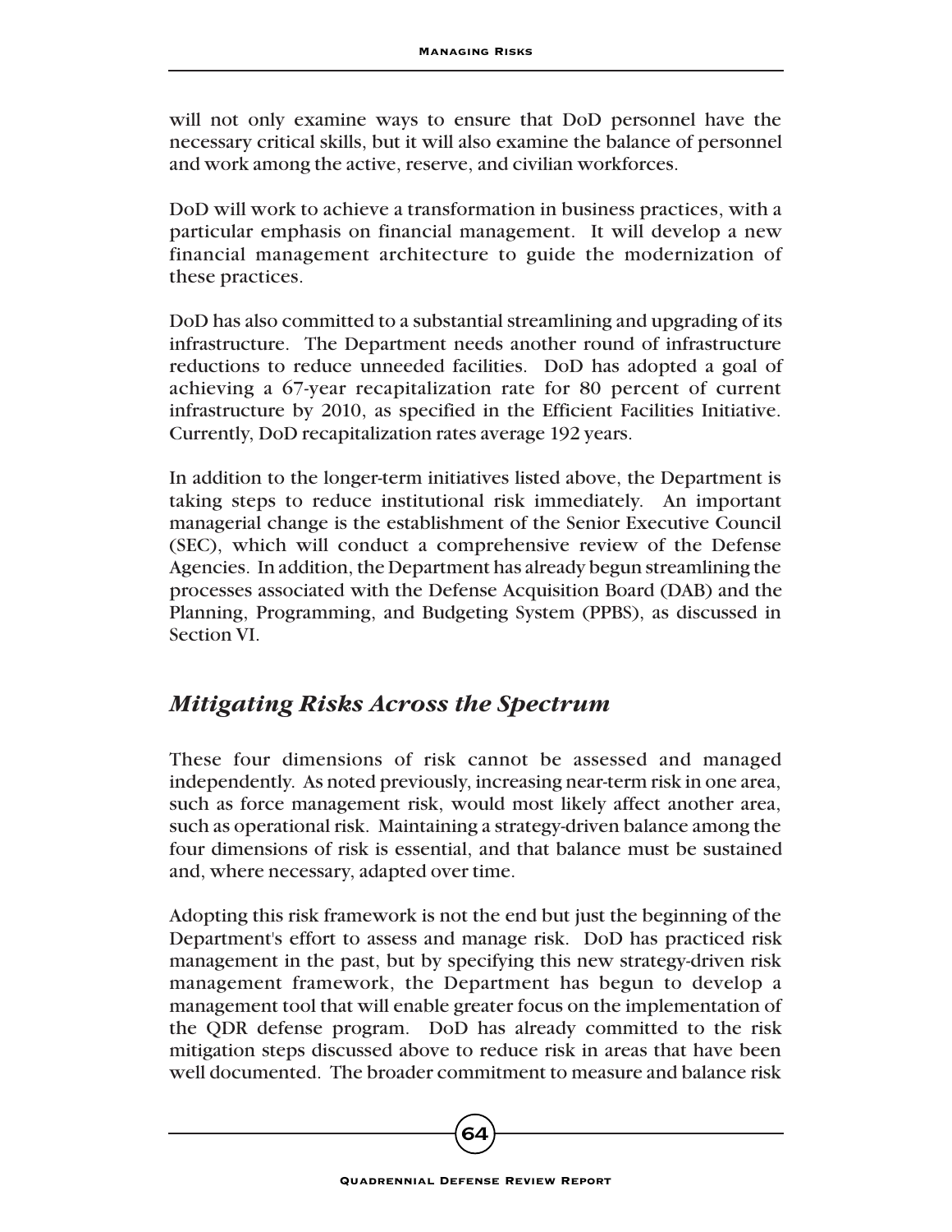will not only examine ways to ensure that DoD personnel have the necessary critical skills, but it will also examine the balance of personnel and work among the active, reserve, and civilian workforces.

DoD will work to achieve a transformation in business practices, with a particular emphasis on financial management. It will develop a new financial management architecture to guide the modernization of these practices.

DoD has also committed to a substantial streamlining and upgrading of its infrastructure. The Department needs another round of infrastructure reductions to reduce unneeded facilities. DoD has adopted a goal of achieving a 67-year recapitalization rate for 80 percent of current infrastructure by 2010, as specified in the Efficient Facilities Initiative. Currently, DoD recapitalization rates average 192 years.

In addition to the longer-term initiatives listed above, the Department is taking steps to reduce institutional risk immediately. An important managerial change is the establishment of the Senior Executive Council (SEC), which will conduct a comprehensive review of the Defense Agencies. In addition, the Department has already begun streamlining the processes associated with the Defense Acquisition Board (DAB) and the Planning, Programming, and Budgeting System (PPBS), as discussed in Section VI.

## *Mitigating Risks Across the Spectrum*

These four dimensions of risk cannot be assessed and managed independently. As noted previously, increasing near-term risk in one area, such as force management risk, would most likely affect another area, such as operational risk. Maintaining a strategy-driven balance among the four dimensions of risk is essential, and that balance must be sustained and, where necessary, adapted over time.

Adopting this risk framework is not the end but just the beginning of the Department's effort to assess and manage risk. DoD has practiced risk management in the past, but by specifying this new strategy-driven risk management framework, the Department has begun to develop a management tool that will enable greater focus on the implementation of the QDR defense program. DoD has already committed to the risk mitigation steps discussed above to reduce risk in areas that have been well documented. The broader commitment to measure and balance risk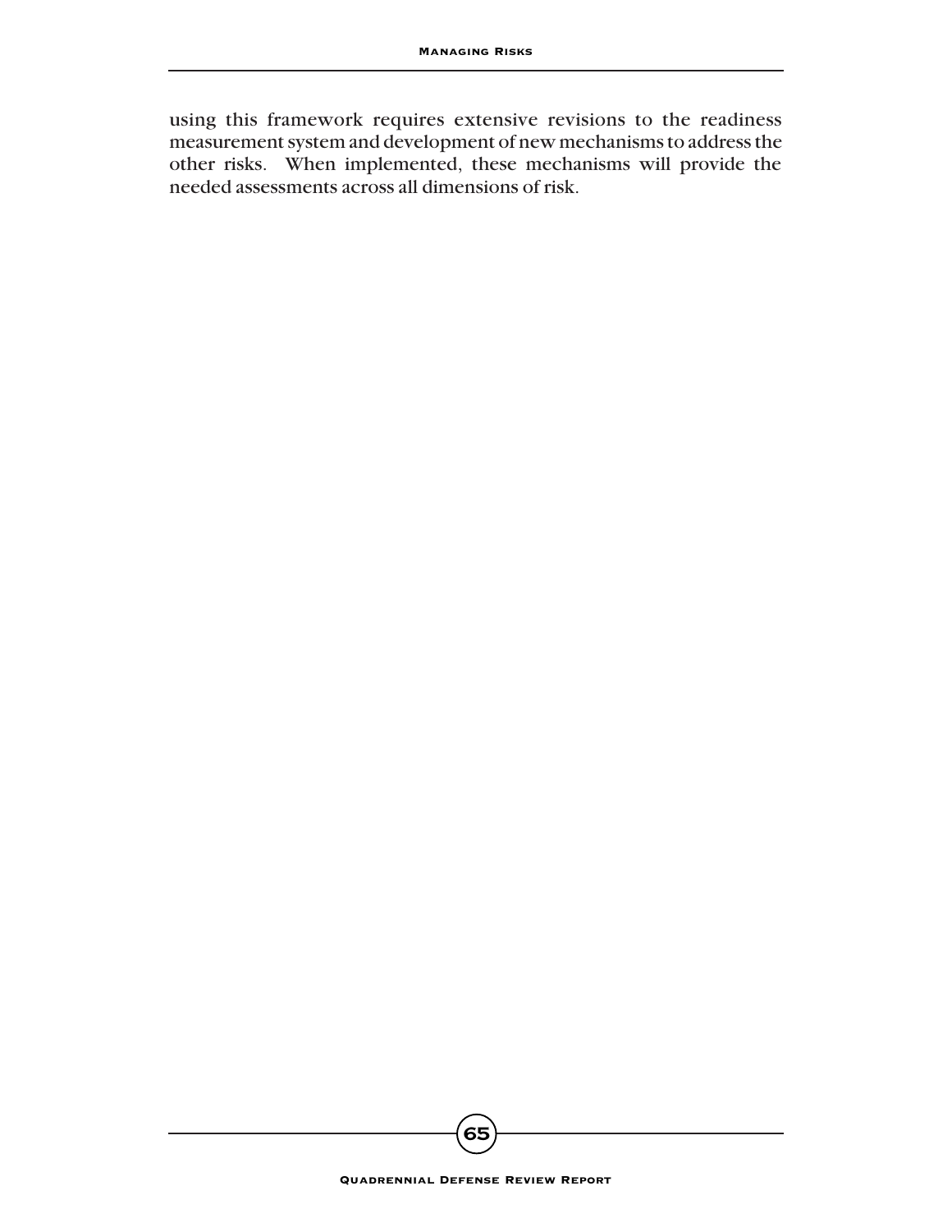using this framework requires extensive revisions to the readiness measurement system and development of new mechanisms to address the other risks. When implemented, these mechanisms will provide the needed assessments across all dimensions of risk.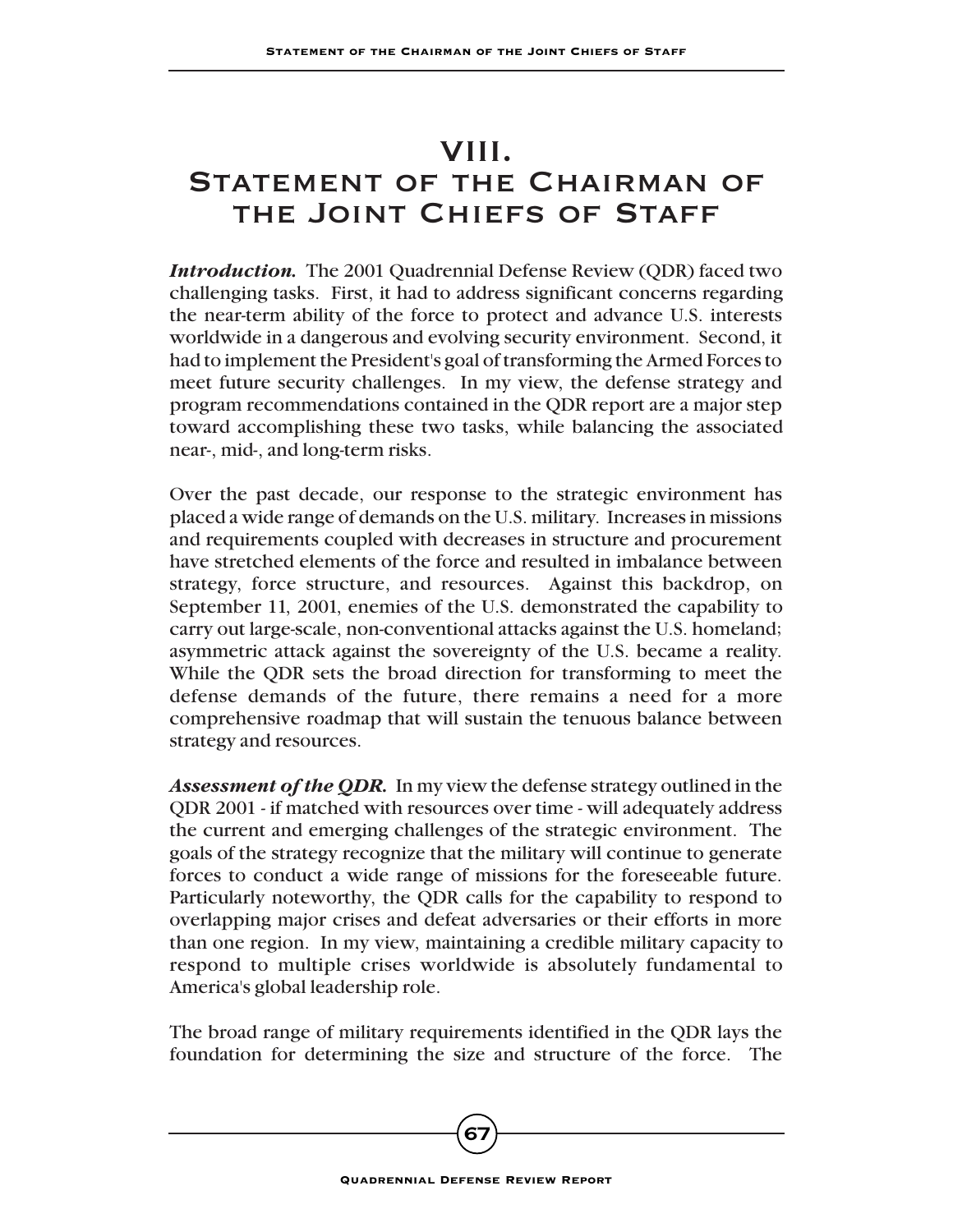# VIII. Statement of the Chairman of the Joint Chiefs of Staff

***Introduction.*** The 2001 Quadrennial Defense Review (QDR) faced two challenging tasks. First, it had to address significant concerns regarding the near-term ability of the force to protect and advance U.S. interests worldwide in a dangerous and evolving security environment. Second, it had to implement the President's goal of transforming the Armed Forces to meet future security challenges. In my view, the defense strategy and program recommendations contained in the QDR report are a major step toward accomplishing these two tasks, while balancing the associated near-, mid-, and long-term risks.

Over the past decade, our response to the strategic environment has placed a wide range of demands on the U.S. military. Increases in missions and requirements coupled with decreases in structure and procurement have stretched elements of the force and resulted in imbalance between strategy, force structure, and resources. Against this backdrop, on September 11, 2001, enemies of the U.S. demonstrated the capability to carry out large-scale, non-conventional attacks against the U.S. homeland; asymmetric attack against the sovereignty of the U.S. became a reality. While the QDR sets the broad direction for transforming to meet the defense demands of the future, there remains a need for a more comprehensive roadmap that will sustain the tenuous balance between strategy and resources.

***Assessment of the QDR.*** In my view the defense strategy outlined in the QDR 2001 - if matched with resources over time - will adequately address the current and emerging challenges of the strategic environment. The goals of the strategy recognize that the military will continue to generate forces to conduct a wide range of missions for the foreseeable future. Particularly noteworthy, the QDR calls for the capability to respond to overlapping major crises and defeat adversaries or their efforts in more than one region. In my view, maintaining a credible military capacity to respond to multiple crises worldwide is absolutely fundamental to America's global leadership role.

The broad range of military requirements identified in the QDR lays the foundation for determining the size and structure of the force. The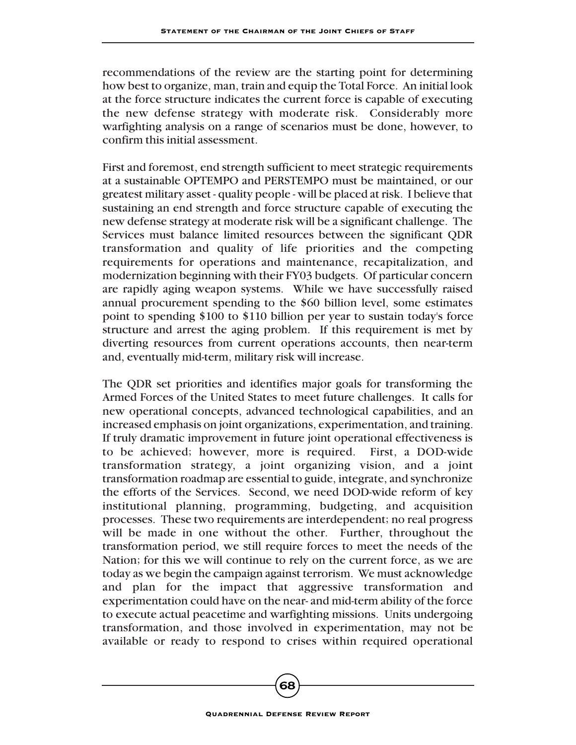recommendations of the review are the starting point for determining how best to organize, man, train and equip the Total Force. An initial look at the force structure indicates the current force is capable of executing the new defense strategy with moderate risk. Considerably more warfighting analysis on a range of scenarios must be done, however, to confirm this initial assessment.

First and foremost, end strength sufficient to meet strategic requirements at a sustainable OPTEMPO and PERSTEMPO must be maintained, or our greatest military asset - quality people - will be placed at risk. I believe that sustaining an end strength and force structure capable of executing the new defense strategy at moderate risk will be a significant challenge. The Services must balance limited resources between the significant QDR transformation and quality of life priorities and the competing requirements for operations and maintenance, recapitalization, and modernization beginning with their FY03 budgets. Of particular concern are rapidly aging weapon systems. While we have successfully raised annual procurement spending to the $60 billion level, some estimates point to spending $100 to $110 billion per year to sustain today's force structure and arrest the aging problem. If this requirement is met by diverting resources from current operations accounts, then near-term and, eventually mid-term, military risk will increase.

The QDR set priorities and identifies major goals for transforming the Armed Forces of the United States to meet future challenges. It calls for new operational concepts, advanced technological capabilities, and an increased emphasis on joint organizations, experimentation, and training. If truly dramatic improvement in future joint operational effectiveness is to be achieved; however, more is required. First, a DOD-wide transformation strategy, a joint organizing vision, and a joint transformation roadmap are essential to guide, integrate, and synchronize the efforts of the Services. Second, we need DOD-wide reform of key institutional planning, programming, budgeting, and acquisition processes. These two requirements are interdependent; no real progress will be made in one without the other. Further, throughout the transformation period, we still require forces to meet the needs of the Nation; for this we will continue to rely on the current force, as we are today as we begin the campaign against terrorism. We must acknowledge and plan for the impact that aggressive transformation and experimentation could have on the near- and mid-term ability of the force to execute actual peacetime and warfighting missions. Units undergoing transformation, and those involved in experimentation, may not be available or ready to respond to crises within required operational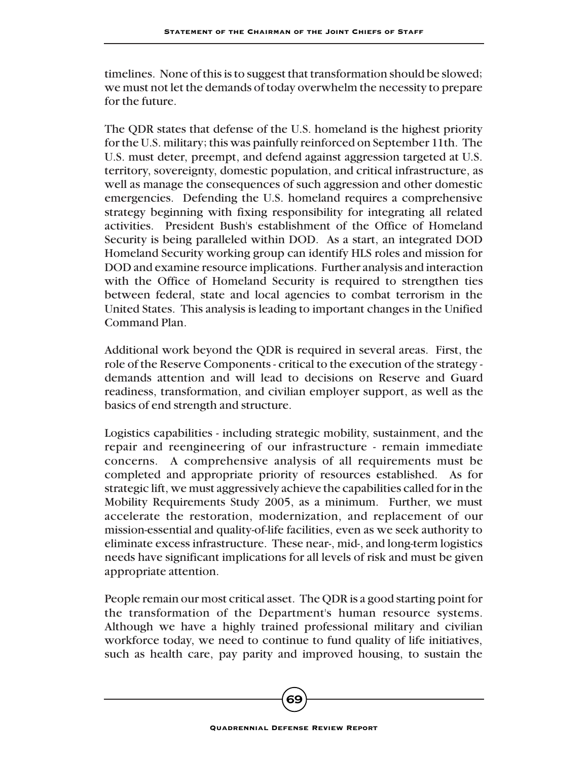timelines. None of this is to suggest that transformation should be slowed; we must not let the demands of today overwhelm the necessity to prepare for the future.

The QDR states that defense of the U.S. homeland is the highest priority for the U.S. military; this was painfully reinforced on September 11th. The U.S. must deter, preempt, and defend against aggression targeted at U.S. territory, sovereignty, domestic population, and critical infrastructure, as well as manage the consequences of such aggression and other domestic emergencies. Defending the U.S. homeland requires a comprehensive strategy beginning with fixing responsibility for integrating all related activities. President Bush's establishment of the Office of Homeland Security is being paralleled within DOD. As a start, an integrated DOD Homeland Security working group can identify HLS roles and mission for DOD and examine resource implications. Further analysis and interaction with the Office of Homeland Security is required to strengthen ties between federal, state and local agencies to combat terrorism in the United States. This analysis is leading to important changes in the Unified Command Plan.

Additional work beyond the QDR is required in several areas. First, the role of the Reserve Components - critical to the execution of the strategy - demands attention and will lead to decisions on Reserve and Guard readiness, transformation, and civilian employer support, as well as the basics of end strength and structure.

Logistics capabilities - including strategic mobility, sustainment, and the repair and reengineering of our infrastructure - remain immediate concerns. A comprehensive analysis of all requirements must be completed and appropriate priority of resources established. As for strategic lift, we must aggressively achieve the capabilities called for in the Mobility Requirements Study 2005, as a minimum. Further, we must accelerate the restoration, modernization, and replacement of our mission-essential and quality-of-life facilities, even as we seek authority to eliminate excess infrastructure. These near-, mid-, and long-term logistics needs have significant implications for all levels of risk and must be given appropriate attention.

People remain our most critical asset. The QDR is a good starting point for the transformation of the Department's human resource systems. Although we have a highly trained professional military and civilian workforce today, we need to continue to fund quality of life initiatives, such as health care, pay parity and improved housing, to sustain the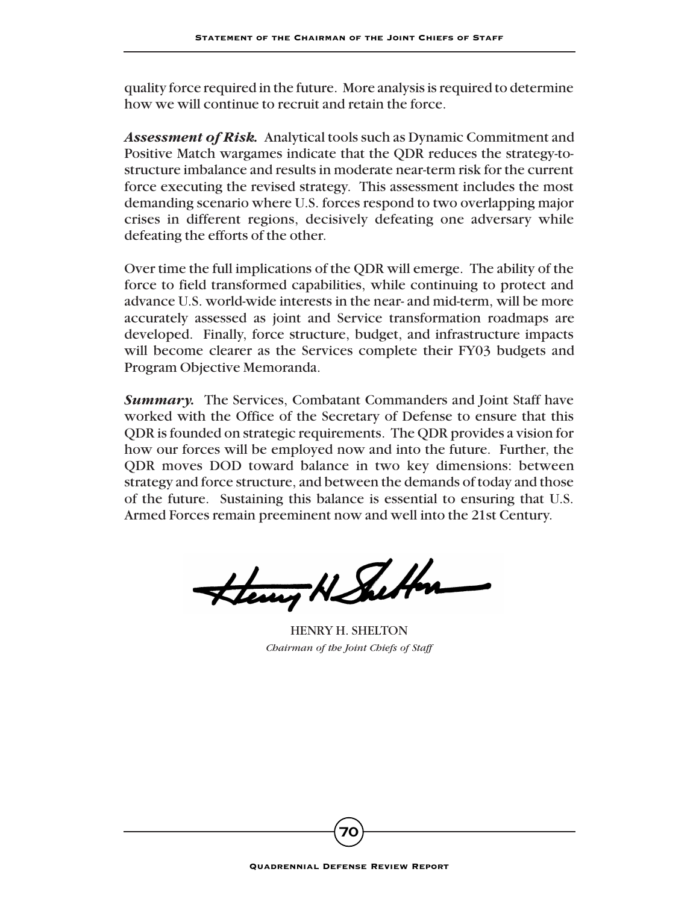quality force required in the future. More analysis is required to determine how we will continue to recruit and retain the force.

***Assessment of Risk.*** Analytical tools such as Dynamic Commitment and Positive Match wargames indicate that the QDR reduces the strategy-to-structure imbalance and results in moderate near-term risk for the current force executing the revised strategy. This assessment includes the most demanding scenario where U.S. forces respond to two overlapping major crises in different regions, decisively defeating one adversary while defeating the efforts of the other.

Over time the full implications of the QDR will emerge. The ability of the force to field transformed capabilities, while continuing to protect and advance U.S. world-wide interests in the near- and mid-term, will be more accurately assessed as joint and Service transformation roadmaps are developed. Finally, force structure, budget, and infrastructure impacts will become clearer as the Services complete their FY03 budgets and Program Objective Memoranda.

***Summary.*** The Services, Combatant Commanders and Joint Staff have worked with the Office of the Secretary of Defense to ensure that this QDR is founded on strategic requirements. The QDR provides a vision for how our forces will be employed now and into the future. Further, the QDR moves DOD toward balance in two key dimensions: between strategy and force structure, and between the demands of today and those of the future. Sustaining this balance is essential to ensuring that U.S. Armed Forces remain preeminent now and well into the 21st Century.

HENRY H. SHELTON
*Chairman of the Joint Chiefs of Staff*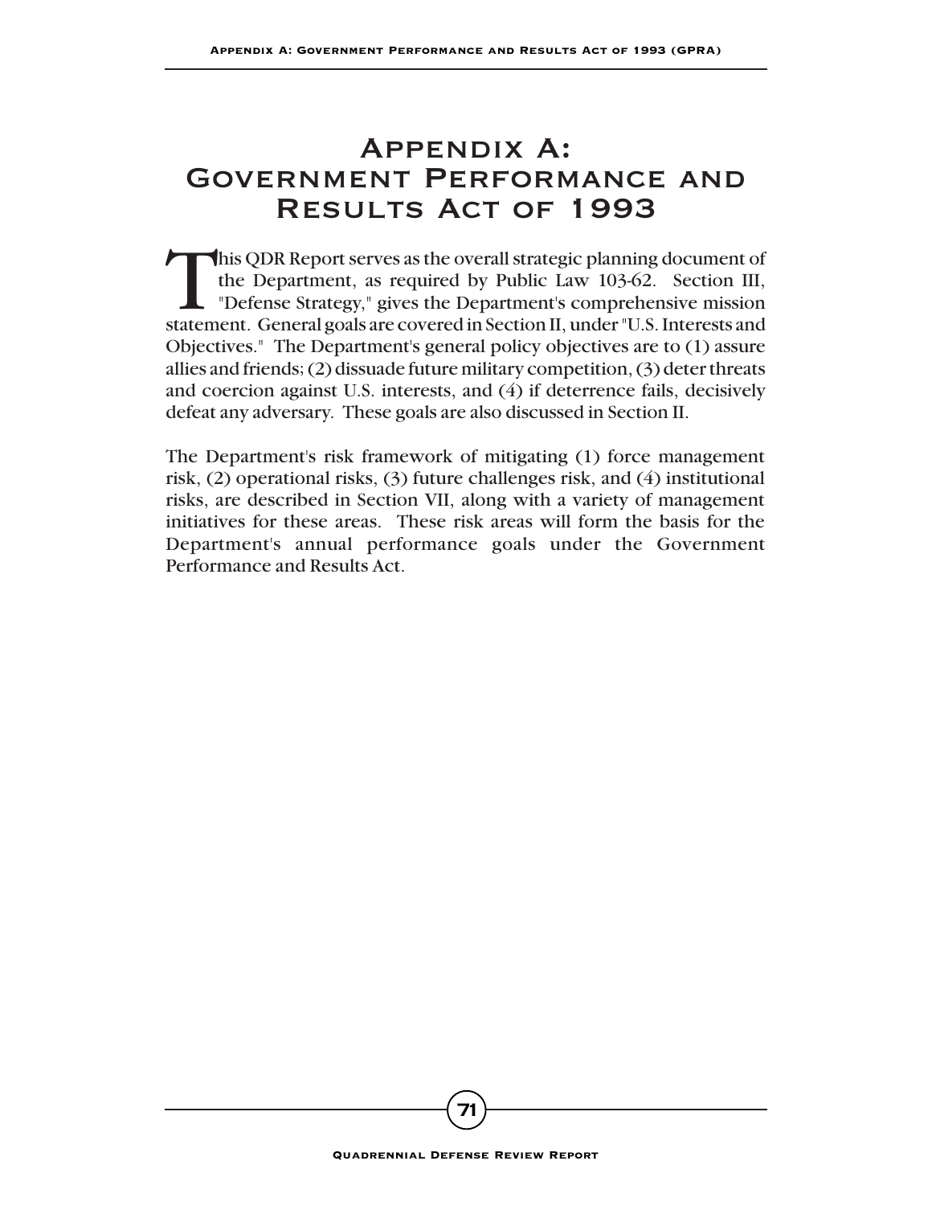# Appendix A: Government Performance and Results Act of 1993

This QDR Report serves as the overall strategic planning document of the Department, as required by Public Law 103-62. Section III, "Defense Strategy," gives the Department's comprehensive mission statement. General goals are covered in Section II, under "U.S. Interests and Objectives." The Department's general policy objectives are to (1) assure allies and friends; (2) dissuade future military competition, (3) deter threats and coercion against U.S. interests, and (4) if deterrence fails, decisively defeat any adversary. These goals are also discussed in Section II.

The Department's risk framework of mitigating (1) force management risk, (2) operational risks, (3) future challenges risk, and (4) institutional risks, are described in Section VII, along with a variety of management initiatives for these areas. These risk areas will form the basis for the Department's annual performance goals under the Government Performance and Results Act.